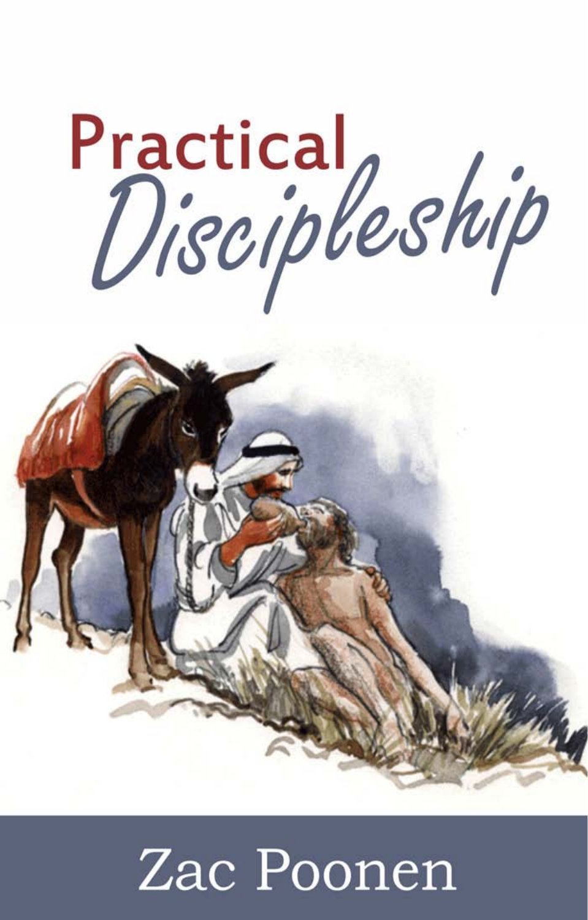# Practical Discipleship

Zac Poonen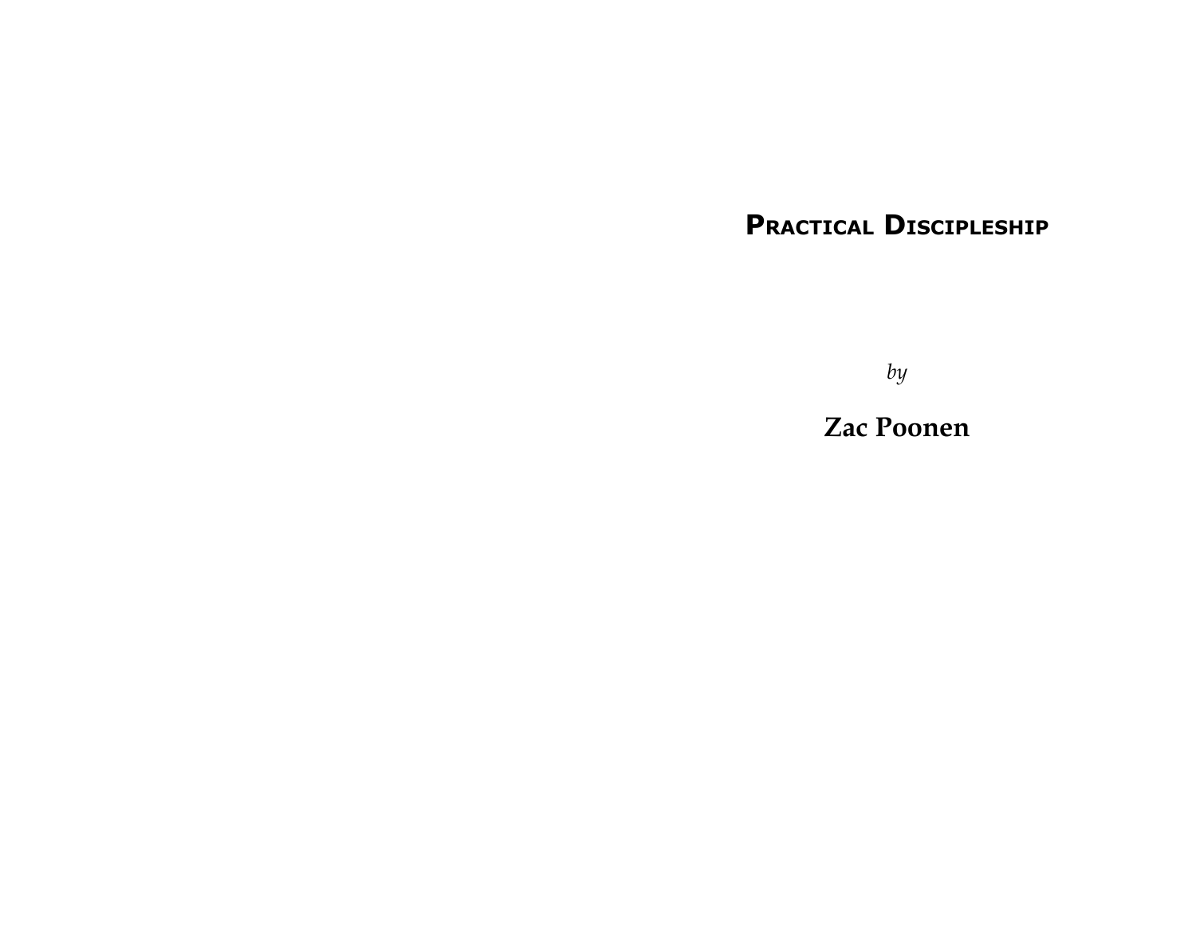# Practical Discipleship

*by*

**Zac Poonen**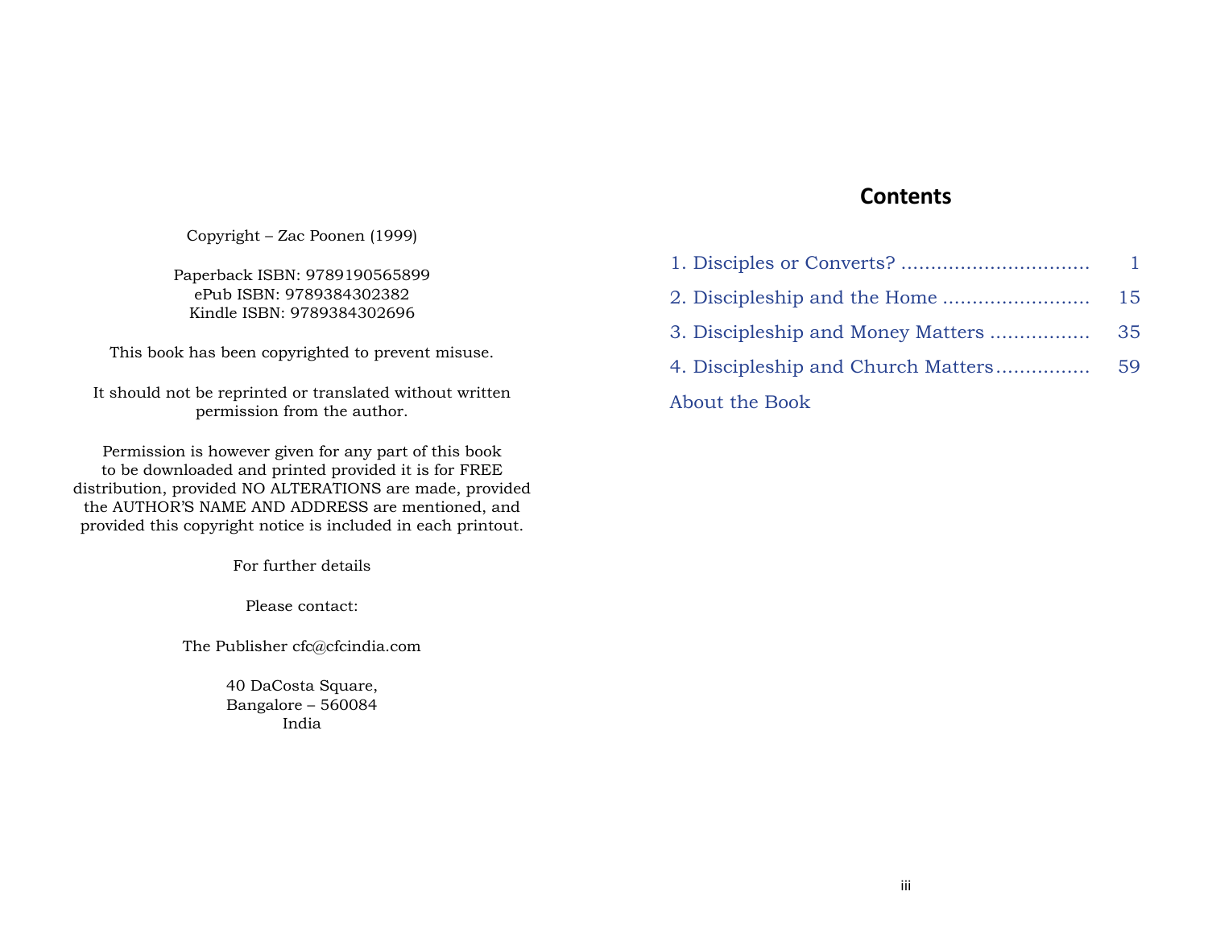Copyright – Zac Poonen (1999)

Paperback ISBN: 9789190565899
ePub ISBN: 9789384302382
Kindle ISBN: 9789384302696

This book has been copyrighted to prevent misuse.

It should not be reprinted or translated without written permission from the author.

Permission is however given for any part of this book to be downloaded and printed provided it is for FREE distribution, provided NO ALTERATIONS are made, provided the AUTHOR'S NAME AND ADDRESS are mentioned, and provided this copyright notice is included in each printout.

For further details

Please contact:

The Publisher cfc@cfcindia.com

40 DaCosta Square,
Bangalore – 560084
India

# Contents

1. Disciples or Converts? ................................ 1
2. Discipleship and the Home ......................... 15
3. Discipleship and Money Matters ................. 35
4. Discipleship and Church Matters................ 59

About the Book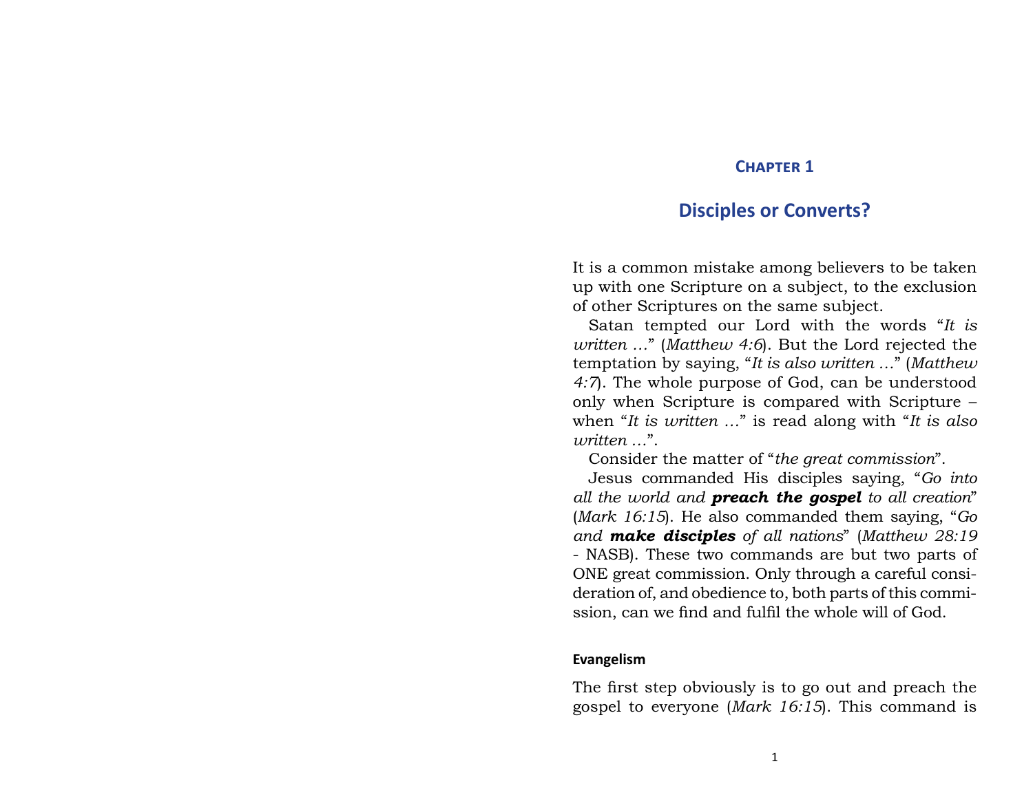## Chapter 1

# Disciples or Converts?

It is a common mistake among believers to be taken up with one Scripture on a subject, to the exclusion of other Scriptures on the same subject.

Satan tempted our Lord with the words "*It is written …*" (*Matthew 4:6*). But the Lord rejected the temptation by saying, "*It is also written …*" (*Matthew 4:7*). The whole purpose of God, can be understood only when Scripture is compared with Scripture – when "*It is written …*" is read along with "*It is also written …*".

Consider the matter of "*the great commission*".

Jesus commanded His disciples saying, "*Go into all the world and* ***preach the gospel*** *to all creation*" (*Mark 16:15*). He also commanded them saying, "*Go and* ***make disciples*** *of all nations*" (*Matthew 28:19* - NASB). These two commands are but two parts of ONE great commission. Only through a careful consideration of, and obedience to, both parts of this commission, can we find and fulfil the whole will of God.

#### Evangelism

The first step obviously is to go out and preach the gospel to everyone (*Mark 16:15*). This command is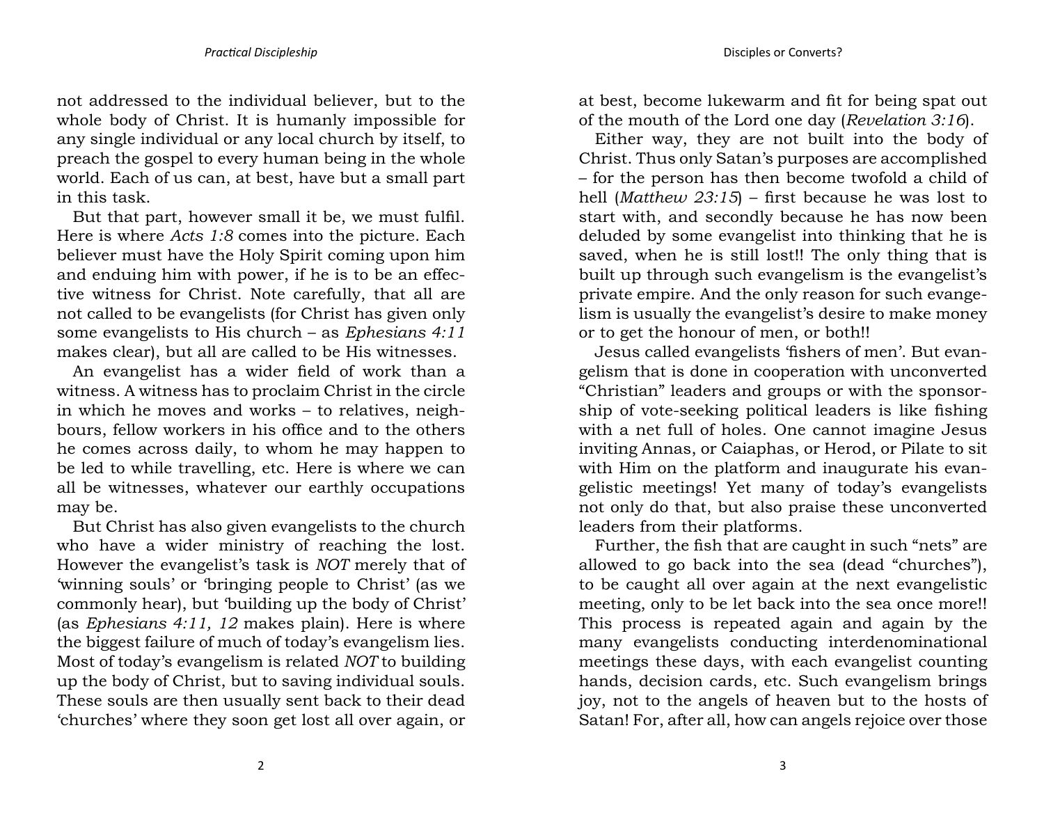not addressed to the individual believer, but to the whole body of Christ. It is humanly impossible for any single individual or any local church by itself, to preach the gospel to every human being in the whole world. Each of us can, at best, have but a small part in this task.

But that part, however small it be, we must fulfil. Here is where *Acts 1:8* comes into the picture. Each believer must have the Holy Spirit coming upon him and enduing him with power, if he is to be an effective witness for Christ. Note carefully, that all are not called to be evangelists (for Christ has given only some evangelists to His church – as *Ephesians 4:11* makes clear), but all are called to be His witnesses.

An evangelist has a wider field of work than a witness. A witness has to proclaim Christ in the circle in which he moves and works – to relatives, neighbours, fellow workers in his office and to the others he comes across daily, to whom he may happen to be led to while travelling, etc. Here is where we can all be witnesses, whatever our earthly occupations may be.

But Christ has also given evangelists to the church who have a wider ministry of reaching the lost. However the evangelist's task is *NOT* merely that of 'winning souls' or 'bringing people to Christ' (as we commonly hear), but 'building up the body of Christ' (as *Ephesians 4:11, 12* makes plain). Here is where the biggest failure of much of today's evangelism lies. Most of today's evangelism is related *NOT* to building up the body of Christ, but to saving individual souls. These souls are then usually sent back to their dead 'churches' where they soon get lost all over again, or at best, become lukewarm and fit for being spat out of the mouth of the Lord one day (*Revelation 3:16*).

Either way, they are not built into the body of Christ. Thus only Satan's purposes are accomplished – for the person has then become twofold a child of hell (*Matthew 23:15*) – first because he was lost to start with, and secondly because he has now been deluded by some evangelist into thinking that he is saved, when he is still lost!! The only thing that is built up through such evangelism is the evangelist's private empire. And the only reason for such evangelism is usually the evangelist's desire to make money or to get the honour of men, or both!!

Jesus called evangelists 'fishers of men'. But evangelism that is done in cooperation with unconverted "Christian" leaders and groups or with the sponsorship of vote-seeking political leaders is like fishing with a net full of holes. One cannot imagine Jesus inviting Annas, or Caiaphas, or Herod, or Pilate to sit with Him on the platform and inaugurate his evangelistic meetings! Yet many of today's evangelists not only do that, but also praise these unconverted leaders from their platforms.

Further, the fish that are caught in such "nets" are allowed to go back into the sea (dead "churches"), to be caught all over again at the next evangelistic meeting, only to be let back into the sea once more!! This process is repeated again and again by the many evangelists conducting interdenominational meetings these days, with each evangelist counting hands, decision cards, etc. Such evangelism brings joy, not to the angels of heaven but to the hosts of Satan! For, after all, how can angels rejoice over those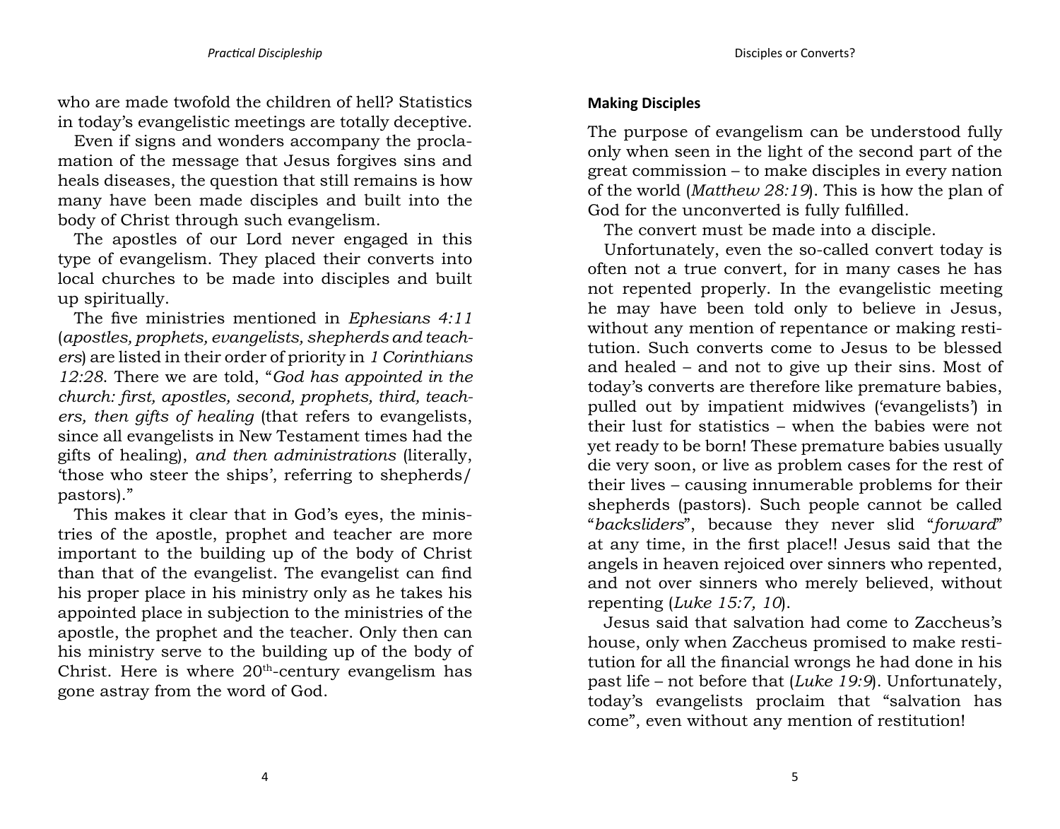who are made twofold the children of hell? Statistics in today's evangelistic meetings are totally deceptive.

Even if signs and wonders accompany the proclamation of the message that Jesus forgives sins and heals diseases, the question that still remains is how many have been made disciples and built into the body of Christ through such evangelism.

The apostles of our Lord never engaged in this type of evangelism. They placed their converts into local churches to be made into disciples and built up spiritually.

The five ministries mentioned in *Ephesians 4:11* (*apostles, prophets, evangelists, shepherds and teachers*) are listed in their order of priority in *1 Corinthians 12:28*. There we are told, "*God has appointed in the church: first, apostles, second, prophets, third, teachers, then gifts of healing* (that refers to evangelists, since all evangelists in New Testament times had the gifts of healing), *and then administrations* (literally, 'those who steer the ships', referring to shepherds/pastors)."

This makes it clear that in God's eyes, the ministries of the apostle, prophet and teacher are more important to the building up of the body of Christ than that of the evangelist. The evangelist can find his proper place in his ministry only as he takes his appointed place in subjection to the ministries of the apostle, the prophet and the teacher. Only then can his ministry serve to the building up of the body of Christ. Here is where 20th-century evangelism has gone astray from the word of God.

## Making Disciples

The purpose of evangelism can be understood fully only when seen in the light of the second part of the great commission – to make disciples in every nation of the world (*Matthew 28:19*). This is how the plan of God for the unconverted is fully fulfilled.

The convert must be made into a disciple.

Unfortunately, even the so-called convert today is often not a true convert, for in many cases he has not repented properly. In the evangelistic meeting he may have been told only to believe in Jesus, without any mention of repentance or making restitution. Such converts come to Jesus to be blessed and healed – and not to give up their sins. Most of today's converts are therefore like premature babies, pulled out by impatient midwives ('evangelists') in their lust for statistics – when the babies were not yet ready to be born! These premature babies usually die very soon, or live as problem cases for the rest of their lives – causing innumerable problems for their shepherds (pastors). Such people cannot be called "*backsliders*", because they never slid "*forward*" at any time, in the first place!! Jesus said that the angels in heaven rejoiced over sinners who repented, and not over sinners who merely believed, without repenting (*Luke 15:7, 10*).

Jesus said that salvation had come to Zaccheus's house, only when Zaccheus promised to make restitution for all the financial wrongs he had done in his past life – not before that (*Luke 19:9*). Unfortunately, today's evangelists proclaim that "salvation has come", even without any mention of restitution!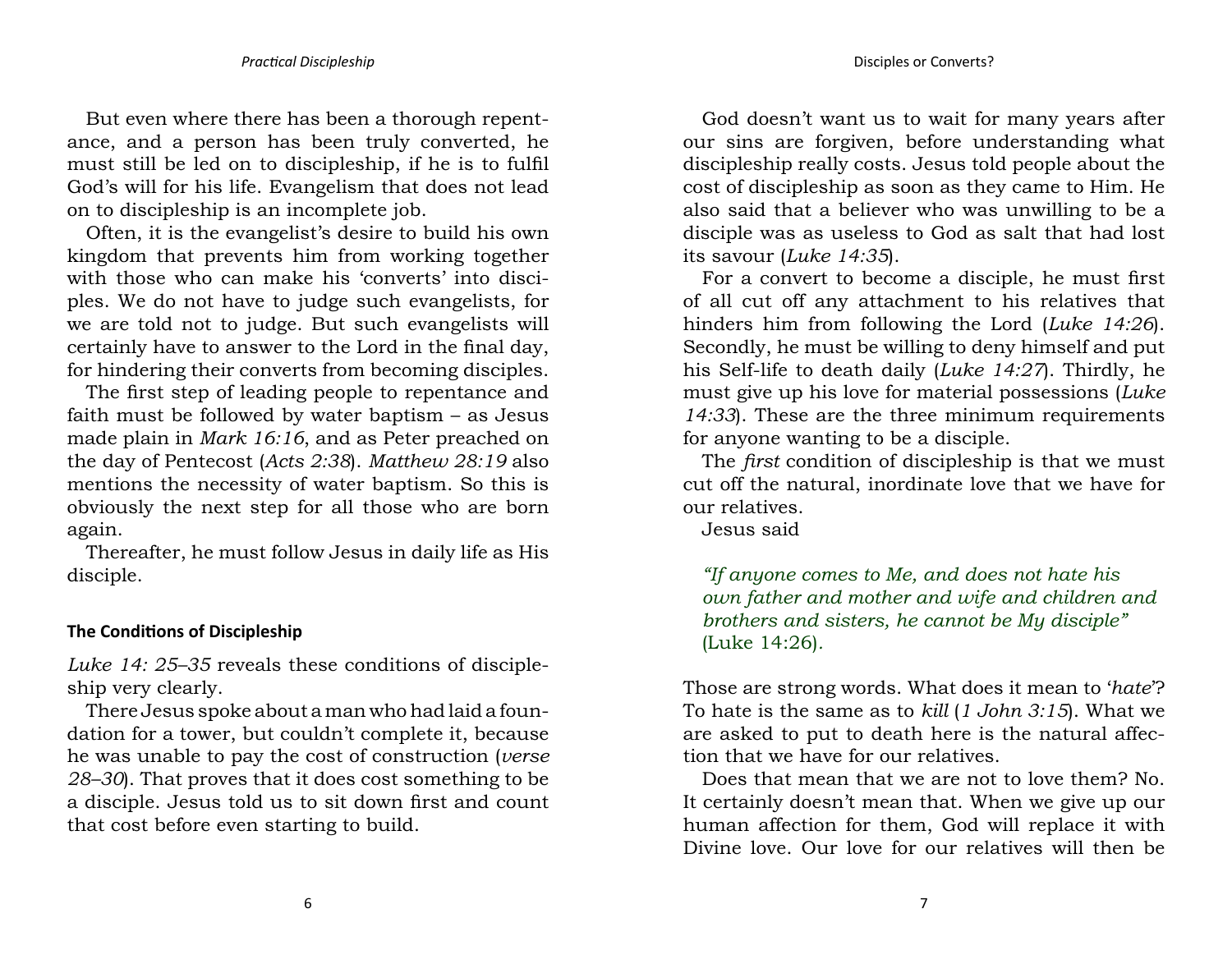But even where there has been a thorough repentance, and a person has been truly converted, he must still be led on to discipleship, if he is to fulfil God's will for his life. Evangelism that does not lead on to discipleship is an incomplete job.

Often, it is the evangelist's desire to build his own kingdom that prevents him from working together with those who can make his 'converts' into disciples. We do not have to judge such evangelists, for we are told not to judge. But such evangelists will certainly have to answer to the Lord in the final day, for hindering their converts from becoming disciples.

The first step of leading people to repentance and faith must be followed by water baptism – as Jesus made plain in *Mark 16:16*, and as Peter preached on the day of Pentecost (*Acts 2:38*). *Matthew 28:19* also mentions the necessity of water baptism. So this is obviously the next step for all those who are born again.

Thereafter, he must follow Jesus in daily life as His disciple.

### The Conditions of Discipleship

*Luke 14: 25–35* reveals these conditions of discipleship very clearly.

There Jesus spoke about a man who had laid a foundation for a tower, but couldn't complete it, because he was unable to pay the cost of construction (*verse 28–30*). That proves that it does cost something to be a disciple. Jesus told us to sit down first and count that cost before even starting to build.

God doesn't want us to wait for many years after our sins are forgiven, before understanding what discipleship really costs. Jesus told people about the cost of discipleship as soon as they came to Him. He also said that a believer who was unwilling to be a disciple was as useless to God as salt that had lost its savour (*Luke 14:35*).

For a convert to become a disciple, he must first of all cut off any attachment to his relatives that hinders him from following the Lord (*Luke 14:26*). Secondly, he must be willing to deny himself and put his Self-life to death daily (*Luke 14:27*). Thirdly, he must give up his love for material possessions (*Luke 14:33*). These are the three minimum requirements for anyone wanting to be a disciple.

The *first* condition of discipleship is that we must cut off the natural, inordinate love that we have for our relatives.

Jesus said

> *"If anyone comes to Me, and does not hate his own father and mother and wife and children and brothers and sisters, he cannot be My disciple"* (Luke 14:26).

Those are strong words. What does it mean to '*hate*'? To hate is the same as to *kill* (*1 John 3:15*). What we are asked to put to death here is the natural affection that we have for our relatives.

Does that mean that we are not to love them? No. It certainly doesn't mean that. When we give up our human affection for them, God will replace it with Divine love. Our love for our relatives will then be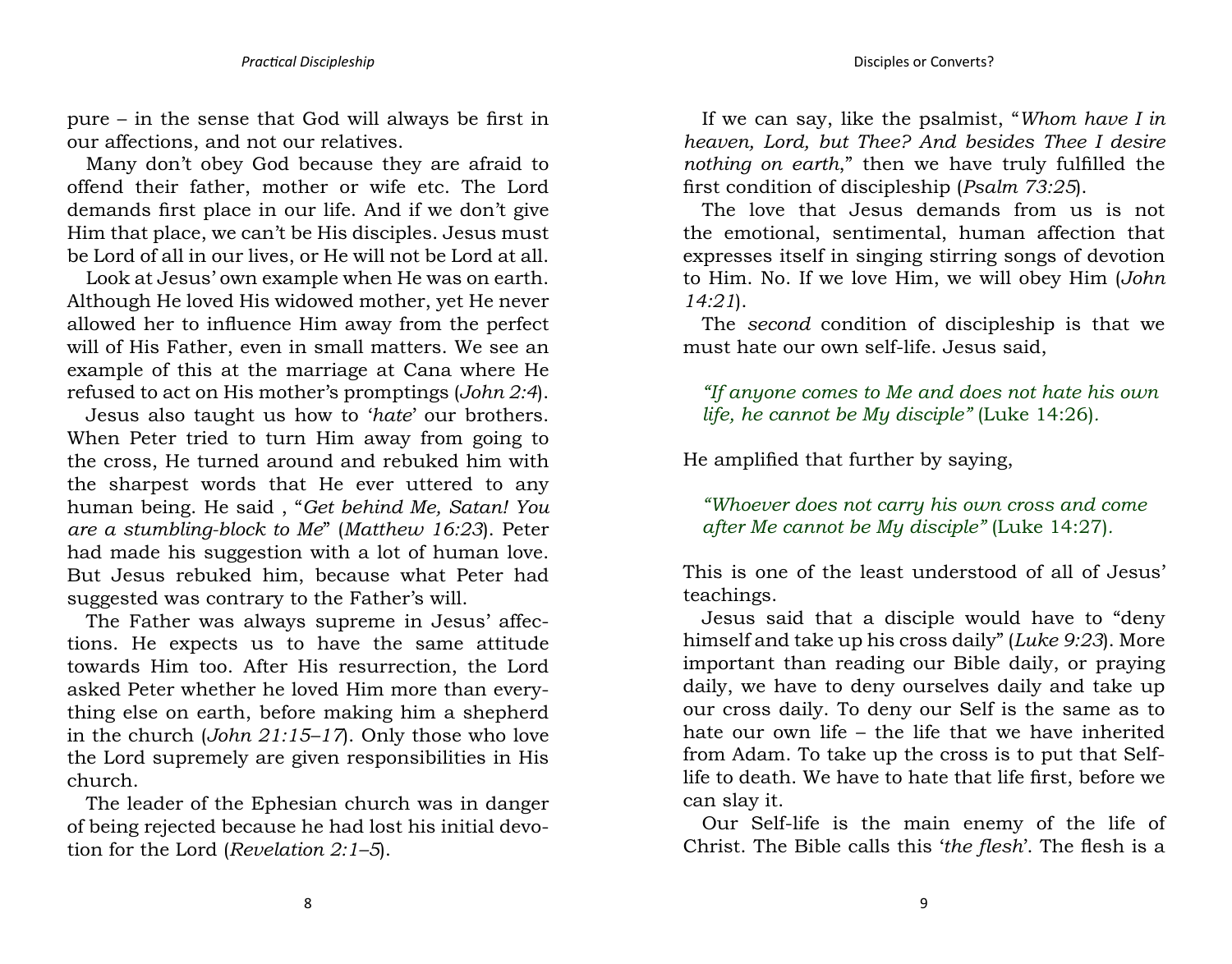pure – in the sense that God will always be first in our affections, and not our relatives.

Many don't obey God because they are afraid to offend their father, mother or wife etc. The Lord demands first place in our life. And if we don't give Him that place, we can't be His disciples. Jesus must be Lord of all in our lives, or He will not be Lord at all.

Look at Jesus' own example when He was on earth. Although He loved His widowed mother, yet He never allowed her to influence Him away from the perfect will of His Father, even in small matters. We see an example of this at the marriage at Cana where He refused to act on His mother's promptings (*John 2:4*).

Jesus also taught us how to '*hate*' our brothers. When Peter tried to turn Him away from going to the cross, He turned around and rebuked him with the sharpest words that He ever uttered to any human being. He said , "*Get behind Me, Satan! You are a stumbling-block to Me*" (*Matthew 16:23*). Peter had made his suggestion with a lot of human love. But Jesus rebuked him, because what Peter had suggested was contrary to the Father's will.

The Father was always supreme in Jesus' affections. He expects us to have the same attitude towards Him too. After His resurrection, the Lord asked Peter whether he loved Him more than everything else on earth, before making him a shepherd in the church (*John 21:15–17*). Only those who love the Lord supremely are given responsibilities in His church.

The leader of the Ephesian church was in danger of being rejected because he had lost his initial devotion for the Lord (*Revelation 2:1–5*).

If we can say, like the psalmist, "*Whom have I in heaven, Lord, but Thee? And besides Thee I desire nothing on earth*," then we have truly fulfilled the first condition of discipleship (*Psalm 73:25*).

The love that Jesus demands from us is not the emotional, sentimental, human affection that expresses itself in singing stirring songs of devotion to Him. No. If we love Him, we will obey Him (*John 14:21*).

The *second* condition of discipleship is that we must hate our own self-life. Jesus said,

> *"If anyone comes to Me and does not hate his own life, he cannot be My disciple"* (Luke 14:26).

He amplified that further by saying,

> *"Whoever does not carry his own cross and come after Me cannot be My disciple"* (Luke 14:27).

This is one of the least understood of all of Jesus' teachings.

Jesus said that a disciple would have to "deny himself and take up his cross daily" (*Luke 9:23*). More important than reading our Bible daily, or praying daily, we have to deny ourselves daily and take up our cross daily. To deny our Self is the same as to hate our own life – the life that we have inherited from Adam. To take up the cross is to put that Self-life to death. We have to hate that life first, before we can slay it.

Our Self-life is the main enemy of the life of Christ. The Bible calls this '*the flesh*'. The flesh is a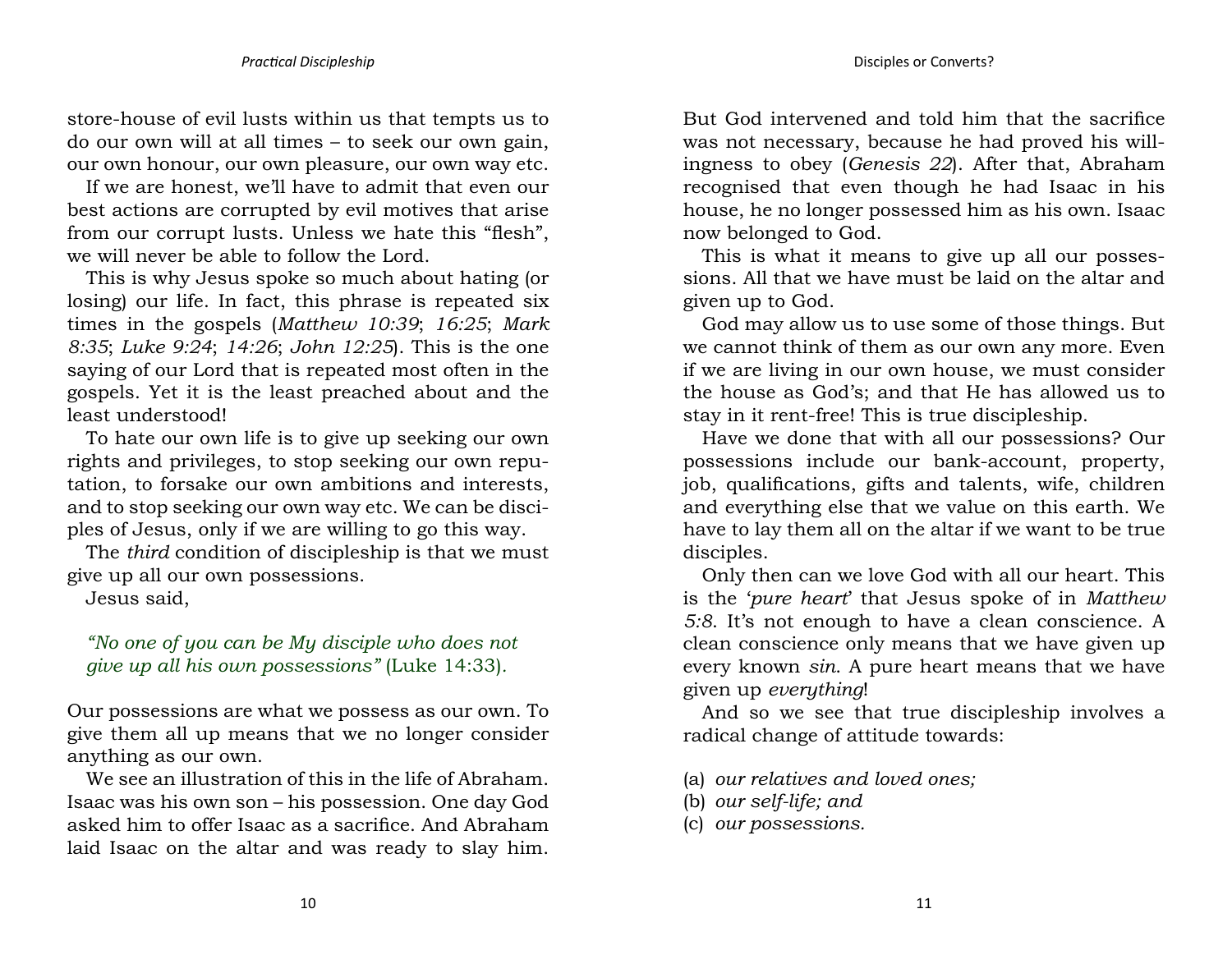store-house of evil lusts within us that tempts us to do our own will at all times – to seek our own gain, our own honour, our own pleasure, our own way etc.

If we are honest, we'll have to admit that even our best actions are corrupted by evil motives that arise from our corrupt lusts. Unless we hate this "flesh", we will never be able to follow the Lord.

This is why Jesus spoke so much about hating (or losing) our life. In fact, this phrase is repeated six times in the gospels (*Matthew 10:39*; *16:25*; *Mark 8:35*; *Luke 9:24*; *14:26*; *John 12:25*). This is the one saying of our Lord that is repeated most often in the gospels. Yet it is the least preached about and the least understood!

To hate our own life is to give up seeking our own rights and privileges, to stop seeking our own reputation, to forsake our own ambitions and interests, and to stop seeking our own way etc. We can be disciples of Jesus, only if we are willing to go this way.

The *third* condition of discipleship is that we must give up all our own possessions.

Jesus said,

> *"No one of you can be My disciple who does not give up all his own possessions"* (Luke 14:33).

Our possessions are what we possess as our own. To give them all up means that we no longer consider anything as our own.

We see an illustration of this in the life of Abraham. Isaac was his own son – his possession. One day God asked him to offer Isaac as a sacrifice. And Abraham laid Isaac on the altar and was ready to slay him. But God intervened and told him that the sacrifice was not necessary, because he had proved his willingness to obey (*Genesis 22*). After that, Abraham recognised that even though he had Isaac in his house, he no longer possessed him as his own. Isaac now belonged to God.

This is what it means to give up all our possessions. All that we have must be laid on the altar and given up to God.

God may allow us to use some of those things. But we cannot think of them as our own any more. Even if we are living in our own house, we must consider the house as God's; and that He has allowed us to stay in it rent-free! This is true discipleship.

Have we done that with all our possessions? Our possessions include our bank-account, property, job, qualifications, gifts and talents, wife, children and everything else that we value on this earth. We have to lay them all on the altar if we want to be true disciples.

Only then can we love God with all our heart. This is the '*pure heart*' that Jesus spoke of in *Matthew 5:8*. It's not enough to have a clean conscience. A clean conscience only means that we have given up every known *sin*. A pure heart means that we have given up *everything*!

And so we see that true discipleship involves a radical change of attitude towards:

(a) *our relatives and loved ones;*
(b) *our self-life; and*
(c) *our possessions.*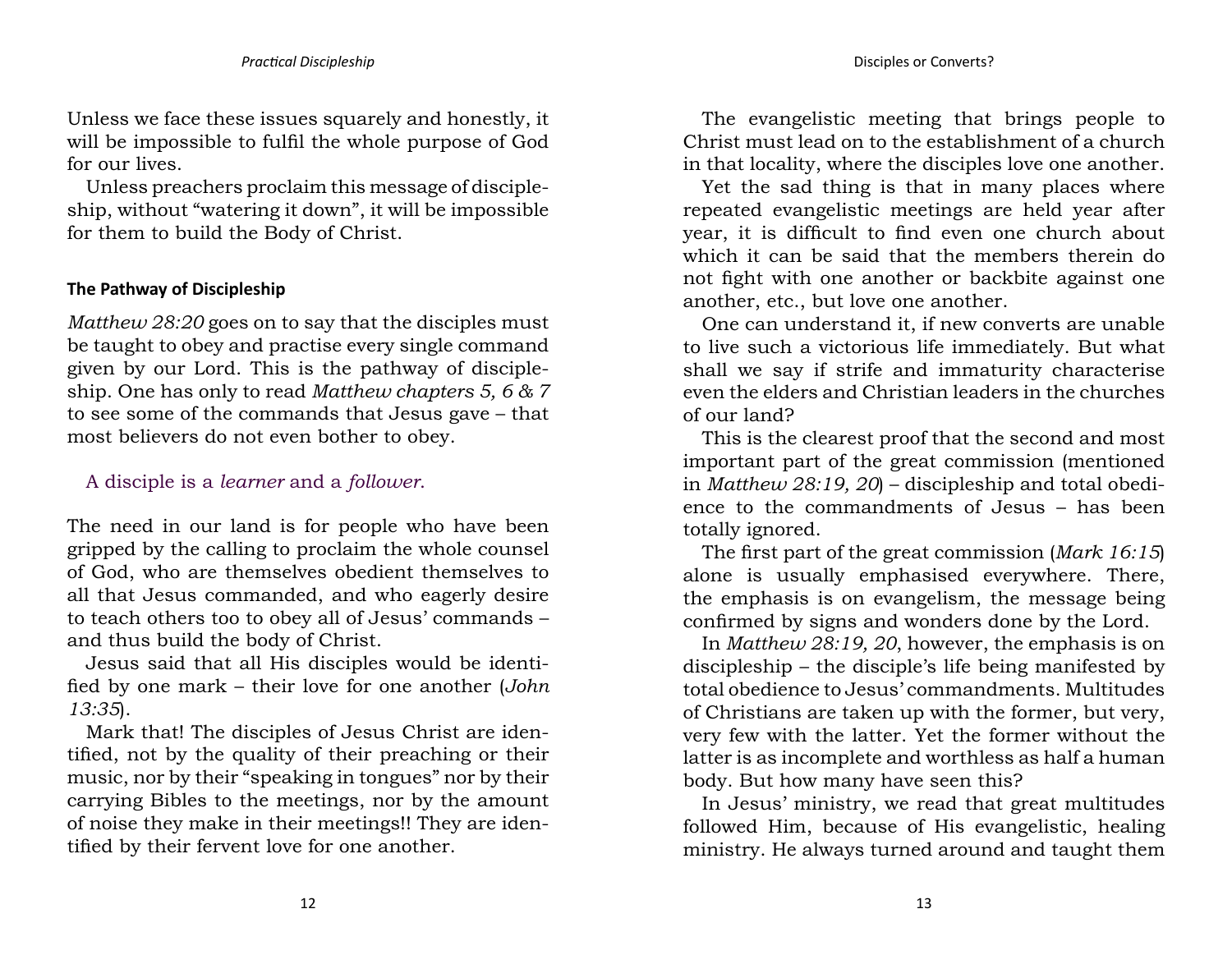Unless we face these issues squarely and honestly, it will be impossible to fulfil the whole purpose of God for our lives.

Unless preachers proclaim this message of discipleship, without "watering it down", it will be impossible for them to build the Body of Christ.

### The Pathway of Discipleship

*Matthew 28:20* goes on to say that the disciples must be taught to obey and practise every single command given by our Lord. This is the pathway of discipleship. One has only to read *Matthew chapters 5, 6 & 7* to see some of the commands that Jesus gave – that most believers do not even bother to obey.

A disciple is a *learner* and a *follower*.

The need in our land is for people who have been gripped by the calling to proclaim the whole counsel of God, who are themselves obedient themselves to all that Jesus commanded, and who eagerly desire to teach others too to obey all of Jesus' commands – and thus build the body of Christ.

Jesus said that all His disciples would be identified by one mark – their love for one another (*John 13:35*).

Mark that! The disciples of Jesus Christ are identified, not by the quality of their preaching or their music, nor by their "speaking in tongues" nor by their carrying Bibles to the meetings, nor by the amount of noise they make in their meetings!! They are identified by their fervent love for one another.

The evangelistic meeting that brings people to Christ must lead on to the establishment of a church in that locality, where the disciples love one another.

Yet the sad thing is that in many places where repeated evangelistic meetings are held year after year, it is difficult to find even one church about which it can be said that the members therein do not fight with one another or backbite against one another, etc., but love one another.

One can understand it, if new converts are unable to live such a victorious life immediately. But what shall we say if strife and immaturity characterise even the elders and Christian leaders in the churches of our land?

This is the clearest proof that the second and most important part of the great commission (mentioned in *Matthew 28:19, 20*) – discipleship and total obedience to the commandments of Jesus – has been totally ignored.

The first part of the great commission (*Mark 16:15*) alone is usually emphasised everywhere. There, the emphasis is on evangelism, the message being confirmed by signs and wonders done by the Lord.

In *Matthew 28:19, 20*, however, the emphasis is on discipleship – the disciple's life being manifested by total obedience to Jesus' commandments. Multitudes of Christians are taken up with the former, but very, very few with the latter. Yet the former without the latter is as incomplete and worthless as half a human body. But how many have seen this?

In Jesus' ministry, we read that great multitudes followed Him, because of His evangelistic, healing ministry. He always turned around and taught them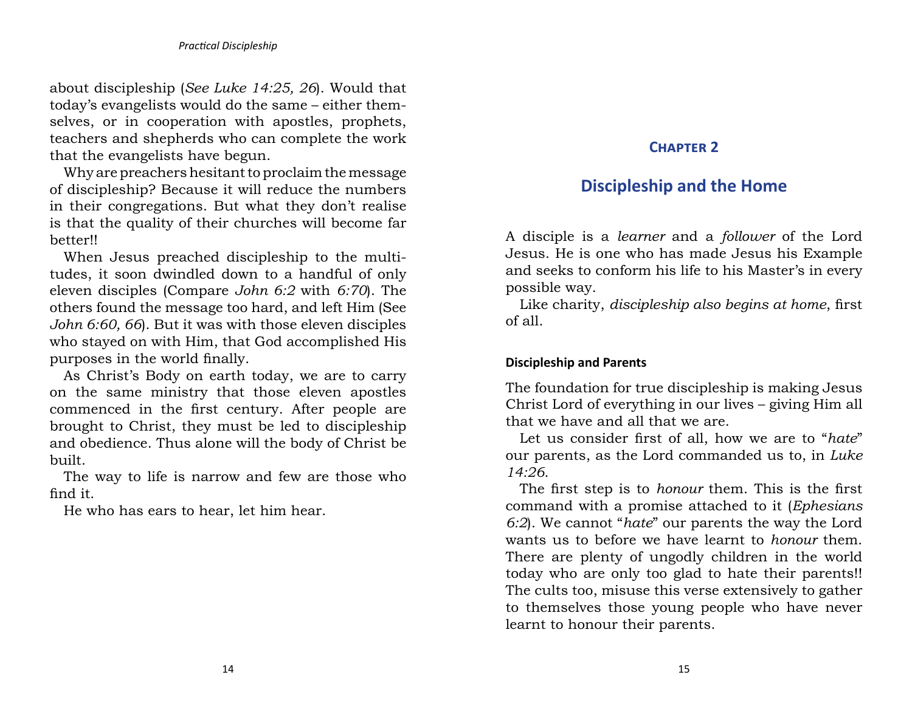about discipleship (*See Luke 14:25, 26*). Would that today's evangelists would do the same – either themselves, or in cooperation with apostles, prophets, teachers and shepherds who can complete the work that the evangelists have begun.

Why are preachers hesitant to proclaim the message of discipleship? Because it will reduce the numbers in their congregations. But what they don't realise is that the quality of their churches will become far better!!

When Jesus preached discipleship to the multitudes, it soon dwindled down to a handful of only eleven disciples (Compare *John 6:2* with *6:70*). The others found the message too hard, and left Him (See *John 6:60, 66*). But it was with those eleven disciples who stayed on with Him, that God accomplished His purposes in the world finally.

As Christ's Body on earth today, we are to carry on the same ministry that those eleven apostles commenced in the first century. After people are brought to Christ, they must be led to discipleship and obedience. Thus alone will the body of Christ be built.

The way to life is narrow and few are those who find it.

He who has ears to hear, let him hear.

## Chapter 2

# Discipleship and the Home

A disciple is a *learner* and a *follower* of the Lord Jesus. He is one who has made Jesus his Example and seeks to conform his life to his Master's in every possible way.

Like charity, *discipleship also begins at home*, first of all.

### Discipleship and Parents

The foundation for true discipleship is making Jesus Christ Lord of everything in our lives – giving Him all that we have and all that we are.

Let us consider first of all, how we are to "*hate*" our parents, as the Lord commanded us to, in *Luke 14:26*.

The first step is to *honour* them. This is the first command with a promise attached to it (*Ephesians 6:2*). We cannot "*hate*" our parents the way the Lord wants us to before we have learnt to *honour* them. There are plenty of ungodly children in the world today who are only too glad to hate their parents!! The cults too, misuse this verse extensively to gather to themselves those young people who have never learnt to honour their parents.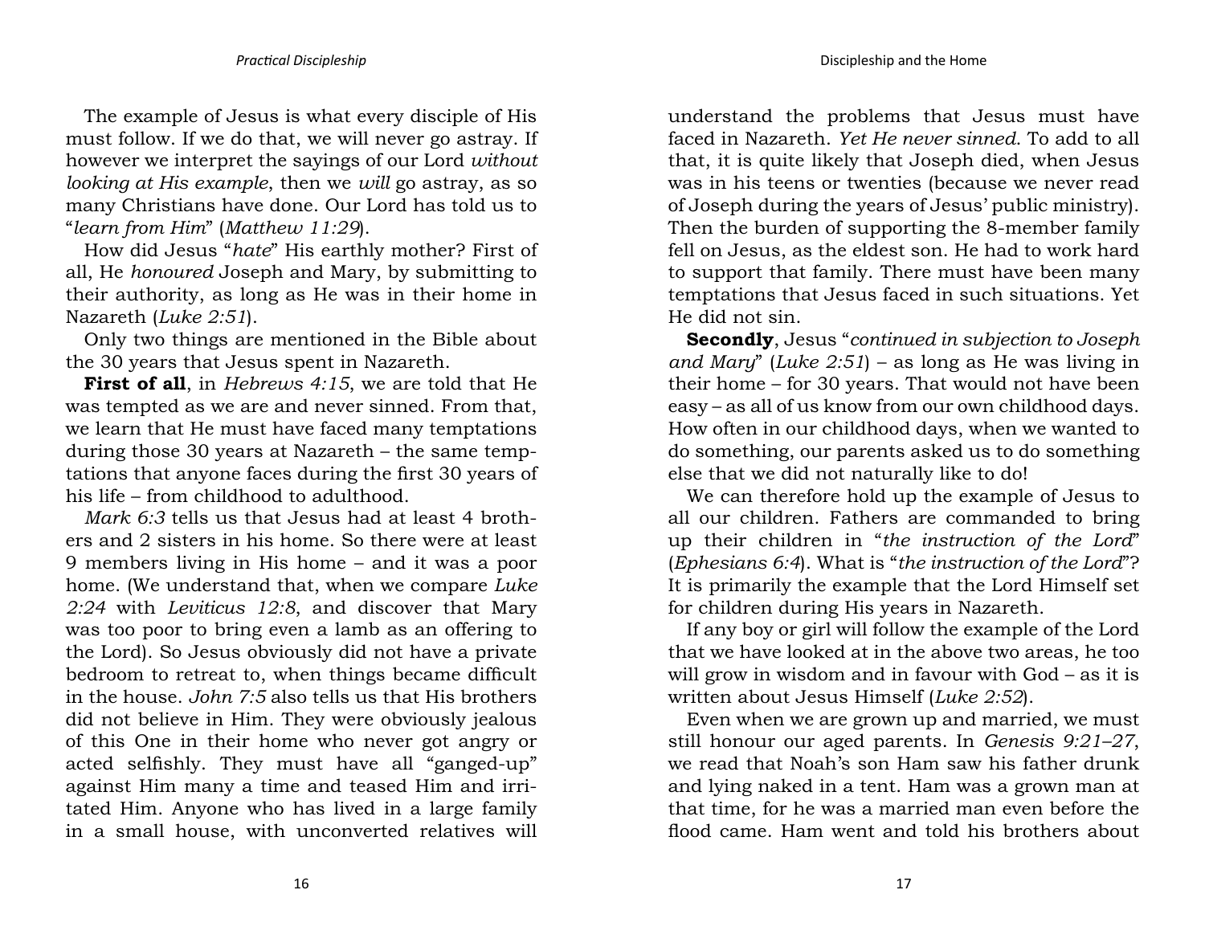The example of Jesus is what every disciple of His must follow. If we do that, we will never go astray. If however we interpret the sayings of our Lord *without looking at His example*, then we *will* go astray, as so many Christians have done. Our Lord has told us to "*learn from Him*" (*Matthew 11:29*).

How did Jesus "*hate*" His earthly mother? First of all, He *honoured* Joseph and Mary, by submitting to their authority, as long as He was in their home in Nazareth (*Luke 2:51*).

Only two things are mentioned in the Bible about the 30 years that Jesus spent in Nazareth.

**First of all**, in *Hebrews 4:15*, we are told that He was tempted as we are and never sinned. From that, we learn that He must have faced many temptations during those 30 years at Nazareth – the same temptations that anyone faces during the first 30 years of his life – from childhood to adulthood.

*Mark 6:3* tells us that Jesus had at least 4 brothers and 2 sisters in his home. So there were at least 9 members living in His home – and it was a poor home. (We understand that, when we compare *Luke 2:24* with *Leviticus 12:8*, and discover that Mary was too poor to bring even a lamb as an offering to the Lord). So Jesus obviously did not have a private bedroom to retreat to, when things became difficult in the house. *John 7:5* also tells us that His brothers did not believe in Him. They were obviously jealous of this One in their home who never got angry or acted selfishly. They must have all "ganged-up" against Him many a time and teased Him and irritated Him. Anyone who has lived in a large family in a small house, with unconverted relatives will understand the problems that Jesus must have faced in Nazareth. *Yet He never sinned*. To add to all that, it is quite likely that Joseph died, when Jesus was in his teens or twenties (because we never read of Joseph during the years of Jesus' public ministry). Then the burden of supporting the 8-member family fell on Jesus, as the eldest son. He had to work hard to support that family. There must have been many temptations that Jesus faced in such situations. Yet He did not sin.

**Secondly**, Jesus "*continued in subjection to Joseph and Mary*" (*Luke 2:51*) – as long as He was living in their home – for 30 years. That would not have been easy – as all of us know from our own childhood days. How often in our childhood days, when we wanted to do something, our parents asked us to do something else that we did not naturally like to do!

We can therefore hold up the example of Jesus to all our children. Fathers are commanded to bring up their children in "*the instruction of the Lord*" (*Ephesians 6:4*). What is "*the instruction of the Lord*"? It is primarily the example that the Lord Himself set for children during His years in Nazareth.

If any boy or girl will follow the example of the Lord that we have looked at in the above two areas, he too will grow in wisdom and in favour with God – as it is written about Jesus Himself (*Luke 2:52*).

Even when we are grown up and married, we must still honour our aged parents. In *Genesis 9:21–27*, we read that Noah's son Ham saw his father drunk and lying naked in a tent. Ham was a grown man at that time, for he was a married man even before the flood came. Ham went and told his brothers about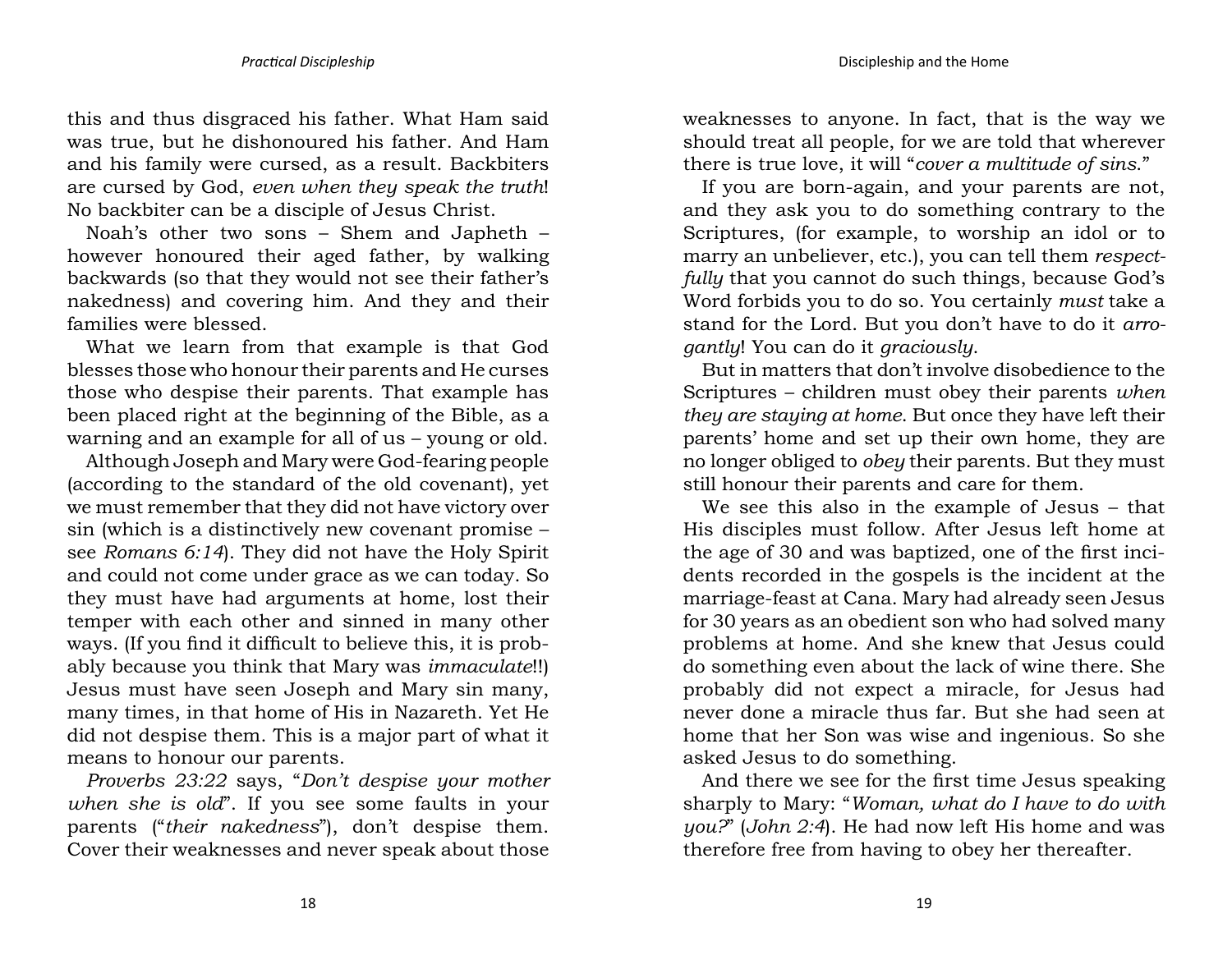this and thus disgraced his father. What Ham said was true, but he dishonoured his father. And Ham and his family were cursed, as a result. Backbiters are cursed by God, *even when they speak the truth*! No backbiter can be a disciple of Jesus Christ.

Noah's other two sons – Shem and Japheth – however honoured their aged father, by walking backwards (so that they would not see their father's nakedness) and covering him. And they and their families were blessed.

What we learn from that example is that God blesses those who honour their parents and He curses those who despise their parents. That example has been placed right at the beginning of the Bible, as a warning and an example for all of us – young or old.

Although Joseph and Mary were God-fearing people (according to the standard of the old covenant), yet we must remember that they did not have victory over sin (which is a distinctively new covenant promise – see *Romans 6:14*). They did not have the Holy Spirit and could not come under grace as we can today. So they must have had arguments at home, lost their temper with each other and sinned in many other ways. (If you find it difficult to believe this, it is probably because you think that Mary was *immaculate*!!) Jesus must have seen Joseph and Mary sin many, many times, in that home of His in Nazareth. Yet He did not despise them. This is a major part of what it means to honour our parents.

*Proverbs 23:22* says, "*Don't despise your mother when she is old*". If you see some faults in your parents ("*their nakedness*"), don't despise them. Cover their weaknesses and never speak about those weaknesses to anyone. In fact, that is the way we should treat all people, for we are told that wherever there is true love, it will "*cover a multitude of sins*."

If you are born-again, and your parents are not, and they ask you to do something contrary to the Scriptures, (for example, to worship an idol or to marry an unbeliever, etc.), you can tell them *respectfully* that you cannot do such things, because God's Word forbids you to do so. You certainly *must* take a stand for the Lord. But you don't have to do it *arrogantly*! You can do it *graciously*.

But in matters that don't involve disobedience to the Scriptures – children must obey their parents *when they are staying at home*. But once they have left their parents' home and set up their own home, they are no longer obliged to *obey* their parents. But they must still honour their parents and care for them.

We see this also in the example of Jesus – that His disciples must follow. After Jesus left home at the age of 30 and was baptized, one of the first incidents recorded in the gospels is the incident at the marriage-feast at Cana. Mary had already seen Jesus for 30 years as an obedient son who had solved many problems at home. And she knew that Jesus could do something even about the lack of wine there. She probably did not expect a miracle, for Jesus had never done a miracle thus far. But she had seen at home that her Son was wise and ingenious. So she asked Jesus to do something.

And there we see for the first time Jesus speaking sharply to Mary: "*Woman, what do I have to do with you?*" (*John 2:4*). He had now left His home and was therefore free from having to obey her thereafter.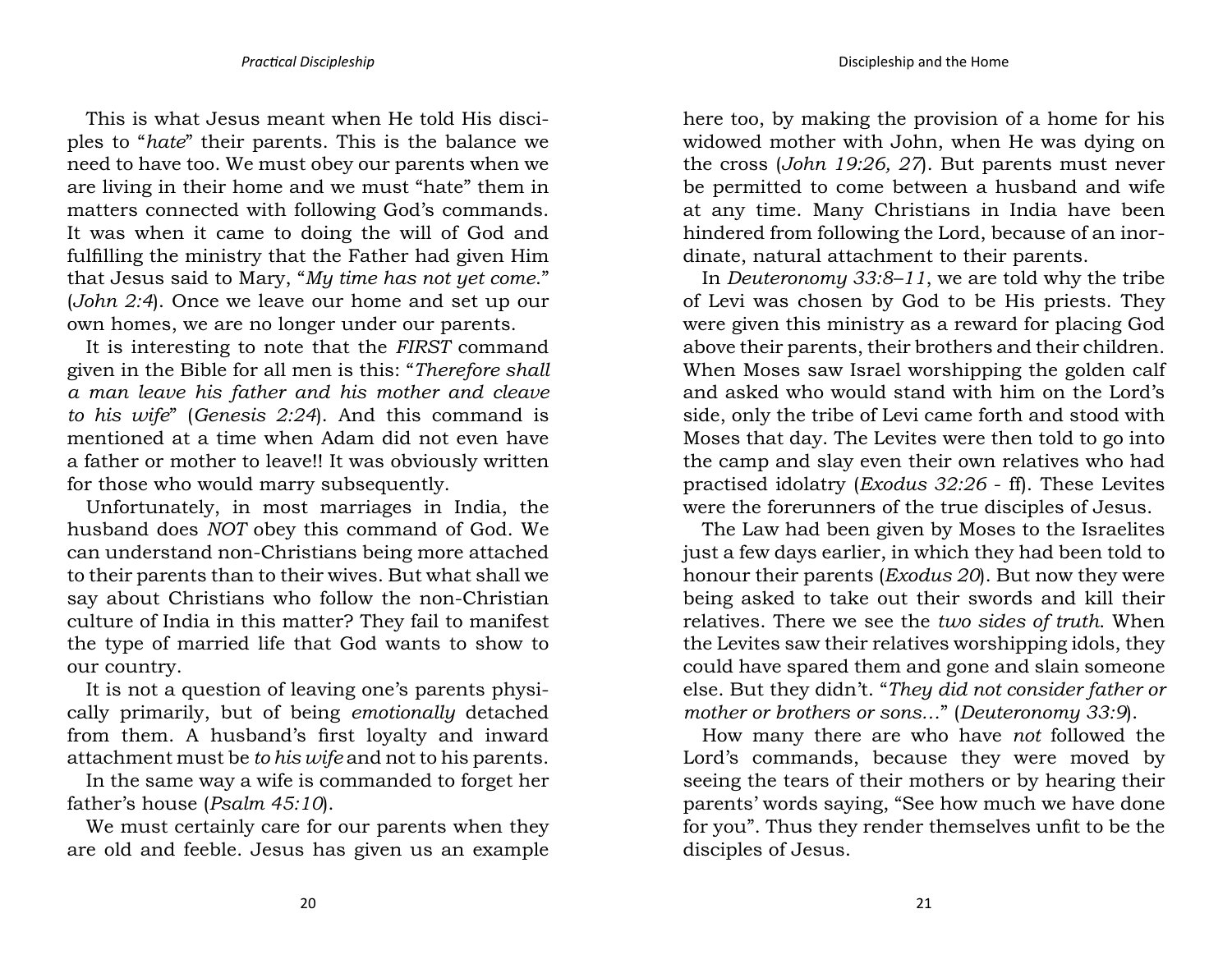This is what Jesus meant when He told His disciples to "*hate*" their parents. This is the balance we need to have too. We must obey our parents when we are living in their home and we must "hate" them in matters connected with following God's commands. It was when it came to doing the will of God and fulfilling the ministry that the Father had given Him that Jesus said to Mary, "*My time has not yet come.*" (*John 2:4*). Once we leave our home and set up our own homes, we are no longer under our parents.

It is interesting to note that the *FIRST* command given in the Bible for all men is this: "*Therefore shall a man leave his father and his mother and cleave to his wife*" (*Genesis 2:24*). And this command is mentioned at a time when Adam did not even have a father or mother to leave!! It was obviously written for those who would marry subsequently.

Unfortunately, in most marriages in India, the husband does *NOT* obey this command of God. We can understand non-Christians being more attached to their parents than to their wives. But what shall we say about Christians who follow the non-Christian culture of India in this matter? They fail to manifest the type of married life that God wants to show to our country.

It is not a question of leaving one's parents physically primarily, but of being *emotionally* detached from them. A husband's first loyalty and inward attachment must be *to his wife* and not to his parents.

In the same way a wife is commanded to forget her father's house (*Psalm 45:10*).

We must certainly care for our parents when they are old and feeble. Jesus has given us an example here too, by making the provision of a home for his widowed mother with John, when He was dying on the cross (*John 19:26, 27*). But parents must never be permitted to come between a husband and wife at any time. Many Christians in India have been hindered from following the Lord, because of an inordinate, natural attachment to their parents.

In *Deuteronomy 33:8–11*, we are told why the tribe of Levi was chosen by God to be His priests. They were given this ministry as a reward for placing God above their parents, their brothers and their children. When Moses saw Israel worshipping the golden calf and asked who would stand with him on the Lord's side, only the tribe of Levi came forth and stood with Moses that day. The Levites were then told to go into the camp and slay even their own relatives who had practised idolatry (*Exodus 32:26* - ff). These Levites were the forerunners of the true disciples of Jesus.

The Law had been given by Moses to the Israelites just a few days earlier, in which they had been told to honour their parents (*Exodus 20*). But now they were being asked to take out their swords and kill their relatives. There we see the *two sides of truth.* When the Levites saw their relatives worshipping idols, they could have spared them and gone and slain someone else. But they didn't. "*They did not consider father or mother or brothers or sons…*" (*Deuteronomy 33:9*).

How many there are who have *not* followed the Lord's commands, because they were moved by seeing the tears of their mothers or by hearing their parents' words saying, "See how much we have done for you". Thus they render themselves unfit to be the disciples of Jesus.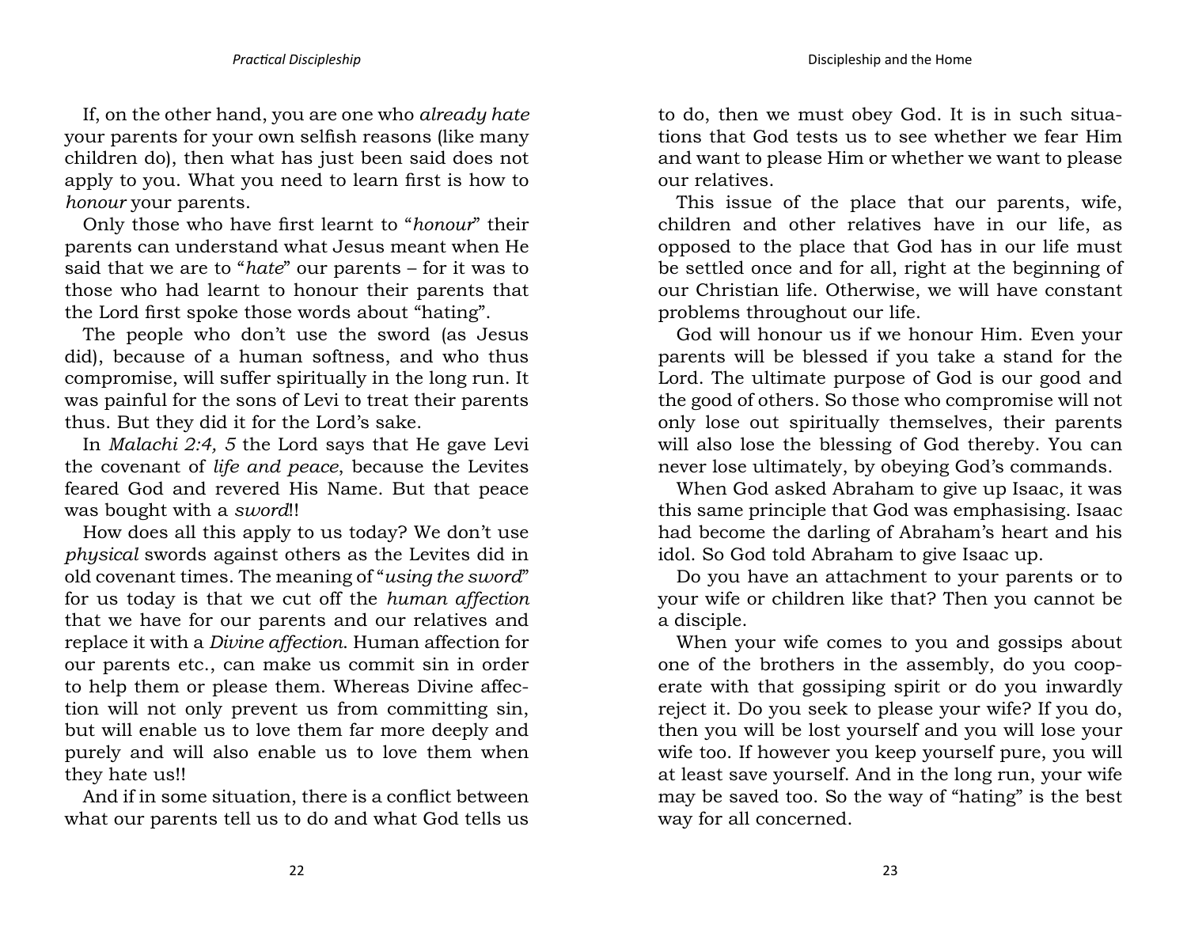If, on the other hand, you are one who *already hate* your parents for your own selfish reasons (like many children do), then what has just been said does not apply to you. What you need to learn first is how to *honour* your parents.

Only those who have first learnt to "*honour*" their parents can understand what Jesus meant when He said that we are to "*hate*" our parents – for it was to those who had learnt to honour their parents that the Lord first spoke those words about "hating".

The people who don't use the sword (as Jesus did), because of a human softness, and who thus compromise, will suffer spiritually in the long run. It was painful for the sons of Levi to treat their parents thus. But they did it for the Lord's sake.

In *Malachi 2:4, 5* the Lord says that He gave Levi the covenant of *life and peace*, because the Levites feared God and revered His Name. But that peace was bought with a *sword*!!

How does all this apply to us today? We don't use *physical* swords against others as the Levites did in old covenant times. The meaning of "*using the sword*" for us today is that we cut off the *human affection* that we have for our parents and our relatives and replace it with a *Divine affection*. Human affection for our parents etc., can make us commit sin in order to help them or please them. Whereas Divine affection will not only prevent us from committing sin, but will enable us to love them far more deeply and purely and will also enable us to love them when they hate us!!

And if in some situation, there is a conflict between what our parents tell us to do and what God tells us to do, then we must obey God. It is in such situations that God tests us to see whether we fear Him and want to please Him or whether we want to please our relatives.

This issue of the place that our parents, wife, children and other relatives have in our life, as opposed to the place that God has in our life must be settled once and for all, right at the beginning of our Christian life. Otherwise, we will have constant problems throughout our life.

God will honour us if we honour Him. Even your parents will be blessed if you take a stand for the Lord. The ultimate purpose of God is our good and the good of others. So those who compromise will not only lose out spiritually themselves, their parents will also lose the blessing of God thereby. You can never lose ultimately, by obeying God's commands.

When God asked Abraham to give up Isaac, it was this same principle that God was emphasising. Isaac had become the darling of Abraham's heart and his idol. So God told Abraham to give Isaac up.

Do you have an attachment to your parents or to your wife or children like that? Then you cannot be a disciple.

When your wife comes to you and gossips about one of the brothers in the assembly, do you cooperate with that gossiping spirit or do you inwardly reject it. Do you seek to please your wife? If you do, then you will be lost yourself and you will lose your wife too. If however you keep yourself pure, you will at least save yourself. And in the long run, your wife may be saved too. So the way of "hating" is the best way for all concerned.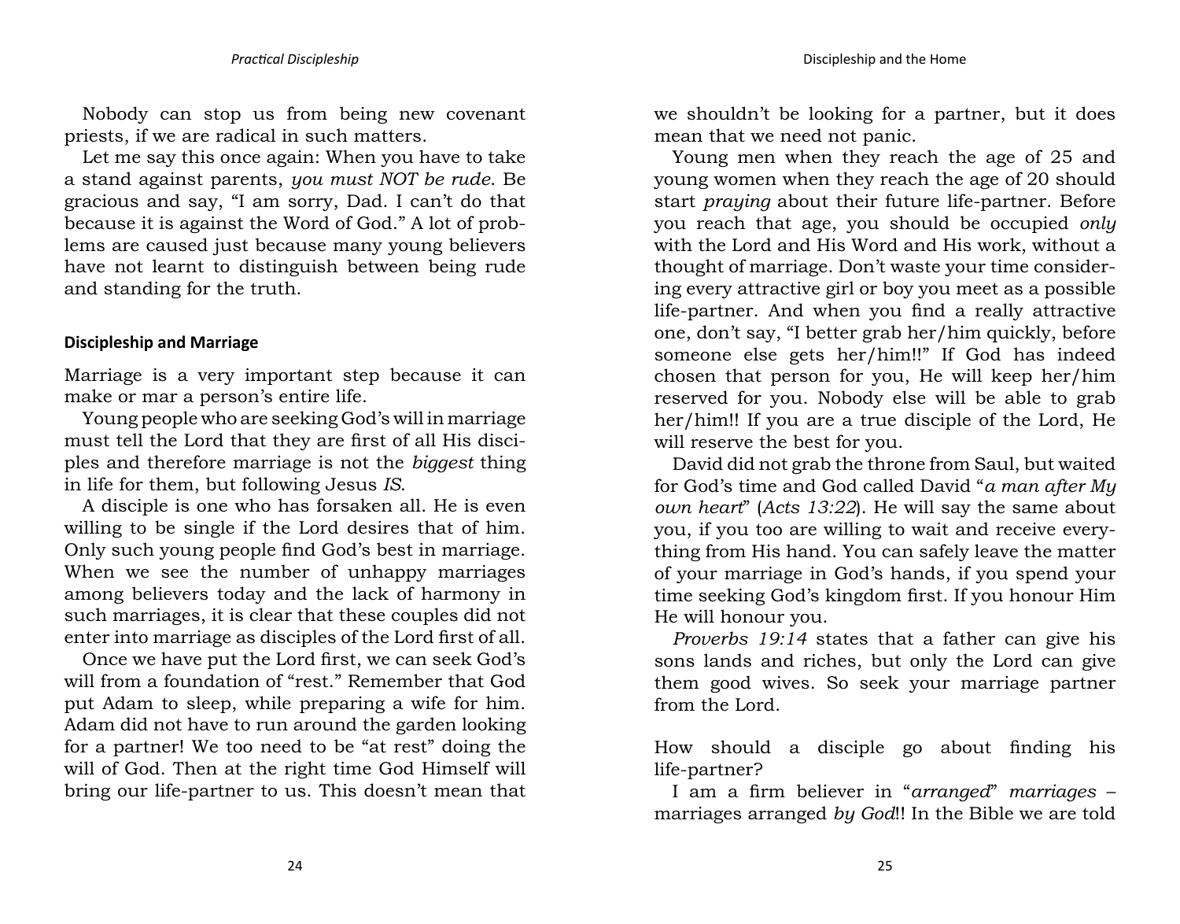Nobody can stop us from being new covenant priests, if we are radical in such matters.

Let me say this once again: When you have to take a stand against parents, *you must NOT be rude*. Be gracious and say, "I am sorry, Dad. I can't do that because it is against the Word of God." A lot of problems are caused just because many young believers have not learnt to distinguish between being rude and standing for the truth.

### Discipleship and Marriage

Marriage is a very important step because it can make or mar a person's entire life.

Young people who are seeking God's will in marriage must tell the Lord that they are first of all His disciples and therefore marriage is not the *biggest* thing in life for them, but following Jesus *IS*.

A disciple is one who has forsaken all. He is even willing to be single if the Lord desires that of him. Only such young people find God's best in marriage. When we see the number of unhappy marriages among believers today and the lack of harmony in such marriages, it is clear that these couples did not enter into marriage as disciples of the Lord first of all.

Once we have put the Lord first, we can seek God's will from a foundation of "rest." Remember that God put Adam to sleep, while preparing a wife for him. Adam did not have to run around the garden looking for a partner! We too need to be "at rest" doing the will of God. Then at the right time God Himself will bring our life-partner to us. This doesn't mean that we shouldn't be looking for a partner, but it does mean that we need not panic.

Young men when they reach the age of 25 and young women when they reach the age of 20 should start *praying* about their future life-partner. Before you reach that age, you should be occupied *only* with the Lord and His Word and His work, without a thought of marriage. Don't waste your time considering every attractive girl or boy you meet as a possible life-partner. And when you find a really attractive one, don't say, "I better grab her/him quickly, before someone else gets her/him!!" If God has indeed chosen that person for you, He will keep her/him reserved for you. Nobody else will be able to grab her/him!! If you are a true disciple of the Lord, He will reserve the best for you.

David did not grab the throne from Saul, but waited for God's time and God called David "*a man after My own heart*" (*Acts 13:22*). He will say the same about you, if you too are willing to wait and receive everything from His hand. You can safely leave the matter of your marriage in God's hands, if you spend your time seeking God's kingdom first. If you honour Him He will honour you.

*Proverbs 19:14* states that a father can give his sons lands and riches, but only the Lord can give them good wives. So seek your marriage partner from the Lord.

How should a disciple go about finding his life-partner?

I am a firm believer in "*arranged*" *marriages* – marriages arranged *by God*!! In the Bible we are told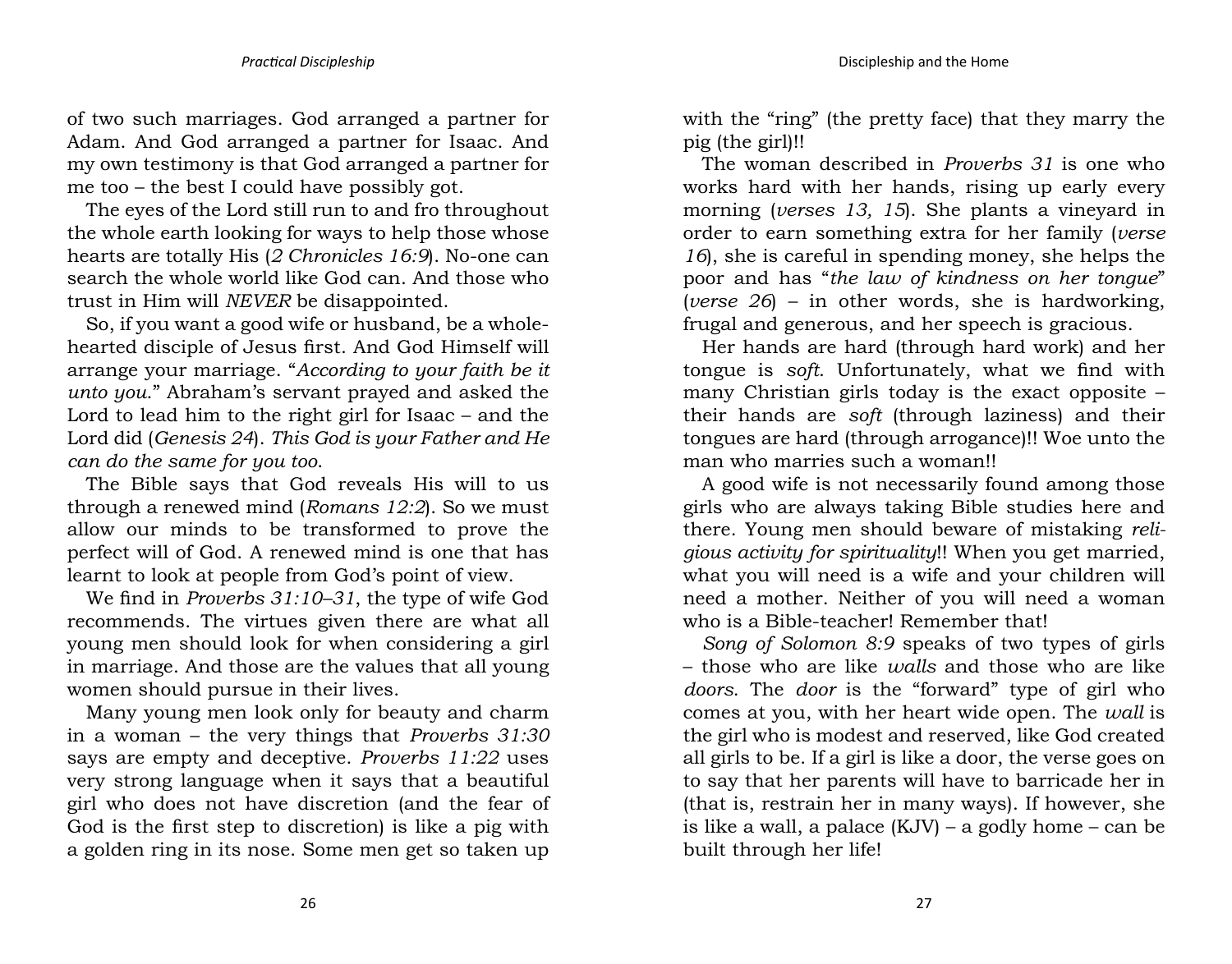of two such marriages. God arranged a partner for Adam. And God arranged a partner for Isaac. And my own testimony is that God arranged a partner for me too – the best I could have possibly got.

The eyes of the Lord still run to and fro throughout the whole earth looking for ways to help those whose hearts are totally His (*2 Chronicles 16:9*). No-one can search the whole world like God can. And those who trust in Him will *NEVER* be disappointed.

So, if you want a good wife or husband, be a whole-hearted disciple of Jesus first. And God Himself will arrange your marriage. "*According to your faith be it unto you.*" Abraham's servant prayed and asked the Lord to lead him to the right girl for Isaac – and the Lord did (*Genesis 24*). *This God is your Father and He can do the same for you too.*

The Bible says that God reveals His will to us through a renewed mind (*Romans 12:2*). So we must allow our minds to be transformed to prove the perfect will of God. A renewed mind is one that has learnt to look at people from God's point of view.

We find in *Proverbs 31:10–31*, the type of wife God recommends. The virtues given there are what all young men should look for when considering a girl in marriage. And those are the values that all young women should pursue in their lives.

Many young men look only for beauty and charm in a woman – the very things that *Proverbs 31:30* says are empty and deceptive. *Proverbs 11:22* uses very strong language when it says that a beautiful girl who does not have discretion (and the fear of God is the first step to discretion) is like a pig with a golden ring in its nose. Some men get so taken up with the "ring" (the pretty face) that they marry the pig (the girl)!!

The woman described in *Proverbs 31* is one who works hard with her hands, rising up early every morning (*verses 13, 15*). She plants a vineyard in order to earn something extra for her family (*verse 16*), she is careful in spending money, she helps the poor and has "*the law of kindness on her tongue*" (*verse 26*) – in other words, she is hardworking, frugal and generous, and her speech is gracious.

Her hands are hard (through hard work) and her tongue is *soft*. Unfortunately, what we find with many Christian girls today is the exact opposite – their hands are *soft* (through laziness) and their tongues are hard (through arrogance)!! Woe unto the man who marries such a woman!!

A good wife is not necessarily found among those girls who are always taking Bible studies here and there. Young men should beware of mistaking *religious activity for spirituality*!! When you get married, what you will need is a wife and your children will need a mother. Neither of you will need a woman who is a Bible-teacher! Remember that!

*Song of Solomon 8:9* speaks of two types of girls – those who are like *walls* and those who are like *doors*. The *door* is the "forward" type of girl who comes at you, with her heart wide open. The *wall* is the girl who is modest and reserved, like God created all girls to be. If a girl is like a door, the verse goes on to say that her parents will have to barricade her in (that is, restrain her in many ways). If however, she is like a wall, a palace (KJV) – a godly home – can be built through her life!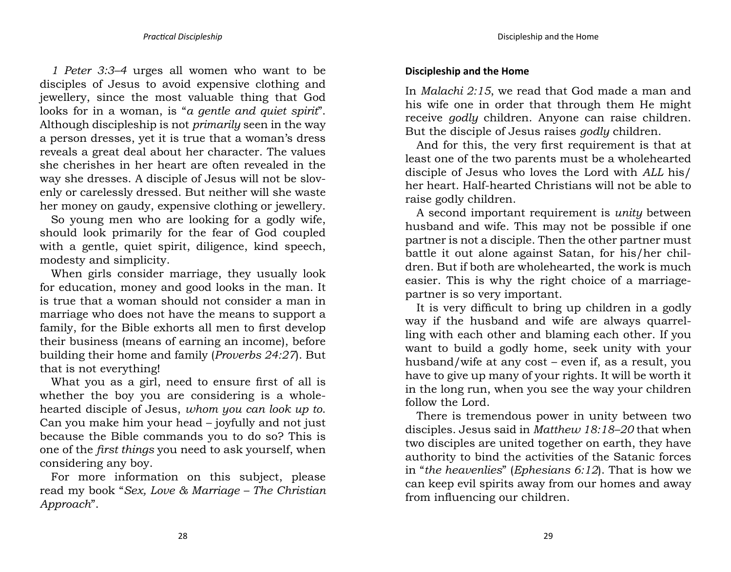*1 Peter 3:3–4* urges all women who want to be disciples of Jesus to avoid expensive clothing and jewellery, since the most valuable thing that God looks for in a woman, is "*a gentle and quiet spirit*". Although discipleship is not *primarily* seen in the way a person dresses, yet it is true that a woman's dress reveals a great deal about her character. The values she cherishes in her heart are often revealed in the way she dresses. A disciple of Jesus will not be slovenly or carelessly dressed. But neither will she waste her money on gaudy, expensive clothing or jewellery.

So young men who are looking for a godly wife, should look primarily for the fear of God coupled with a gentle, quiet spirit, diligence, kind speech, modesty and simplicity.

When girls consider marriage, they usually look for education, money and good looks in the man. It is true that a woman should not consider a man in marriage who does not have the means to support a family, for the Bible exhorts all men to first develop their business (means of earning an income), before building their home and family (*Proverbs 24:27*). But that is not everything!

What you as a girl, need to ensure first of all is whether the boy you are considering is a wholehearted disciple of Jesus, *whom you can look up to*. Can you make him your head – joyfully and not just because the Bible commands you to do so? This is one of the *first things* you need to ask yourself, when considering any boy.

For more information on this subject, please read my book "*Sex, Love & Marriage – The Christian Approach*".

## Discipleship and the Home

In *Malachi 2:15*, we read that God made a man and his wife one in order that through them He might receive *godly* children. Anyone can raise children. But the disciple of Jesus raises *godly* children.

And for this, the very first requirement is that at least one of the two parents must be a wholehearted disciple of Jesus who loves the Lord with *ALL* his/her heart. Half-hearted Christians will not be able to raise godly children.

A second important requirement is *unity* between husband and wife. This may not be possible if one partner is not a disciple. Then the other partner must battle it out alone against Satan, for his/her children. But if both are wholehearted, the work is much easier. This is why the right choice of a marriage-partner is so very important.

It is very difficult to bring up children in a godly way if the husband and wife are always quarrelling with each other and blaming each other. If you want to build a godly home, seek unity with your husband/wife at any cost – even if, as a result, you have to give up many of your rights. It will be worth it in the long run, when you see the way your children follow the Lord.

There is tremendous power in unity between two disciples. Jesus said in *Matthew 18:18–20* that when two disciples are united together on earth, they have authority to bind the activities of the Satanic forces in "*the heavenlies*" (*Ephesians 6:12*). That is how we can keep evil spirits away from our homes and away from influencing our children.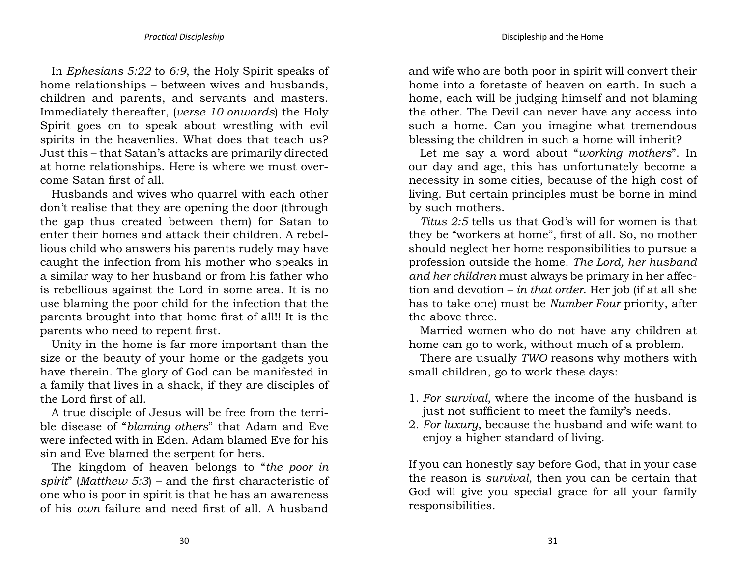In *Ephesians 5:22* to *6:9*, the Holy Spirit speaks of home relationships – between wives and husbands, children and parents, and servants and masters. Immediately thereafter, (*verse 10 onwards*) the Holy Spirit goes on to speak about wrestling with evil spirits in the heavenlies. What does that teach us? Just this – that Satan's attacks are primarily directed at home relationships. Here is where we must overcome Satan first of all.

Husbands and wives who quarrel with each other don't realise that they are opening the door (through the gap thus created between them) for Satan to enter their homes and attack their children. A rebellious child who answers his parents rudely may have caught the infection from his mother who speaks in a similar way to her husband or from his father who is rebellious against the Lord in some area. It is no use blaming the poor child for the infection that the parents brought into that home first of all!! It is the parents who need to repent first.

Unity in the home is far more important than the size or the beauty of your home or the gadgets you have therein. The glory of God can be manifested in a family that lives in a shack, if they are disciples of the Lord first of all.

A true disciple of Jesus will be free from the terrible disease of "*blaming others*" that Adam and Eve were infected with in Eden. Adam blamed Eve for his sin and Eve blamed the serpent for hers.

The kingdom of heaven belongs to "*the poor in spirit*" (*Matthew 5:3*) – and the first characteristic of one who is poor in spirit is that he has an awareness of his *own* failure and need first of all. A husband and wife who are both poor in spirit will convert their home into a foretaste of heaven on earth. In such a home, each will be judging himself and not blaming the other. The Devil can never have any access into such a home. Can you imagine what tremendous blessing the children in such a home will inherit?

Let me say a word about "*working mothers*". In our day and age, this has unfortunately become a necessity in some cities, because of the high cost of living. But certain principles must be borne in mind by such mothers.

*Titus 2:5* tells us that God's will for women is that they be "workers at home", first of all. So, no mother should neglect her home responsibilities to pursue a profession outside the home. *The Lord, her husband and her children* must always be primary in her affection and devotion – *in that order*. Her job (if at all she has to take one) must be *Number Four* priority, after the above three.

Married women who do not have any children at home can go to work, without much of a problem.

There are usually *TWO* reasons why mothers with small children, go to work these days:

1. *For survival*, where the income of the husband is just not sufficient to meet the family's needs.
2. *For luxury*, because the husband and wife want to enjoy a higher standard of living.

If you can honestly say before God, that in your case the reason is *survival*, then you can be certain that God will give you special grace for all your family responsibilities.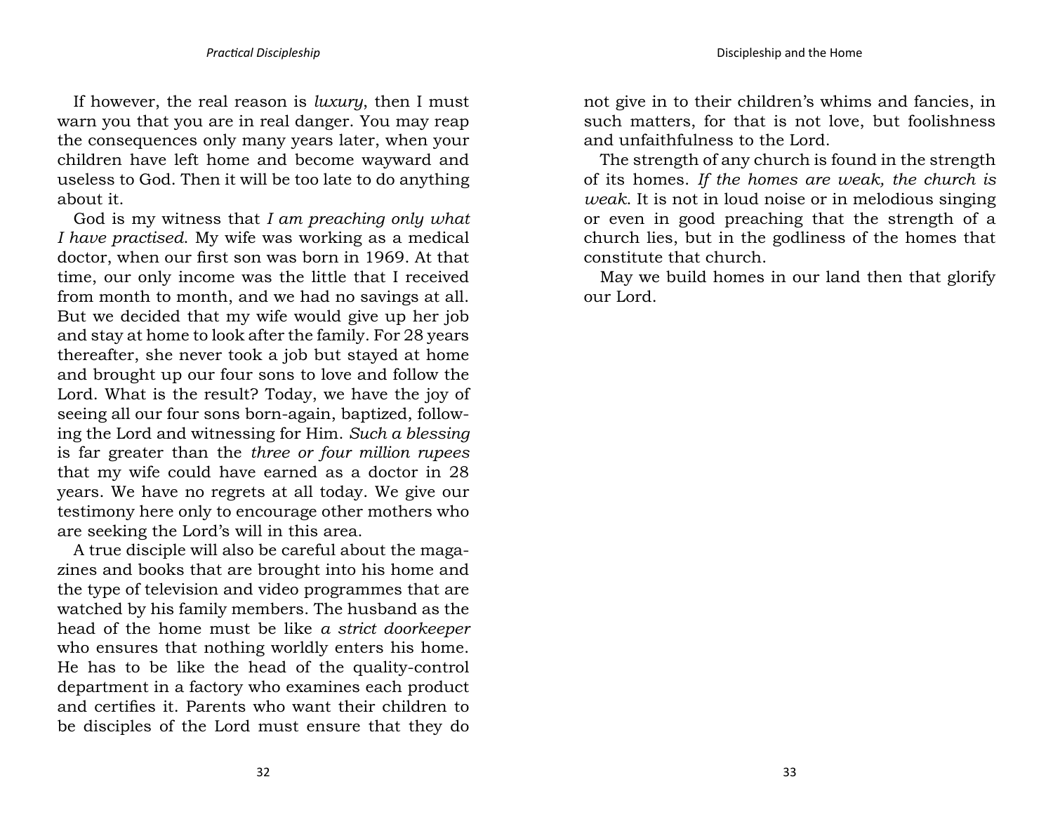If however, the real reason is *luxury*, then I must warn you that you are in real danger. You may reap the consequences only many years later, when your children have left home and become wayward and useless to God. Then it will be too late to do anything about it.

God is my witness that *I am preaching only what I have practised*. My wife was working as a medical doctor, when our first son was born in 1969. At that time, our only income was the little that I received from month to month, and we had no savings at all. But we decided that my wife would give up her job and stay at home to look after the family. For 28 years thereafter, she never took a job but stayed at home and brought up our four sons to love and follow the Lord. What is the result? Today, we have the joy of seeing all our four sons born-again, baptized, following the Lord and witnessing for Him. *Such a blessing* is far greater than the *three or four million rupees* that my wife could have earned as a doctor in 28 years. We have no regrets at all today. We give our testimony here only to encourage other mothers who are seeking the Lord's will in this area.

A true disciple will also be careful about the magazines and books that are brought into his home and the type of television and video programmes that are watched by his family members. The husband as the head of the home must be like *a strict doorkeeper* who ensures that nothing worldly enters his home. He has to be like the head of the quality-control department in a factory who examines each product and certifies it. Parents who want their children to be disciples of the Lord must ensure that they do not give in to their children's whims and fancies, in such matters, for that is not love, but foolishness and unfaithfulness to the Lord.

The strength of any church is found in the strength of its homes. *If the homes are weak, the church is weak*. It is not in loud noise or in melodious singing or even in good preaching that the strength of a church lies, but in the godliness of the homes that constitute that church.

May we build homes in our land then that glorify our Lord.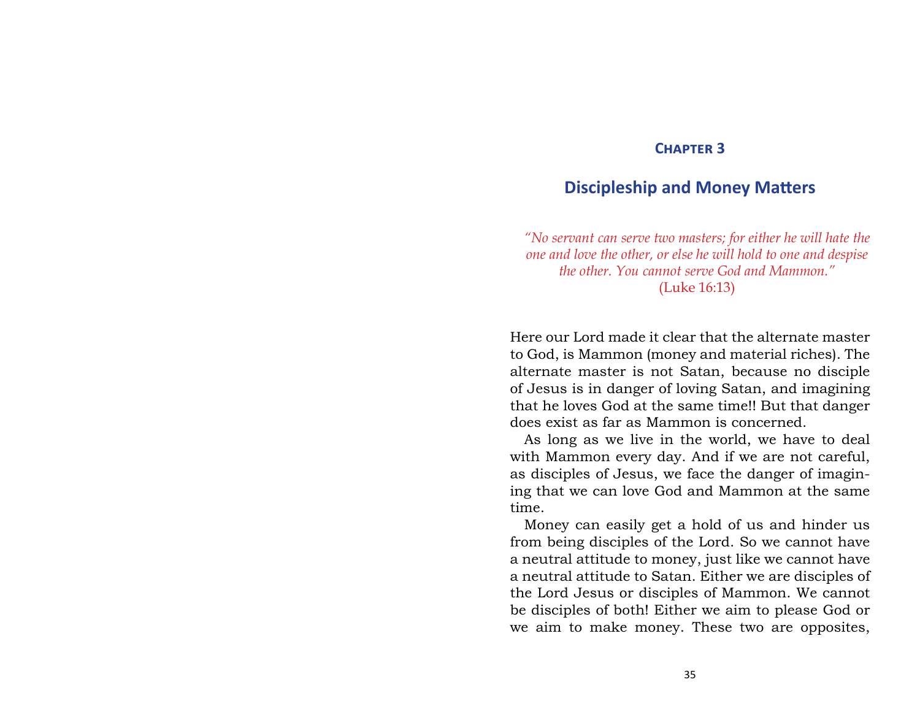## Chapter 3

# Discipleship and Money Matters

*"No servant can serve two masters; for either he will hate the one and love the other, or else he will hold to one and despise the other. You cannot serve God and Mammon."*
(Luke 16:13)

Here our Lord made it clear that the alternate master to God, is Mammon (money and material riches). The alternate master is not Satan, because no disciple of Jesus is in danger of loving Satan, and imagining that he loves God at the same time!! But that danger does exist as far as Mammon is concerned.

As long as we live in the world, we have to deal with Mammon every day. And if we are not careful, as disciples of Jesus, we face the danger of imagining that we can love God and Mammon at the same time.

Money can easily get a hold of us and hinder us from being disciples of the Lord. So we cannot have a neutral attitude to money, just like we cannot have a neutral attitude to Satan. Either we are disciples of the Lord Jesus or disciples of Mammon. We cannot be disciples of both! Either we aim to please God or we aim to make money. These two are opposites,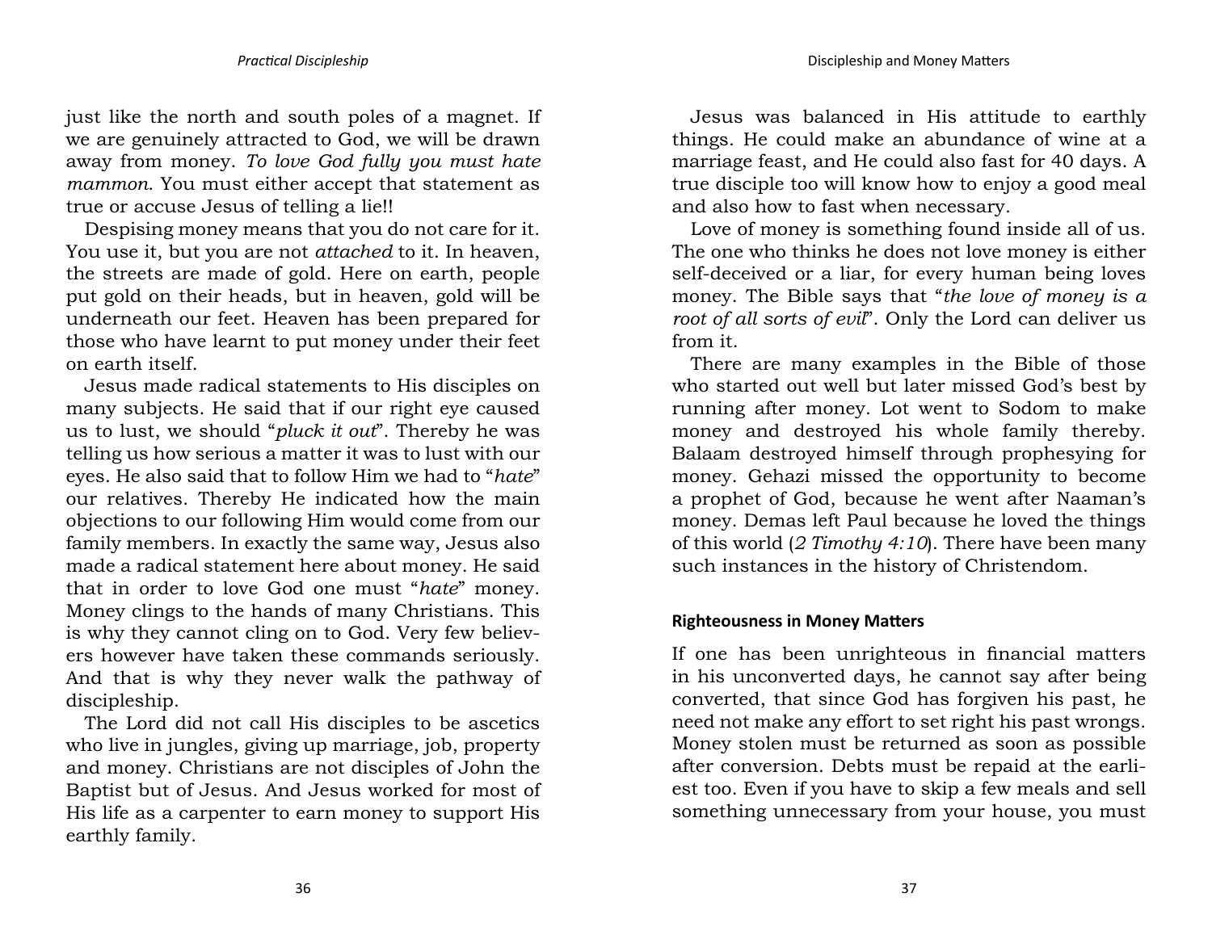just like the north and south poles of a magnet. If we are genuinely attracted to God, we will be drawn away from money. *To love God fully you must hate mammon*. You must either accept that statement as true or accuse Jesus of telling a lie!!

Despising money means that you do not care for it. You use it, but you are not *attached* to it. In heaven, the streets are made of gold. Here on earth, people put gold on their heads, but in heaven, gold will be underneath our feet. Heaven has been prepared for those who have learnt to put money under their feet on earth itself.

Jesus made radical statements to His disciples on many subjects. He said that if our right eye caused us to lust, we should "*pluck it out*". Thereby he was telling us how serious a matter it was to lust with our eyes. He also said that to follow Him we had to "*hate*" our relatives. Thereby He indicated how the main objections to our following Him would come from our family members. In exactly the same way, Jesus also made a radical statement here about money. He said that in order to love God one must "*hate*" money. Money clings to the hands of many Christians. This is why they cannot cling on to God. Very few believers however have taken these commands seriously. And that is why they never walk the pathway of discipleship.

The Lord did not call His disciples to be ascetics who live in jungles, giving up marriage, job, property and money. Christians are not disciples of John the Baptist but of Jesus. And Jesus worked for most of His life as a carpenter to earn money to support His earthly family.

Jesus was balanced in His attitude to earthly things. He could make an abundance of wine at a marriage feast, and He could also fast for 40 days. A true disciple too will know how to enjoy a good meal and also how to fast when necessary.

Love of money is something found inside all of us. The one who thinks he does not love money is either self-deceived or a liar, for every human being loves money. The Bible says that "*the love of money is a root of all sorts of evil*". Only the Lord can deliver us from it.

There are many examples in the Bible of those who started out well but later missed God's best by running after money. Lot went to Sodom to make money and destroyed his whole family thereby. Balaam destroyed himself through prophesying for money. Gehazi missed the opportunity to become a prophet of God, because he went after Naaman's money. Demas left Paul because he loved the things of this world (*2 Timothy 4:10*). There have been many such instances in the history of Christendom.

### Righteousness in Money Matters

If one has been unrighteous in financial matters in his unconverted days, he cannot say after being converted, that since God has forgiven his past, he need not make any effort to set right his past wrongs. Money stolen must be returned as soon as possible after conversion. Debts must be repaid at the earliest too. Even if you have to skip a few meals and sell something unnecessary from your house, you must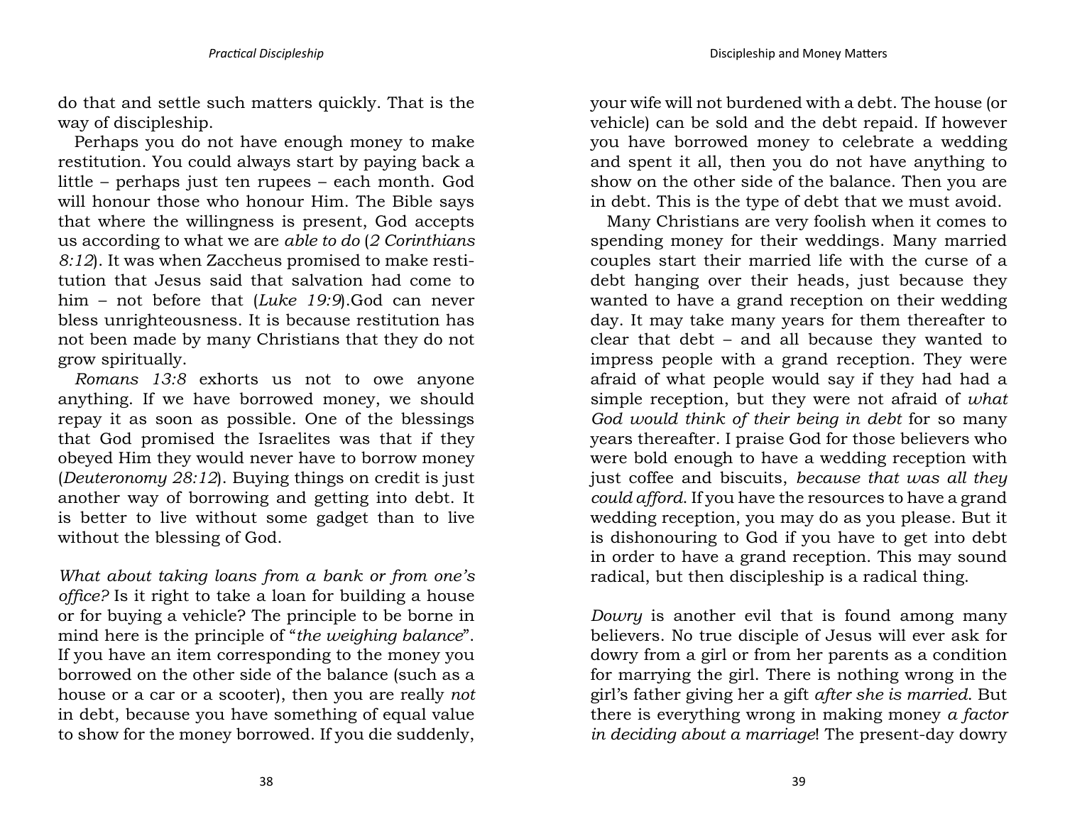do that and settle such matters quickly. That is the way of discipleship.

Perhaps you do not have enough money to make restitution. You could always start by paying back a little – perhaps just ten rupees – each month. God will honour those who honour Him. The Bible says that where the willingness is present, God accepts us according to what we are *able to do* (*2 Corinthians 8:12*). It was when Zaccheus promised to make restitution that Jesus said that salvation had come to him – not before that (*Luke 19:9*).God can never bless unrighteousness. It is because restitution has not been made by many Christians that they do not grow spiritually.

*Romans 13:8* exhorts us not to owe anyone anything. If we have borrowed money, we should repay it as soon as possible. One of the blessings that God promised the Israelites was that if they obeyed Him they would never have to borrow money (*Deuteronomy 28:12*). Buying things on credit is just another way of borrowing and getting into debt. It is better to live without some gadget than to live without the blessing of God.

*What about taking loans from a bank or from one's office?* Is it right to take a loan for building a house or for buying a vehicle? The principle to be borne in mind here is the principle of "*the weighing balance*". If you have an item corresponding to the money you borrowed on the other side of the balance (such as a house or a car or a scooter), then you are really *not* in debt, because you have something of equal value to show for the money borrowed. If you die suddenly, your wife will not burdened with a debt. The house (or vehicle) can be sold and the debt repaid. If however you have borrowed money to celebrate a wedding and spent it all, then you do not have anything to show on the other side of the balance. Then you are in debt. This is the type of debt that we must avoid.

Many Christians are very foolish when it comes to spending money for their weddings. Many married couples start their married life with the curse of a debt hanging over their heads, just because they wanted to have a grand reception on their wedding day. It may take many years for them thereafter to clear that debt – and all because they wanted to impress people with a grand reception. They were afraid of what people would say if they had had a simple reception, but they were not afraid of *what God would think of their being in debt* for so many years thereafter. I praise God for those believers who were bold enough to have a wedding reception with just coffee and biscuits, *because that was all they could afford*. If you have the resources to have a grand wedding reception, you may do as you please. But it is dishonouring to God if you have to get into debt in order to have a grand reception. This may sound radical, but then discipleship is a radical thing.

*Dowry* is another evil that is found among many believers. No true disciple of Jesus will ever ask for dowry from a girl or from her parents as a condition for marrying the girl. There is nothing wrong in the girl's father giving her a gift *after she is married*. But there is everything wrong in making money *a factor in deciding about a marriage*! The present-day dowry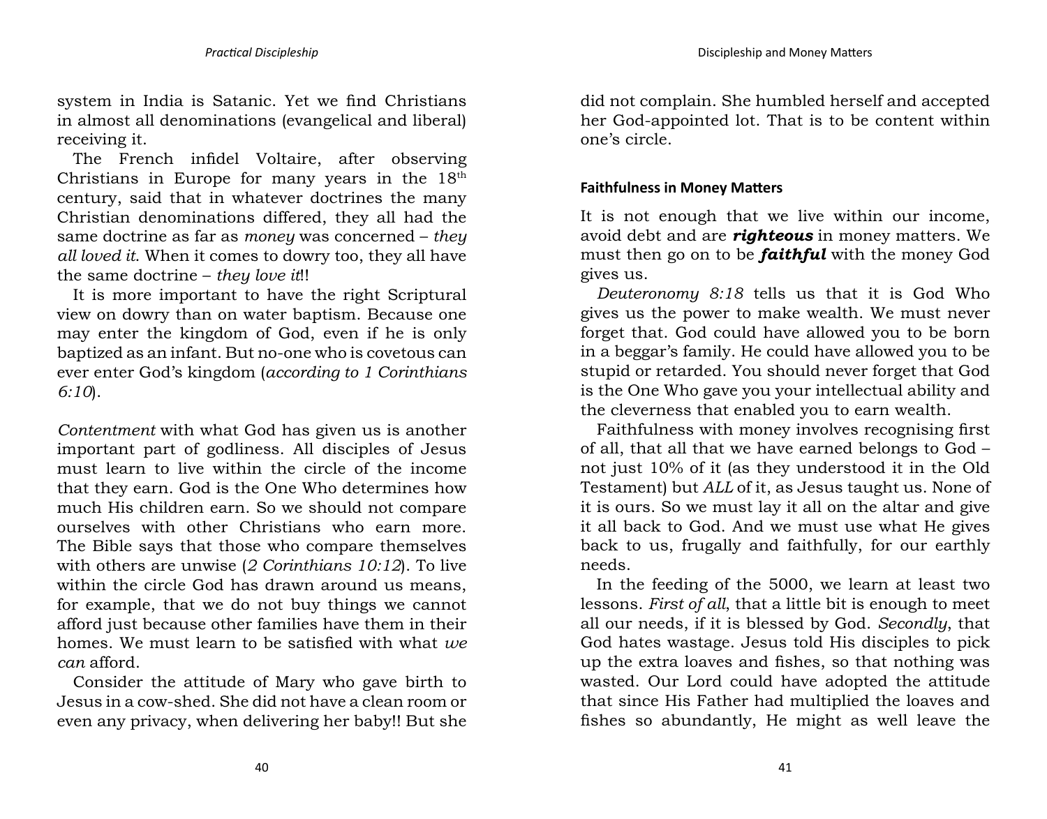system in India is Satanic. Yet we find Christians in almost all denominations (evangelical and liberal) receiving it.

The French infidel Voltaire, after observing Christians in Europe for many years in the 18th century, said that in whatever doctrines the many Christian denominations differed, they all had the same doctrine as far as *money* was concerned – *they all loved it.* When it comes to dowry too, they all have the same doctrine – *they love it*!!

It is more important to have the right Scriptural view on dowry than on water baptism. Because one may enter the kingdom of God, even if he is only baptized as an infant. But no-one who is covetous can ever enter God's kingdom (*according to 1 Corinthians 6:10*).

*Contentment* with what God has given us is another important part of godliness. All disciples of Jesus must learn to live within the circle of the income that they earn. God is the One Who determines how much His children earn. So we should not compare ourselves with other Christians who earn more. The Bible says that those who compare themselves with others are unwise (*2 Corinthians 10:12*). To live within the circle God has drawn around us means, for example, that we do not buy things we cannot afford just because other families have them in their homes. We must learn to be satisfied with what *we can* afford.

Consider the attitude of Mary who gave birth to Jesus in a cow-shed. She did not have a clean room or even any privacy, when delivering her baby!! But she did not complain. She humbled herself and accepted her God-appointed lot. That is to be content within one's circle.

#### Faithfulness in Money Matters

It is not enough that we live within our income, avoid debt and are ***righteous*** in money matters. We must then go on to be ***faithful*** with the money God gives us.

*Deuteronomy 8:18* tells us that it is God Who gives us the power to make wealth. We must never forget that. God could have allowed you to be born in a beggar's family. He could have allowed you to be stupid or retarded. You should never forget that God is the One Who gave you your intellectual ability and the cleverness that enabled you to earn wealth.

Faithfulness with money involves recognising first of all, that all that we have earned belongs to God – not just 10% of it (as they understood it in the Old Testament) but *ALL* of it, as Jesus taught us. None of it is ours. So we must lay it all on the altar and give it all back to God. And we must use what He gives back to us, frugally and faithfully, for our earthly needs.

In the feeding of the 5000, we learn at least two lessons. *First of all*, that a little bit is enough to meet all our needs, if it is blessed by God. *Secondly*, that God hates wastage. Jesus told His disciples to pick up the extra loaves and fishes, so that nothing was wasted. Our Lord could have adopted the attitude that since His Father had multiplied the loaves and fishes so abundantly, He might as well leave the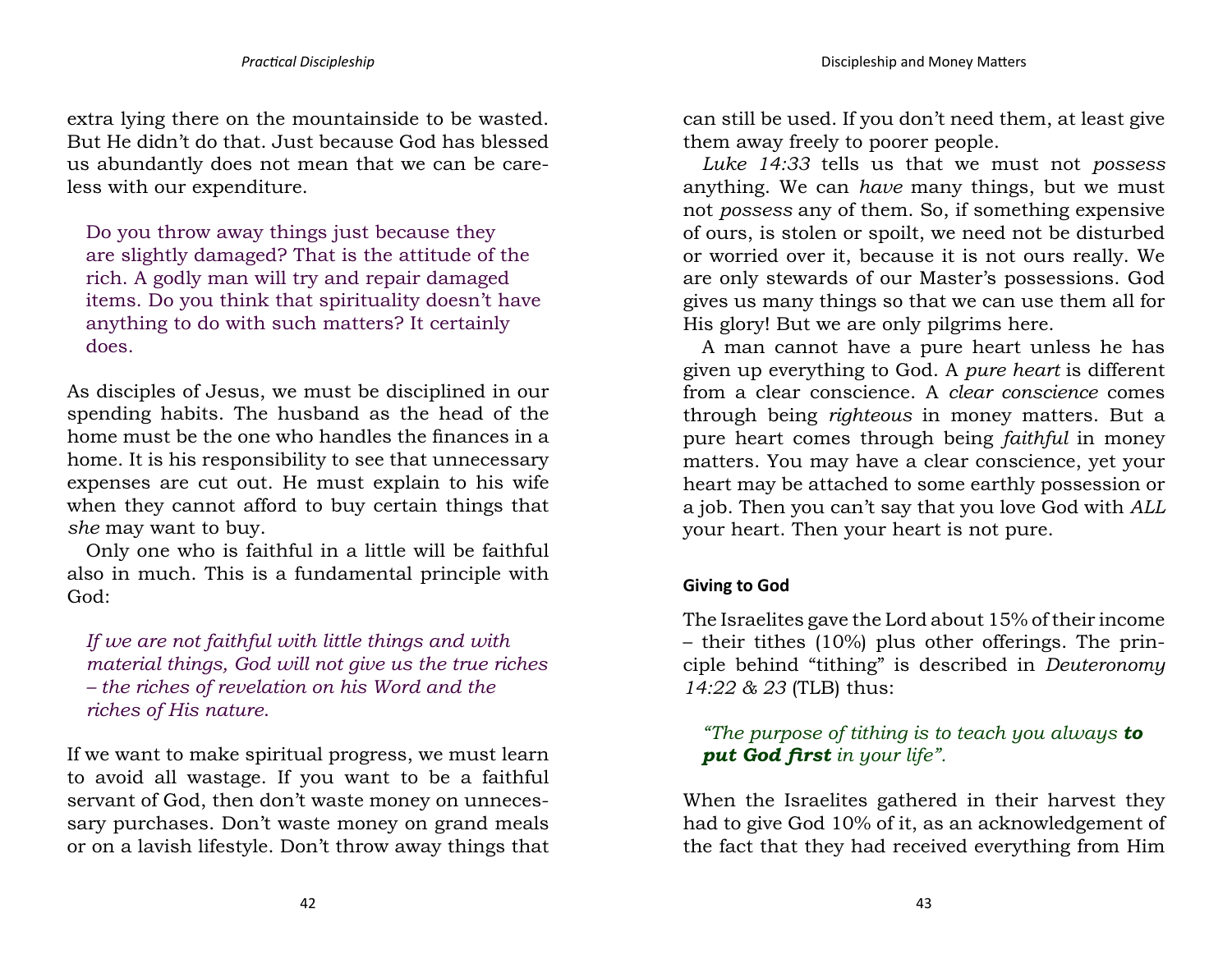extra lying there on the mountainside to be wasted. But He didn't do that. Just because God has blessed us abundantly does not mean that we can be careless with our expenditure.

> Do you throw away things just because they are slightly damaged? That is the attitude of the rich. A godly man will try and repair damaged items. Do you think that spirituality doesn't have anything to do with such matters? It certainly does.

As disciples of Jesus, we must be disciplined in our spending habits. The husband as the head of the home must be the one who handles the finances in a home. It is his responsibility to see that unnecessary expenses are cut out. He must explain to his wife when they cannot afford to buy certain things that *she* may want to buy.

Only one who is faithful in a little will be faithful also in much. This is a fundamental principle with God:

> *If we are not faithful with little things and with material things, God will not give us the true riches – the riches of revelation on his Word and the riches of His nature.*

If we want to make spiritual progress, we must learn to avoid all wastage. If you want to be a faithful servant of God, then don't waste money on unnecessary purchases. Don't waste money on grand meals or on a lavish lifestyle. Don't throw away things that can still be used. If you don't need them, at least give them away freely to poorer people.

*Luke 14:33* tells us that we must not *possess* anything. We can *have* many things, but we must not *possess* any of them. So, if something expensive of ours, is stolen or spoilt, we need not be disturbed or worried over it, because it is not ours really. We are only stewards of our Master's possessions. God gives us many things so that we can use them all for His glory! But we are only pilgrims here.

A man cannot have a pure heart unless he has given up everything to God. A *pure heart* is different from a clear conscience. A *clear conscience* comes through being *righteous* in money matters. But a pure heart comes through being *faithful* in money matters. You may have a clear conscience, yet your heart may be attached to some earthly possession or a job. Then you can't say that you love God with *ALL* your heart. Then your heart is not pure.

#### Giving to God

The Israelites gave the Lord about 15% of their income – their tithes (10%) plus other offerings. The principle behind "tithing" is described in *Deuteronomy 14:22 & 23* (TLB) thus:

> *"The purpose of tithing is to teach you always **to put God first** in your life".*

When the Israelites gathered in their harvest they had to give God 10% of it, as an acknowledgement of the fact that they had received everything from Him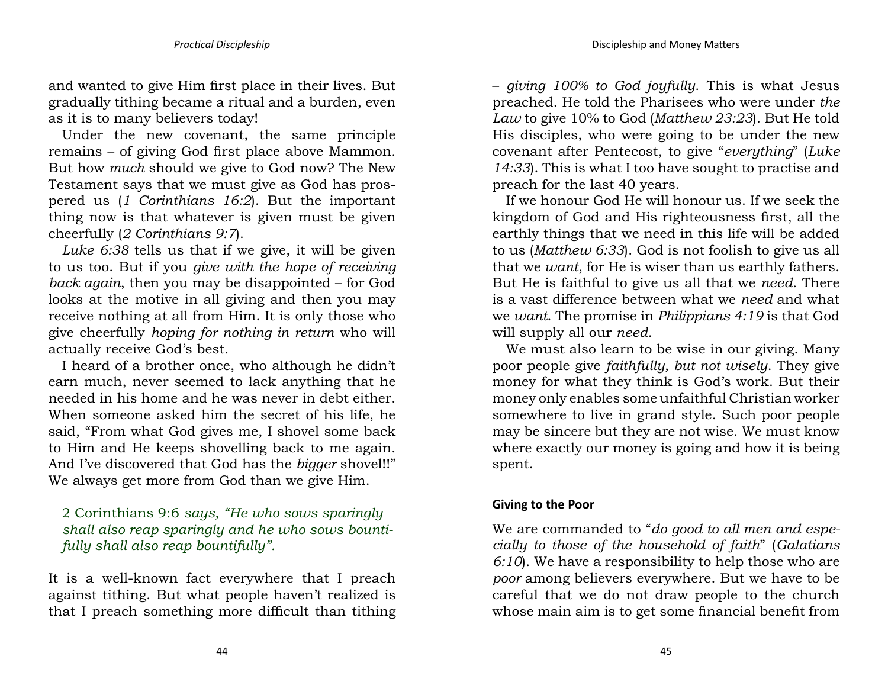and wanted to give Him first place in their lives. But gradually tithing became a ritual and a burden, even as it is to many believers today!

Under the new covenant, the same principle remains – of giving God first place above Mammon. But how *much* should we give to God now? The New Testament says that we must give as God has prospered us (*1 Corinthians 16:2*). But the important thing now is that whatever is given must be given cheerfully (*2 Corinthians 9:7*).

*Luke 6:38* tells us that if we give, it will be given to us too. But if you *give with the hope of receiving back again*, then you may be disappointed – for God looks at the motive in all giving and then you may receive nothing at all from Him. It is only those who give cheerfully *hoping for nothing in return* who will actually receive God's best.

I heard of a brother once, who although he didn't earn much, never seemed to lack anything that he needed in his home and he was never in debt either. When someone asked him the secret of his life, he said, "From what God gives me, I shovel some back to Him and He keeps shovelling back to me again. And I've discovered that God has the *bigger* shovel!!" We always get more from God than we give Him.

> 2 Corinthians 9:6 *says, "He who sows sparingly shall also reap sparingly and he who sows bountifully shall also reap bountifully".*

It is a well-known fact everywhere that I preach against tithing. But what people haven't realized is that I preach something more difficult than tithing – *giving 100% to God joyfully*. This is what Jesus preached. He told the Pharisees who were under *the Law* to give 10% to God (*Matthew 23:23*). But He told His disciples, who were going to be under the new covenant after Pentecost, to give "*everything*" (*Luke 14:33*). This is what I too have sought to practise and preach for the last 40 years.

If we honour God He will honour us. If we seek the kingdom of God and His righteousness first, all the earthly things that we need in this life will be added to us (*Matthew 6:33*). God is not foolish to give us all that we *want*, for He is wiser than us earthly fathers. But He is faithful to give us all that we *need*. There is a vast difference between what we *need* and what we *want*. The promise in *Philippians 4:19* is that God will supply all our *need*.

We must also learn to be wise in our giving. Many poor people give *faithfully, but not wisely*. They give money for what they think is God's work. But their money only enables some unfaithful Christian worker somewhere to live in grand style. Such poor people may be sincere but they are not wise. We must know where exactly our money is going and how it is being spent.

### Giving to the Poor

We are commanded to "*do good to all men and especially to those of the household of faith*" (*Galatians 6:10*). We have a responsibility to help those who are *poor* among believers everywhere. But we have to be careful that we do not draw people to the church whose main aim is to get some financial benefit from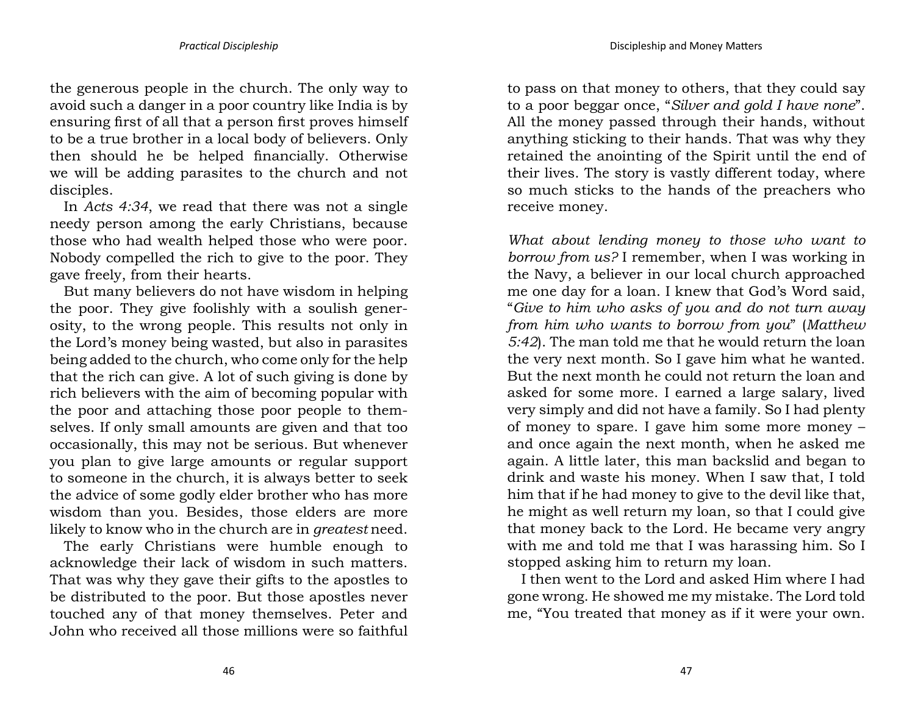the generous people in the church. The only way to avoid such a danger in a poor country like India is by ensuring first of all that a person first proves himself to be a true brother in a local body of believers. Only then should he be helped financially. Otherwise we will be adding parasites to the church and not disciples.

In *Acts 4:34*, we read that there was not a single needy person among the early Christians, because those who had wealth helped those who were poor. Nobody compelled the rich to give to the poor. They gave freely, from their hearts.

But many believers do not have wisdom in helping the poor. They give foolishly with a soulish generosity, to the wrong people. This results not only in the Lord's money being wasted, but also in parasites being added to the church, who come only for the help that the rich can give. A lot of such giving is done by rich believers with the aim of becoming popular with the poor and attaching those poor people to themselves. If only small amounts are given and that too occasionally, this may not be serious. But whenever you plan to give large amounts or regular support to someone in the church, it is always better to seek the advice of some godly elder brother who has more wisdom than you. Besides, those elders are more likely to know who in the church are in *greatest* need.

The early Christians were humble enough to acknowledge their lack of wisdom in such matters. That was why they gave their gifts to the apostles to be distributed to the poor. But those apostles never touched any of that money themselves. Peter and John who received all those millions were so faithful to pass on that money to others, that they could say to a poor beggar once, "*Silver and gold I have none*". All the money passed through their hands, without anything sticking to their hands. That was why they retained the anointing of the Spirit until the end of their lives. The story is vastly different today, where so much sticks to the hands of the preachers who receive money.

*What about lending money to those who want to borrow from us?* I remember, when I was working in the Navy, a believer in our local church approached me one day for a loan. I knew that God's Word said, "*Give to him who asks of you and do not turn away from him who wants to borrow from you*" (*Matthew 5:42*). The man told me that he would return the loan the very next month. So I gave him what he wanted. But the next month he could not return the loan and asked for some more. I earned a large salary, lived very simply and did not have a family. So I had plenty of money to spare. I gave him some more money – and once again the next month, when he asked me again. A little later, this man backslid and began to drink and waste his money. When I saw that, I told him that if he had money to give to the devil like that, he might as well return my loan, so that I could give that money back to the Lord. He became very angry with me and told me that I was harassing him. So I stopped asking him to return my loan.

I then went to the Lord and asked Him where I had gone wrong. He showed me my mistake. The Lord told me, "You treated that money as if it were your own.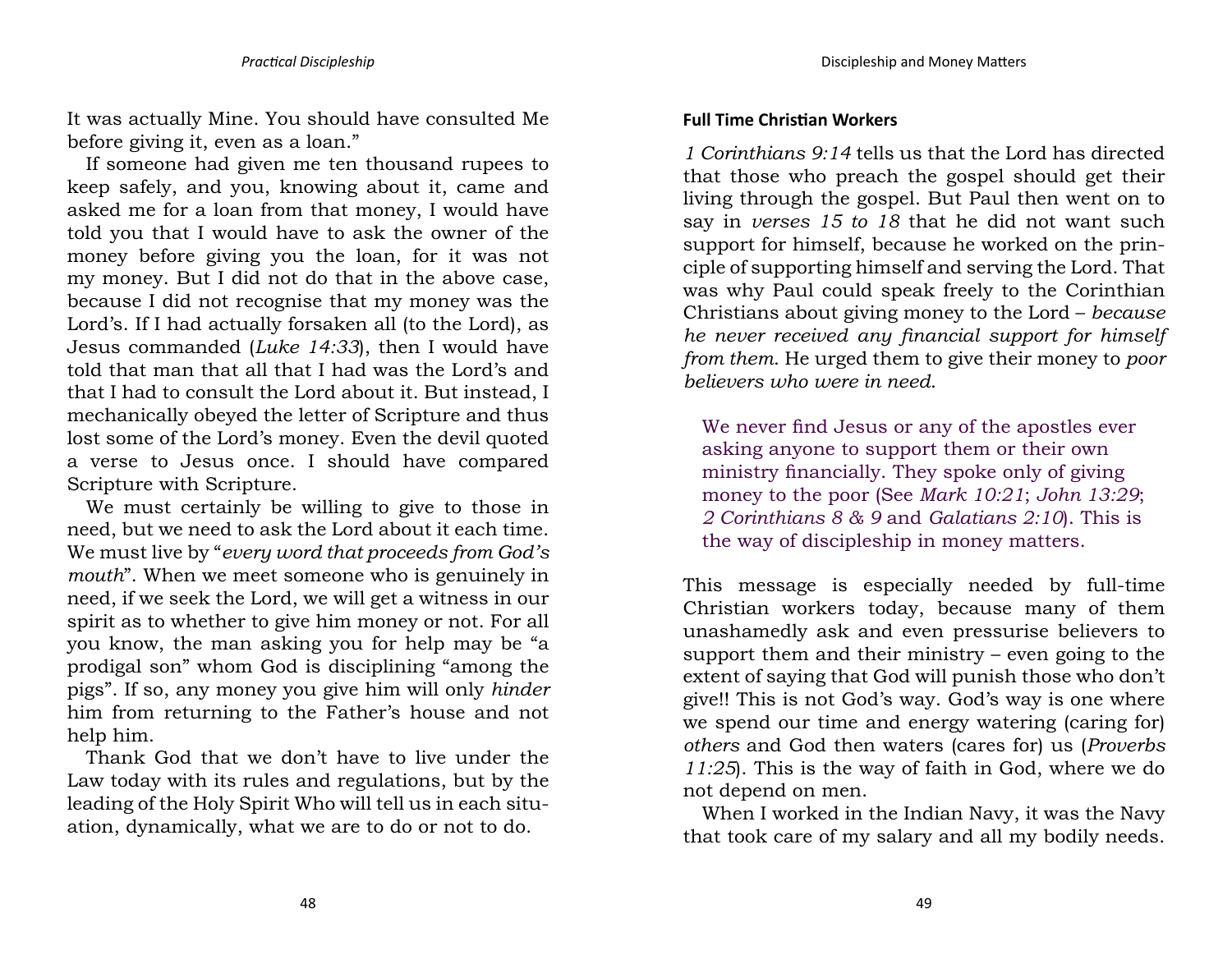It was actually Mine. You should have consulted Me before giving it, even as a loan."

If someone had given me ten thousand rupees to keep safely, and you, knowing about it, came and asked me for a loan from that money, I would have told you that I would have to ask the owner of the money before giving you the loan, for it was not my money. But I did not do that in the above case, because I did not recognise that my money was the Lord's. If I had actually forsaken all (to the Lord), as Jesus commanded (*Luke 14:33*), then I would have told that man that all that I had was the Lord's and that I had to consult the Lord about it. But instead, I mechanically obeyed the letter of Scripture and thus lost some of the Lord's money. Even the devil quoted a verse to Jesus once. I should have compared Scripture with Scripture.

We must certainly be willing to give to those in need, but we need to ask the Lord about it each time. We must live by "*every word that proceeds from God's mouth*". When we meet someone who is genuinely in need, if we seek the Lord, we will get a witness in our spirit as to whether to give him money or not. For all you know, the man asking you for help may be "a prodigal son" whom God is disciplining "among the pigs". If so, any money you give him will only *hinder* him from returning to the Father's house and not help him.

Thank God that we don't have to live under the Law today with its rules and regulations, but by the leading of the Holy Spirit Who will tell us in each situation, dynamically, what we are to do or not to do.

**Full Time Christian Workers**

*1 Corinthians 9:14* tells us that the Lord has directed that those who preach the gospel should get their living through the gospel. But Paul then went on to say in *verses 15 to 18* that he did not want such support for himself, because he worked on the principle of supporting himself and serving the Lord. That was why Paul could speak freely to the Corinthian Christians about giving money to the Lord – *because he never received any financial support for himself from them*. He urged them to give their money to *poor believers who were in need*.

> We never find Jesus or any of the apostles ever asking anyone to support them or their own ministry financially. They spoke only of giving money to the poor (See *Mark 10:21*; *John 13:29*; *2 Corinthians 8 & 9* and *Galatians 2:10*). This is the way of discipleship in money matters.

This message is especially needed by full-time Christian workers today, because many of them unashamedly ask and even pressurise believers to support them and their ministry – even going to the extent of saying that God will punish those who don't give!! This is not God's way. God's way is one where we spend our time and energy watering (caring for) *others* and God then waters (cares for) us (*Proverbs 11:25*). This is the way of faith in God, where we do not depend on men.

When I worked in the Indian Navy, it was the Navy that took care of my salary and all my bodily needs.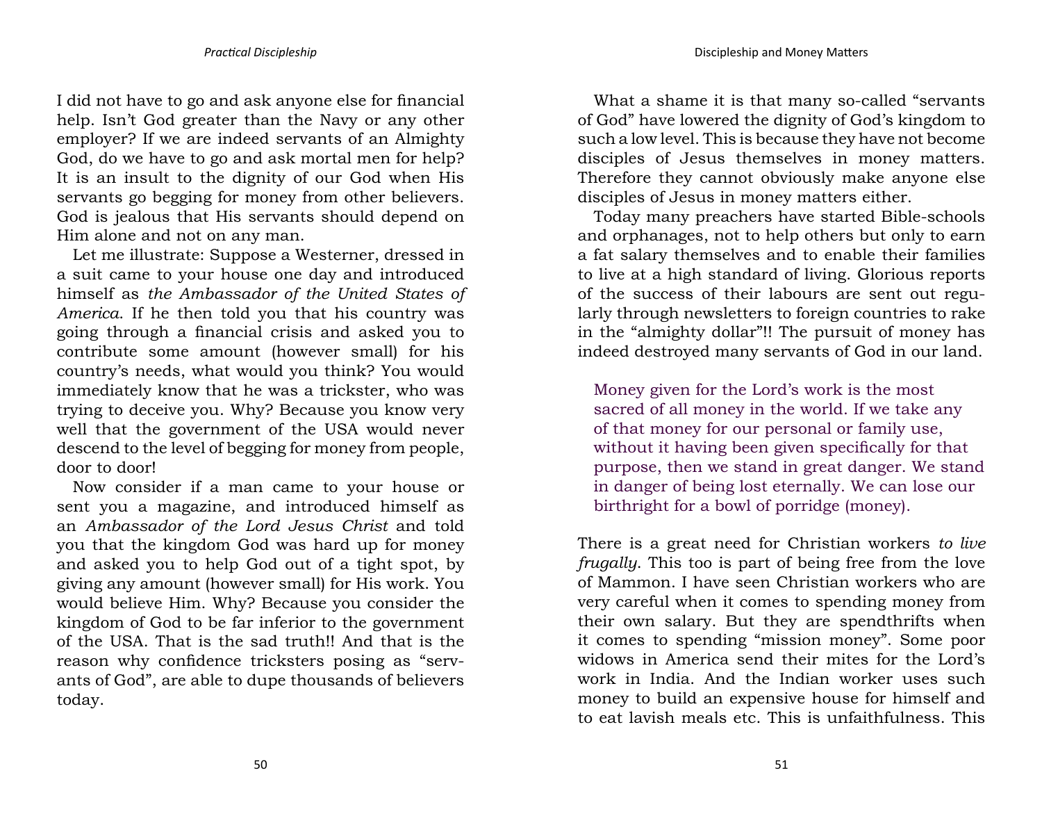I did not have to go and ask anyone else for financial help. Isn't God greater than the Navy or any other employer? If we are indeed servants of an Almighty God, do we have to go and ask mortal men for help? It is an insult to the dignity of our God when His servants go begging for money from other believers. God is jealous that His servants should depend on Him alone and not on any man.

Let me illustrate: Suppose a Westerner, dressed in a suit came to your house one day and introduced himself as *the Ambassador of the United States of America*. If he then told you that his country was going through a financial crisis and asked you to contribute some amount (however small) for his country's needs, what would you think? You would immediately know that he was a trickster, who was trying to deceive you. Why? Because you know very well that the government of the USA would never descend to the level of begging for money from people, door to door!

Now consider if a man came to your house or sent you a magazine, and introduced himself as an *Ambassador of the Lord Jesus Christ* and told you that the kingdom God was hard up for money and asked you to help God out of a tight spot, by giving any amount (however small) for His work. You would believe Him. Why? Because you consider the kingdom of God to be far inferior to the government of the USA. That is the sad truth!! And that is the reason why confidence tricksters posing as "servants of God", are able to dupe thousands of believers today.

What a shame it is that many so-called "servants of God" have lowered the dignity of God's kingdom to such a low level. This is because they have not become disciples of Jesus themselves in money matters. Therefore they cannot obviously make anyone else disciples of Jesus in money matters either.

Today many preachers have started Bible-schools and orphanages, not to help others but only to earn a fat salary themselves and to enable their families to live at a high standard of living. Glorious reports of the success of their labours are sent out regularly through newsletters to foreign countries to rake in the "almighty dollar"!! The pursuit of money has indeed destroyed many servants of God in our land.

> Money given for the Lord's work is the most sacred of all money in the world. If we take any of that money for our personal or family use, without it having been given specifically for that purpose, then we stand in great danger. We stand in danger of being lost eternally. We can lose our birthright for a bowl of porridge (money).

There is a great need for Christian workers *to live frugally*. This too is part of being free from the love of Mammon. I have seen Christian workers who are very careful when it comes to spending money from their own salary. But they are spendthrifts when it comes to spending "mission money". Some poor widows in America send their mites for the Lord's work in India. And the Indian worker uses such money to build an expensive house for himself and to eat lavish meals etc. This is unfaithfulness. This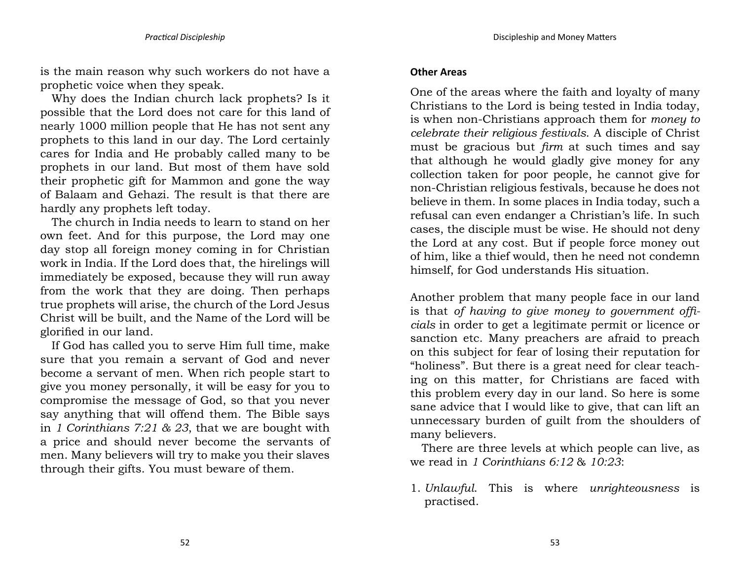is the main reason why such workers do not have a prophetic voice when they speak.

Why does the Indian church lack prophets? Is it possible that the Lord does not care for this land of nearly 1000 million people that He has not sent any prophets to this land in our day. The Lord certainly cares for India and He probably called many to be prophets in our land. But most of them have sold their prophetic gift for Mammon and gone the way of Balaam and Gehazi. The result is that there are hardly any prophets left today.

The church in India needs to learn to stand on her own feet. And for this purpose, the Lord may one day stop all foreign money coming in for Christian work in India. If the Lord does that, the hirelings will immediately be exposed, because they will run away from the work that they are doing. Then perhaps true prophets will arise, the church of the Lord Jesus Christ will be built, and the Name of the Lord will be glorified in our land.

If God has called you to serve Him full time, make sure that you remain a servant of God and never become a servant of men. When rich people start to give you money personally, it will be easy for you to compromise the message of God, so that you never say anything that will offend them. The Bible says in *1 Corinthians 7:21 & 23*, that we are bought with a price and should never become the servants of men. Many believers will try to make you their slaves through their gifts. You must beware of them.

#### Other Areas

One of the areas where the faith and loyalty of many Christians to the Lord is being tested in India today, is when non-Christians approach them for *money to celebrate their religious festivals*. A disciple of Christ must be gracious but *firm* at such times and say that although he would gladly give money for any collection taken for poor people, he cannot give for non-Christian religious festivals, because he does not believe in them. In some places in India today, such a refusal can even endanger a Christian's life. In such cases, the disciple must be wise. He should not deny the Lord at any cost. But if people force money out of him, like a thief would, then he need not condemn himself, for God understands His situation.

Another problem that many people face in our land is that *of having to give money to government officials* in order to get a legitimate permit or licence or sanction etc. Many preachers are afraid to preach on this subject for fear of losing their reputation for "holiness". But there is a great need for clear teaching on this matter, for Christians are faced with this problem every day in our land. So here is some sane advice that I would like to give, that can lift an unnecessary burden of guilt from the shoulders of many believers.

There are three levels at which people can live, as we read in *1 Corinthians 6:12* & *10:23*:

1. *Unlawful*. This is where *unrighteousness* is practised.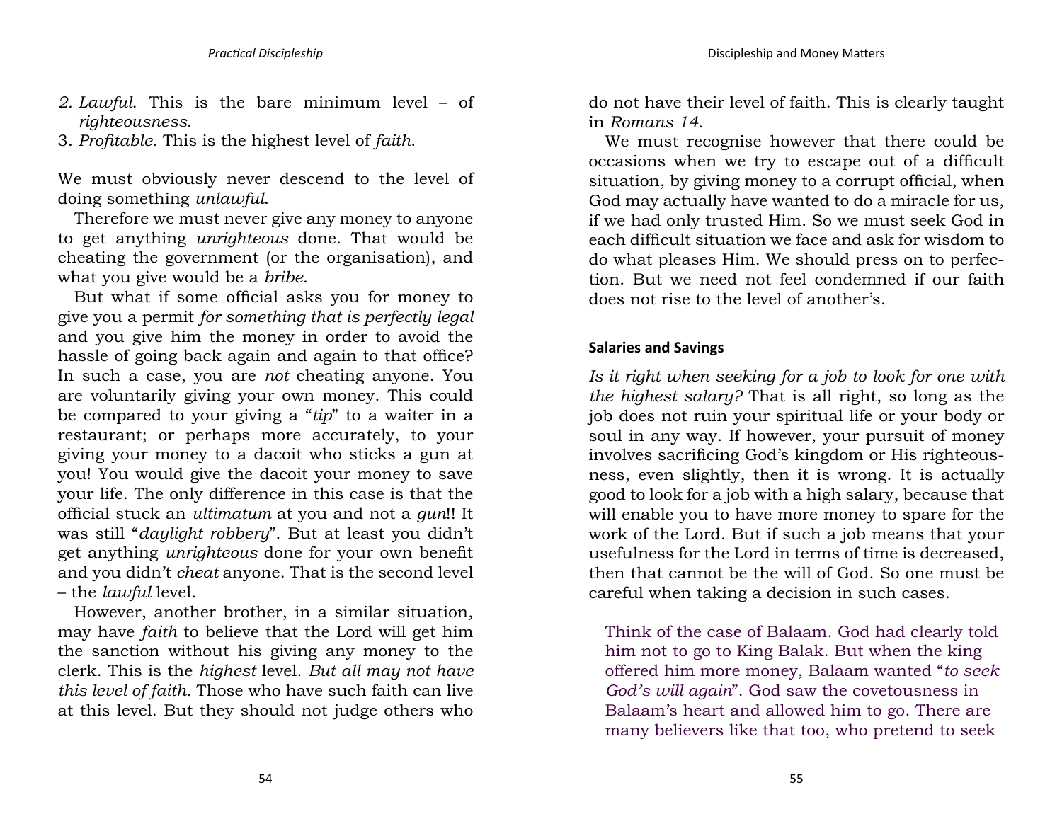2. *Lawful*. This is the bare minimum level – of *righteousness*.
3. *Profitable*. This is the highest level of *faith*.

We must obviously never descend to the level of doing something *unlawful*.

Therefore we must never give any money to anyone to get anything *unrighteous* done. That would be cheating the government (or the organisation), and what you give would be a *bribe*.

But what if some official asks you for money to give you a permit *for something that is perfectly legal* and you give him the money in order to avoid the hassle of going back again and again to that office? In such a case, you are *not* cheating anyone. You are voluntarily giving your own money. This could be compared to your giving a "*tip*" to a waiter in a restaurant; or perhaps more accurately, to your giving your money to a dacoit who sticks a gun at you! You would give the dacoit your money to save your life. The only difference in this case is that the official stuck an *ultimatum* at you and not a *gun*!! It was still "*daylight robbery*". But at least you didn't get anything *unrighteous* done for your own benefit and you didn't *cheat* anyone. That is the second level – the *lawful* level.

However, another brother, in a similar situation, may have *faith* to believe that the Lord will get him the sanction without his giving any money to the clerk. This is the *highest* level. *But all may not have this level of faith.* Those who have such faith can live at this level. But they should not judge others who do not have their level of faith. This is clearly taught in *Romans 14*.

We must recognise however that there could be occasions when we try to escape out of a difficult situation, by giving money to a corrupt official, when God may actually have wanted to do a miracle for us, if we had only trusted Him. So we must seek God in each difficult situation we face and ask for wisdom to do what pleases Him. We should press on to perfection. But we need not feel condemned if our faith does not rise to the level of another's.

#### Salaries and Savings

*Is it right when seeking for a job to look for one with the highest salary?* That is all right, so long as the job does not ruin your spiritual life or your body or soul in any way. If however, your pursuit of money involves sacrificing God's kingdom or His righteousness, even slightly, then it is wrong. It is actually good to look for a job with a high salary, because that will enable you to have more money to spare for the work of the Lord. But if such a job means that your usefulness for the Lord in terms of time is decreased, then that cannot be the will of God. So one must be careful when taking a decision in such cases.

Think of the case of Balaam. God had clearly told him not to go to King Balak. But when the king offered him more money, Balaam wanted "*to seek God's will again*". God saw the covetousness in Balaam's heart and allowed him to go. There are many believers like that too, who pretend to seek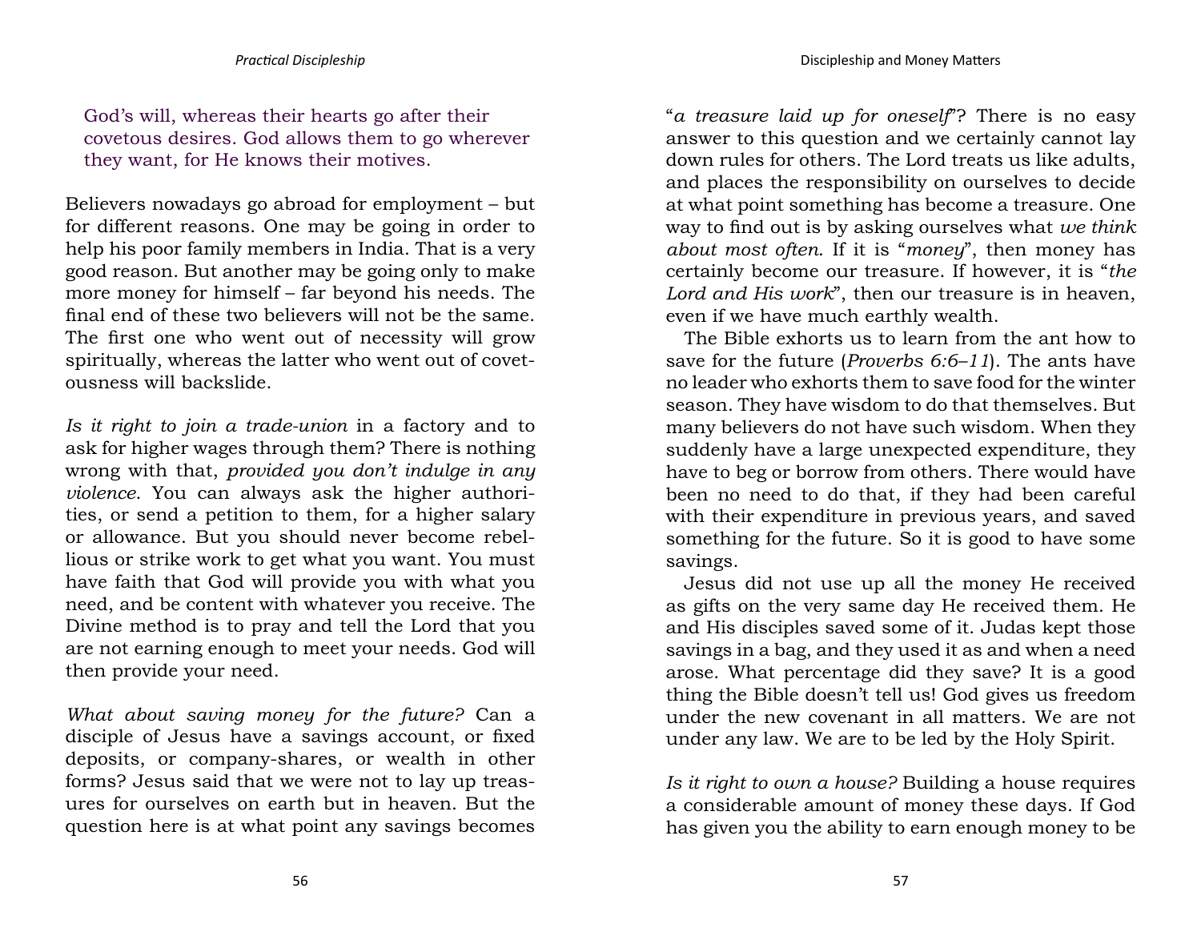God's will, whereas their hearts go after their covetous desires. God allows them to go wherever they want, for He knows their motives.

Believers nowadays go abroad for employment – but for different reasons. One may be going in order to help his poor family members in India. That is a very good reason. But another may be going only to make more money for himself – far beyond his needs. The final end of these two believers will not be the same. The first one who went out of necessity will grow spiritually, whereas the latter who went out of covetousness will backslide.

*Is it right to join a trade-union* in a factory and to ask for higher wages through them? There is nothing wrong with that, *provided you don't indulge in any violence*. You can always ask the higher authorities, or send a petition to them, for a higher salary or allowance. But you should never become rebellious or strike work to get what you want. You must have faith that God will provide you with what you need, and be content with whatever you receive. The Divine method is to pray and tell the Lord that you are not earning enough to meet your needs. God will then provide your need.

*What about saving money for the future?* Can a disciple of Jesus have a savings account, or fixed deposits, or company-shares, or wealth in other forms? Jesus said that we were not to lay up treasures for ourselves on earth but in heaven. But the question here is at what point any savings becomes "*a treasure laid up for oneself*"? There is no easy answer to this question and we certainly cannot lay down rules for others. The Lord treats us like adults, and places the responsibility on ourselves to decide at what point something has become a treasure. One way to find out is by asking ourselves what *we think about most often*. If it is "*money*", then money has certainly become our treasure. If however, it is "*the Lord and His work*", then our treasure is in heaven, even if we have much earthly wealth.

The Bible exhorts us to learn from the ant how to save for the future (*Proverbs 6:6–11*). The ants have no leader who exhorts them to save food for the winter season. They have wisdom to do that themselves. But many believers do not have such wisdom. When they suddenly have a large unexpected expenditure, they have to beg or borrow from others. There would have been no need to do that, if they had been careful with their expenditure in previous years, and saved something for the future. So it is good to have some savings.

Jesus did not use up all the money He received as gifts on the very same day He received them. He and His disciples saved some of it. Judas kept those savings in a bag, and they used it as and when a need arose. What percentage did they save? It is a good thing the Bible doesn't tell us! God gives us freedom under the new covenant in all matters. We are not under any law. We are to be led by the Holy Spirit.

*Is it right to own a house?* Building a house requires a considerable amount of money these days. If God has given you the ability to earn enough money to be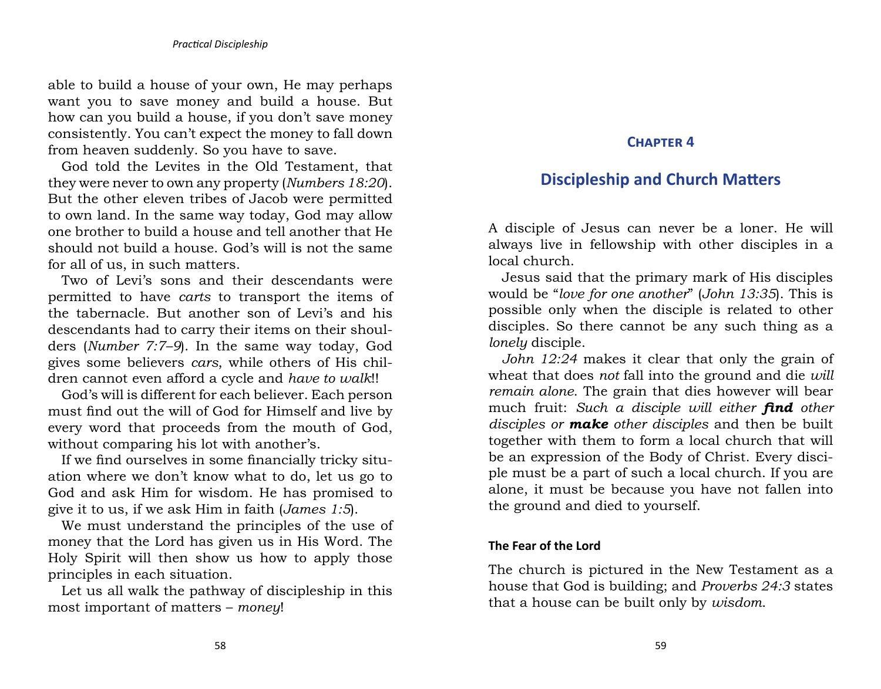able to build a house of your own, He may perhaps want you to save money and build a house. But how can you build a house, if you don't save money consistently. You can't expect the money to fall down from heaven suddenly. So you have to save.

God told the Levites in the Old Testament, that they were never to own any property (*Numbers 18:20*). But the other eleven tribes of Jacob were permitted to own land. In the same way today, God may allow one brother to build a house and tell another that He should not build a house. God's will is not the same for all of us, in such matters.

Two of Levi's sons and their descendants were permitted to have *carts* to transport the items of the tabernacle. But another son of Levi's and his descendants had to carry their items on their shoulders (*Number 7:7–9*). In the same way today, God gives some believers *cars*, while others of His children cannot even afford a cycle and *have to walk*!!

God's will is different for each believer. Each person must find out the will of God for Himself and live by every word that proceeds from the mouth of God, without comparing his lot with another's.

If we find ourselves in some financially tricky situation where we don't know what to do, let us go to God and ask Him for wisdom. He has promised to give it to us, if we ask Him in faith (*James 1:5*).

We must understand the principles of the use of money that the Lord has given us in His Word. The Holy Spirit will then show us how to apply those principles in each situation.

Let us all walk the pathway of discipleship in this most important of matters – *money*!

## Chapter 4

# Discipleship and Church Matters

A disciple of Jesus can never be a loner. He will always live in fellowship with other disciples in a local church.

Jesus said that the primary mark of His disciples would be "*love for one another*" (*John 13:35*). This is possible only when the disciple is related to other disciples. So there cannot be any such thing as a *lonely* disciple.

*John 12:24* makes it clear that only the grain of wheat that does *not* fall into the ground and die *will remain alone*. The grain that dies however will bear much fruit: *Such a disciple will either **find** other disciples or **make** other disciples* and then be built together with them to form a local church that will be an expression of the Body of Christ. Every disciple must be a part of such a local church. If you are alone, it must be because you have not fallen into the ground and died to yourself.

### The Fear of the Lord

The church is pictured in the New Testament as a house that God is building; and *Proverbs 24:3* states that a house can be built only by *wisdom*.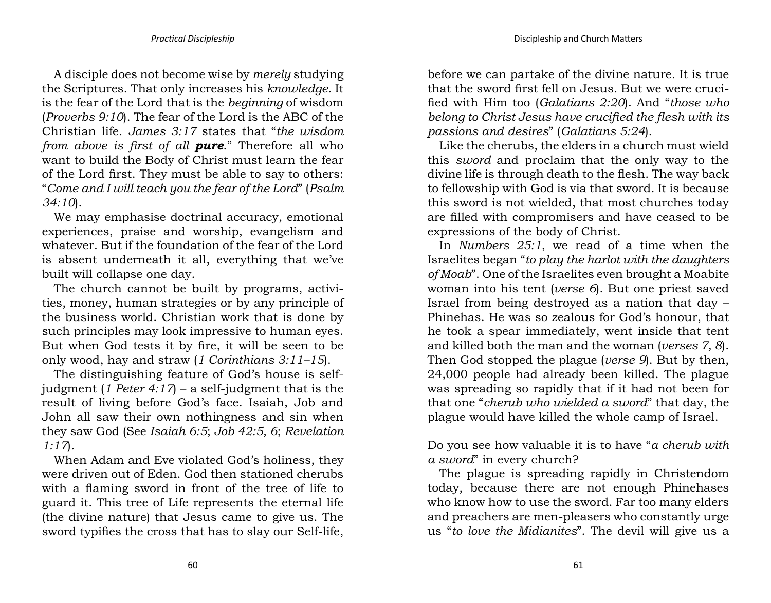A disciple does not become wise by *merely* studying the Scriptures. That only increases his *knowledge*. It is the fear of the Lord that is the *beginning* of wisdom (*Proverbs 9:10*). The fear of the Lord is the ABC of the Christian life. *James 3:17* states that "*the wisdom from above is first of all* ***pure***." Therefore all who want to build the Body of Christ must learn the fear of the Lord first. They must be able to say to others: "*Come and I will teach you the fear of the Lord*" (*Psalm 34:10*).

We may emphasise doctrinal accuracy, emotional experiences, praise and worship, evangelism and whatever. But if the foundation of the fear of the Lord is absent underneath it all, everything that we've built will collapse one day.

The church cannot be built by programs, activities, money, human strategies or by any principle of the business world. Christian work that is done by such principles may look impressive to human eyes. But when God tests it by fire, it will be seen to be only wood, hay and straw (*1 Corinthians 3:11–15*).

The distinguishing feature of God's house is self-judgment (*1 Peter 4:17*) – a self-judgment that is the result of living before God's face. Isaiah, Job and John all saw their own nothingness and sin when they saw God (See *Isaiah 6:5*; *Job 42:5, 6*; *Revelation 1:17*).

When Adam and Eve violated God's holiness, they were driven out of Eden. God then stationed cherubs with a flaming sword in front of the tree of life to guard it. This tree of Life represents the eternal life (the divine nature) that Jesus came to give us. The sword typifies the cross that has to slay our Self-life, before we can partake of the divine nature. It is true that the sword first fell on Jesus. But we were crucified with Him too (*Galatians 2:20*). And "*those who belong to Christ Jesus have crucified the flesh with its passions and desires*" (*Galatians 5:24*).

Like the cherubs, the elders in a church must wield this *sword* and proclaim that the only way to the divine life is through death to the flesh. The way back to fellowship with God is via that sword. It is because this sword is not wielded, that most churches today are filled with compromisers and have ceased to be expressions of the body of Christ.

In *Numbers 25:1*, we read of a time when the Israelites began "*to play the harlot with the daughters of Moab*". One of the Israelites even brought a Moabite woman into his tent (*verse 6*). But one priest saved Israel from being destroyed as a nation that day – Phinehas. He was so zealous for God's honour, that he took a spear immediately, went inside that tent and killed both the man and the woman (*verses 7, 8*). Then God stopped the plague (*verse 9*). But by then, 24,000 people had already been killed. The plague was spreading so rapidly that if it had not been for that one "*cherub who wielded a sword*" that day, the plague would have killed the whole camp of Israel.

Do you see how valuable it is to have "*a cherub with a sword*" in every church?

The plague is spreading rapidly in Christendom today, because there are not enough Phinehases who know how to use the sword. Far too many elders and preachers are men-pleasers who constantly urge us "*to love the Midianites*". The devil will give us a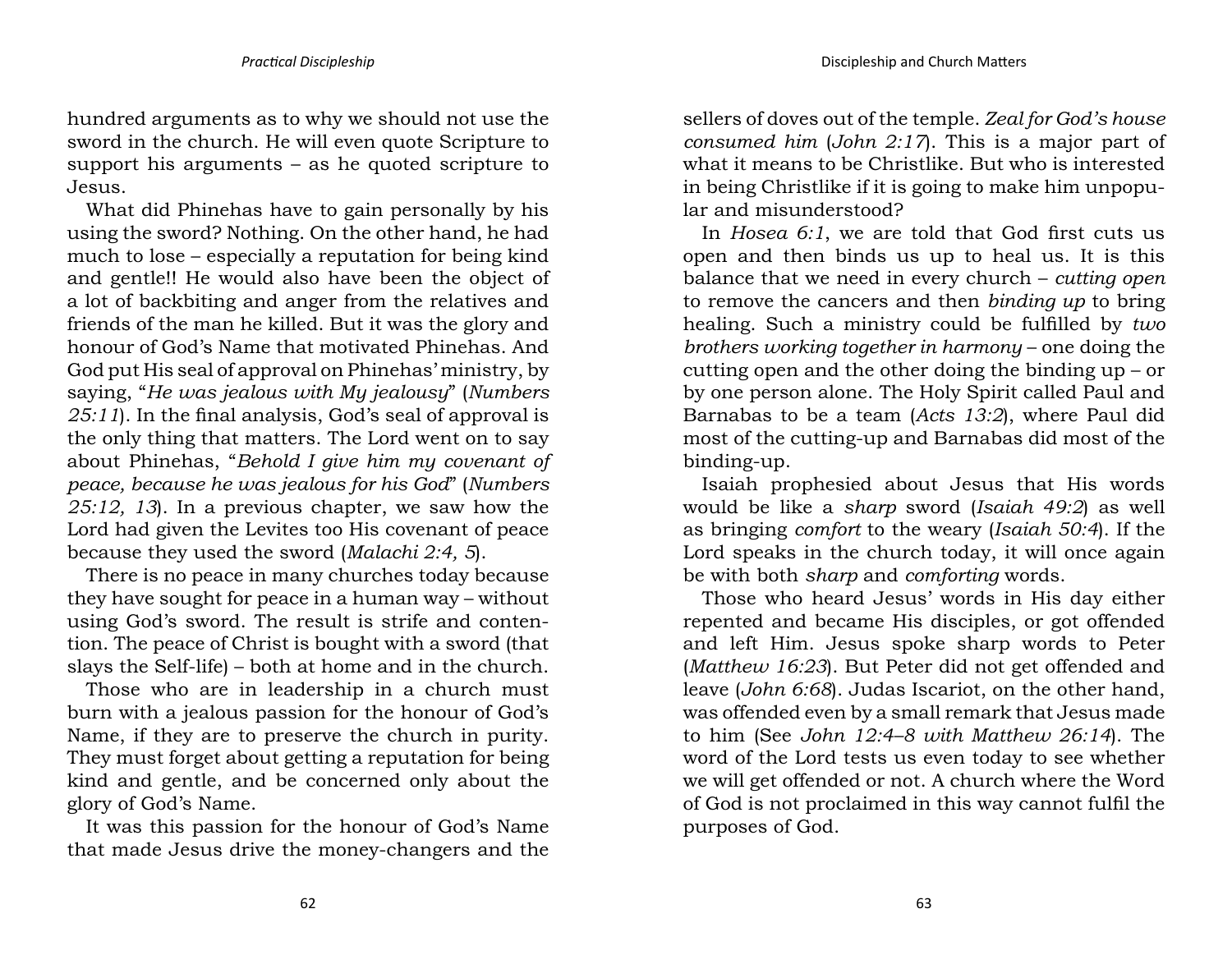hundred arguments as to why we should not use the sword in the church. He will even quote Scripture to support his arguments – as he quoted scripture to Jesus.

What did Phinehas have to gain personally by his using the sword? Nothing. On the other hand, he had much to lose – especially a reputation for being kind and gentle!! He would also have been the object of a lot of backbiting and anger from the relatives and friends of the man he killed. But it was the glory and honour of God's Name that motivated Phinehas. And God put His seal of approval on Phinehas' ministry, by saying, "*He was jealous with My jealousy*" (*Numbers 25:11*). In the final analysis, God's seal of approval is the only thing that matters. The Lord went on to say about Phinehas, "*Behold I give him my covenant of peace, because he was jealous for his God*" (*Numbers 25:12, 13*). In a previous chapter, we saw how the Lord had given the Levites too His covenant of peace because they used the sword (*Malachi 2:4, 5*).

There is no peace in many churches today because they have sought for peace in a human way – without using God's sword. The result is strife and contention. The peace of Christ is bought with a sword (that slays the Self-life) – both at home and in the church.

Those who are in leadership in a church must burn with a jealous passion for the honour of God's Name, if they are to preserve the church in purity. They must forget about getting a reputation for being kind and gentle, and be concerned only about the glory of God's Name.

It was this passion for the honour of God's Name that made Jesus drive the money-changers and the sellers of doves out of the temple. *Zeal for God's house consumed him* (*John 2:17*). This is a major part of what it means to be Christlike. But who is interested in being Christlike if it is going to make him unpopular and misunderstood?

In *Hosea 6:1,* we are told that God first cuts us open and then binds us up to heal us. It is this balance that we need in every church – *cutting open* to remove the cancers and then *binding up* to bring healing. Such a ministry could be fulfilled by *two brothers working together in harmony* – one doing the cutting open and the other doing the binding up – or by one person alone. The Holy Spirit called Paul and Barnabas to be a team (*Acts 13:2*), where Paul did most of the cutting-up and Barnabas did most of the binding-up.

Isaiah prophesied about Jesus that His words would be like a *sharp* sword (*Isaiah 49:2*) as well as bringing *comfort* to the weary (*Isaiah 50:4*). If the Lord speaks in the church today, it will once again be with both *sharp* and *comforting* words.

Those who heard Jesus' words in His day either repented and became His disciples, or got offended and left Him. Jesus spoke sharp words to Peter (*Matthew 16:23*). But Peter did not get offended and leave (*John 6:68*). Judas Iscariot, on the other hand, was offended even by a small remark that Jesus made to him (See *John 12:4–8 with Matthew 26:14*). The word of the Lord tests us even today to see whether we will get offended or not. A church where the Word of God is not proclaimed in this way cannot fulfil the purposes of God.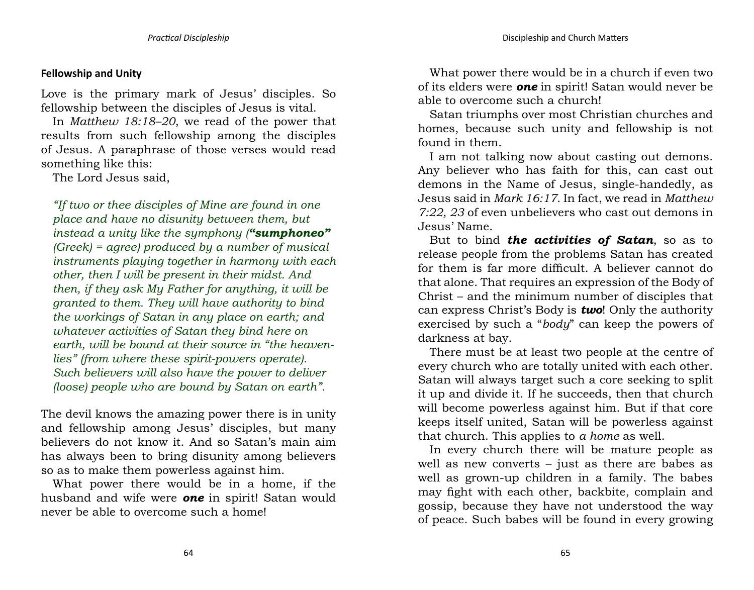### Fellowship and Unity

Love is the primary mark of Jesus' disciples. So fellowship between the disciples of Jesus is vital.

In *Matthew 18:18–20*, we read of the power that results from such fellowship among the disciples of Jesus. A paraphrase of those verses would read something like this:

The Lord Jesus said,

> *"If two or thee disciples of Mine are found in one place and have no disunity between them, but instead a unity like the symphony (****"sumphoneo"**** (Greek) = agree) produced by a number of musical instruments playing together in harmony with each other, then I will be present in their midst. And then, if they ask My Father for anything, it will be granted to them. They will have authority to bind the workings of Satan in any place on earth; and whatever activities of Satan they bind here on earth, will be bound at their source in "the heavenlies" (from where these spirit-powers operate). Such believers will also have the power to deliver (loose) people who are bound by Satan on earth".*

The devil knows the amazing power there is in unity and fellowship among Jesus' disciples, but many believers do not know it. And so Satan's main aim has always been to bring disunity among believers so as to make them powerless against him.

What power there would be in a home, if the husband and wife were ***one*** in spirit! Satan would never be able to overcome such a home!

What power there would be in a church if even two of its elders were ***one*** in spirit! Satan would never be able to overcome such a church!

Satan triumphs over most Christian churches and homes, because such unity and fellowship is not found in them.

I am not talking now about casting out demons. Any believer who has faith for this, can cast out demons in the Name of Jesus, single-handedly, as Jesus said in *Mark 16:17*. In fact, we read in *Matthew 7:22, 23* of even unbelievers who cast out demons in Jesus' Name.

But to bind ***the activities of Satan***, so as to release people from the problems Satan has created for them is far more difficult. A believer cannot do that alone. That requires an expression of the Body of Christ – and the minimum number of disciples that can express Christ's Body is ***two***! Only the authority exercised by such a "*body*" can keep the powers of darkness at bay.

There must be at least two people at the centre of every church who are totally united with each other. Satan will always target such a core seeking to split it up and divide it. If he succeeds, then that church will become powerless against him. But if that core keeps itself united, Satan will be powerless against that church. This applies to *a home* as well.

In every church there will be mature people as well as new converts – just as there are babes as well as grown-up children in a family. The babes may fight with each other, backbite, complain and gossip, because they have not understood the way of peace. Such babes will be found in every growing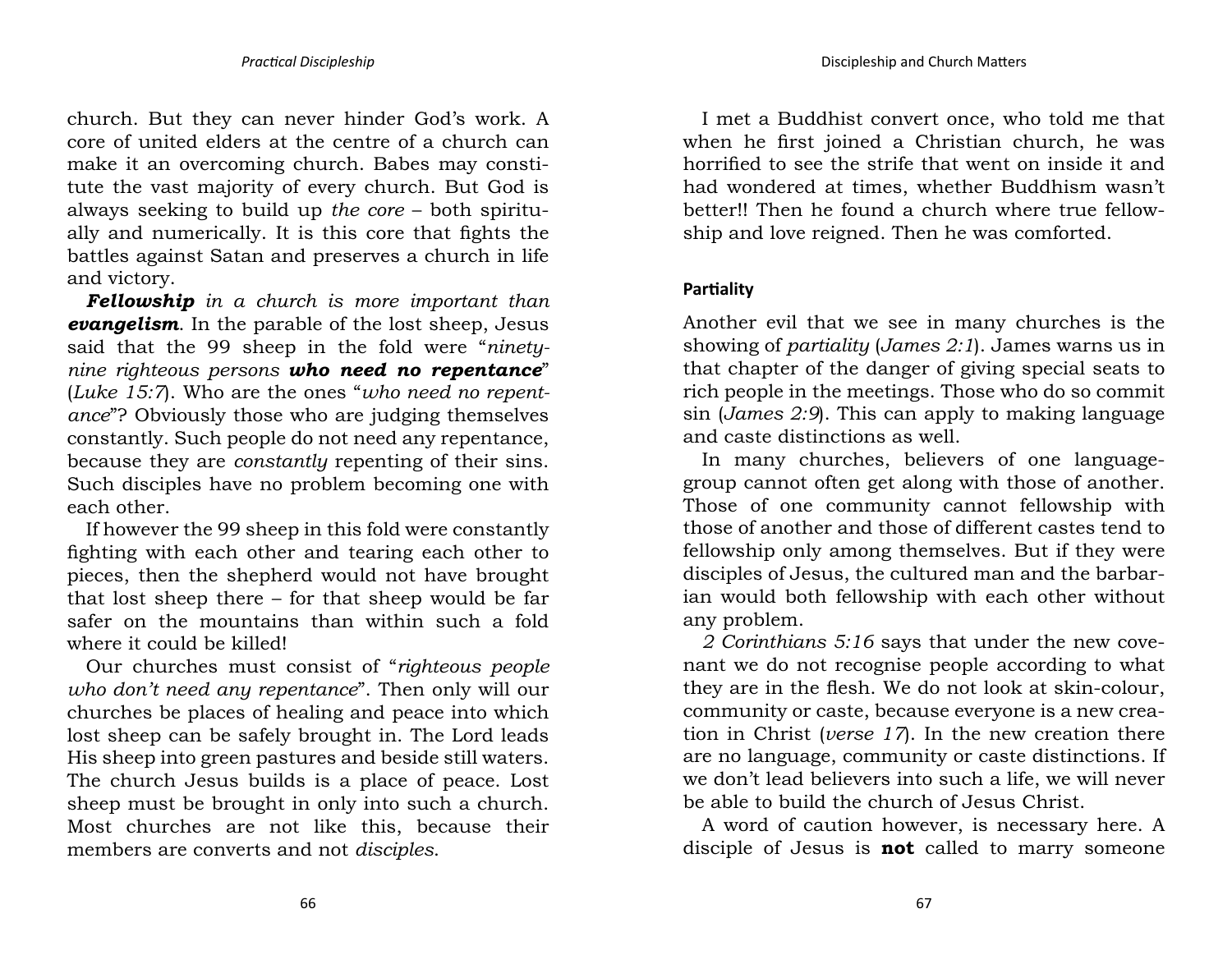church. But they can never hinder God's work. A core of united elders at the centre of a church can make it an overcoming church. Babes may constitute the vast majority of every church. But God is always seeking to build up *the core* – both spiritually and numerically. It is this core that fights the battles against Satan and preserves a church in life and victory.

***Fellowship*** *in a church is more important than* ***evangelism***. In the parable of the lost sheep, Jesus said that the 99 sheep in the fold were "*ninety-nine righteous persons* ***who need no repentance***" (*Luke 15:7*). Who are the ones "*who need no repentance*"? Obviously those who are judging themselves constantly. Such people do not need any repentance, because they are *constantly* repenting of their sins. Such disciples have no problem becoming one with each other.

If however the 99 sheep in this fold were constantly fighting with each other and tearing each other to pieces, then the shepherd would not have brought that lost sheep there – for that sheep would be far safer on the mountains than within such a fold where it could be killed!

Our churches must consist of "*righteous people who don't need any repentance*". Then only will our churches be places of healing and peace into which lost sheep can be safely brought in. The Lord leads His sheep into green pastures and beside still waters. The church Jesus builds is a place of peace. Lost sheep must be brought in only into such a church. Most churches are not like this, because their members are converts and not *disciples*.

I met a Buddhist convert once, who told me that when he first joined a Christian church, he was horrified to see the strife that went on inside it and had wondered at times, whether Buddhism wasn't better!! Then he found a church where true fellowship and love reigned. Then he was comforted.

#### Partiality

Another evil that we see in many churches is the showing of *partiality* (*James 2:1*). James warns us in that chapter of the danger of giving special seats to rich people in the meetings. Those who do so commit sin (*James 2:9*). This can apply to making language and caste distinctions as well.

In many churches, believers of one language-group cannot often get along with those of another. Those of one community cannot fellowship with those of another and those of different castes tend to fellowship only among themselves. But if they were disciples of Jesus, the cultured man and the barbarian would both fellowship with each other without any problem.

*2 Corinthians 5:16* says that under the new covenant we do not recognise people according to what they are in the flesh. We do not look at skin-colour, community or caste, because everyone is a new creation in Christ (*verse 17*). In the new creation there are no language, community or caste distinctions. If we don't lead believers into such a life, we will never be able to build the church of Jesus Christ.

A word of caution however, is necessary here. A disciple of Jesus is **not** called to marry someone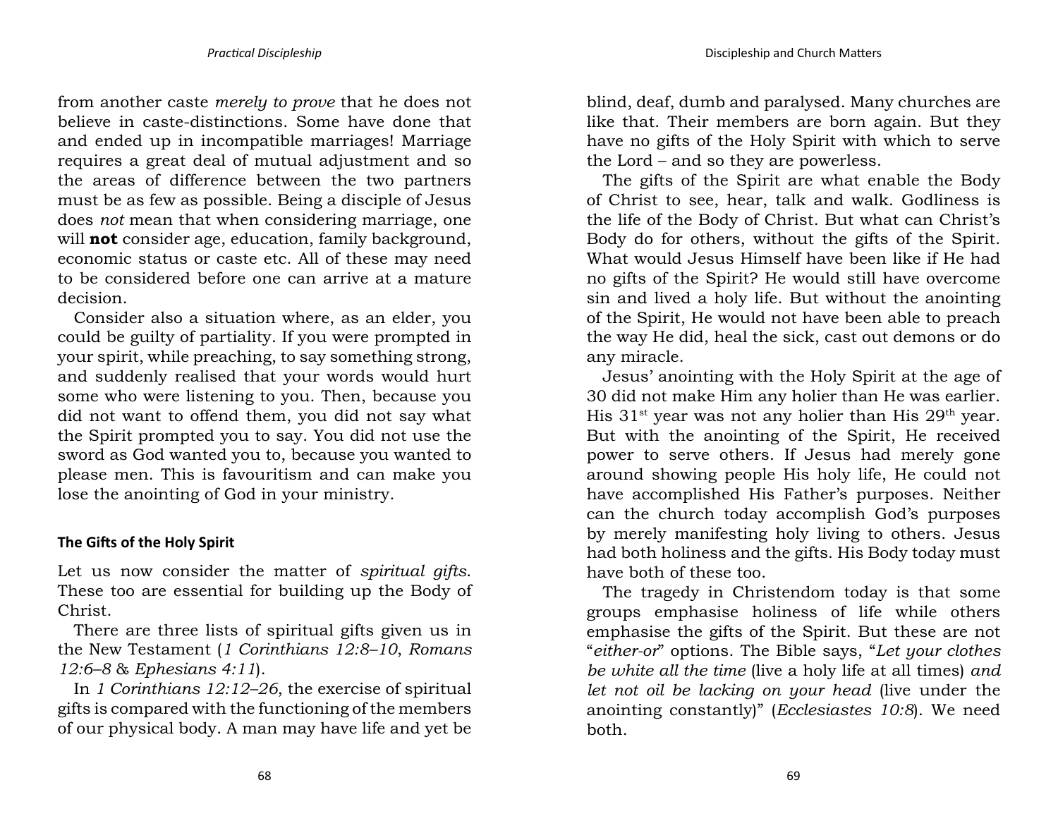from another caste *merely to prove* that he does not believe in caste-distinctions. Some have done that and ended up in incompatible marriages! Marriage requires a great deal of mutual adjustment and so the areas of difference between the two partners must be as few as possible. Being a disciple of Jesus does *not* mean that when considering marriage, one will **not** consider age, education, family background, economic status or caste etc. All of these may need to be considered before one can arrive at a mature decision.

Consider also a situation where, as an elder, you could be guilty of partiality. If you were prompted in your spirit, while preaching, to say something strong, and suddenly realised that your words would hurt some who were listening to you. Then, because you did not want to offend them, you did not say what the Spirit prompted you to say. You did not use the sword as God wanted you to, because you wanted to please men. This is favouritism and can make you lose the anointing of God in your ministry.

### The Gifts of the Holy Spirit

Let us now consider the matter of *spiritual gifts*. These too are essential for building up the Body of Christ.

There are three lists of spiritual gifts given us in the New Testament (*1 Corinthians 12:8–10*, *Romans 12:6–8* & *Ephesians 4:11*).

In *1 Corinthians 12:12–26*, the exercise of spiritual gifts is compared with the functioning of the members of our physical body. A man may have life and yet be blind, deaf, dumb and paralysed. Many churches are like that. Their members are born again. But they have no gifts of the Holy Spirit with which to serve the Lord – and so they are powerless.

The gifts of the Spirit are what enable the Body of Christ to see, hear, talk and walk. Godliness is the life of the Body of Christ. But what can Christ's Body do for others, without the gifts of the Spirit. What would Jesus Himself have been like if He had no gifts of the Spirit? He would still have overcome sin and lived a holy life. But without the anointing of the Spirit, He would not have been able to preach the way He did, heal the sick, cast out demons or do any miracle.

Jesus' anointing with the Holy Spirit at the age of 30 did not make Him any holier than He was earlier. His 31st year was not any holier than His 29th year. But with the anointing of the Spirit, He received power to serve others. If Jesus had merely gone around showing people His holy life, He could not have accomplished His Father's purposes. Neither can the church today accomplish God's purposes by merely manifesting holy living to others. Jesus had both holiness and the gifts. His Body today must have both of these too.

The tragedy in Christendom today is that some groups emphasise holiness of life while others emphasise the gifts of the Spirit. But these are not "*either-or*" options. The Bible says, "*Let your clothes be white all the time* (live a holy life at all times) *and let not oil be lacking on your head* (live under the anointing constantly)" (*Ecclesiastes 10:8*). We need both.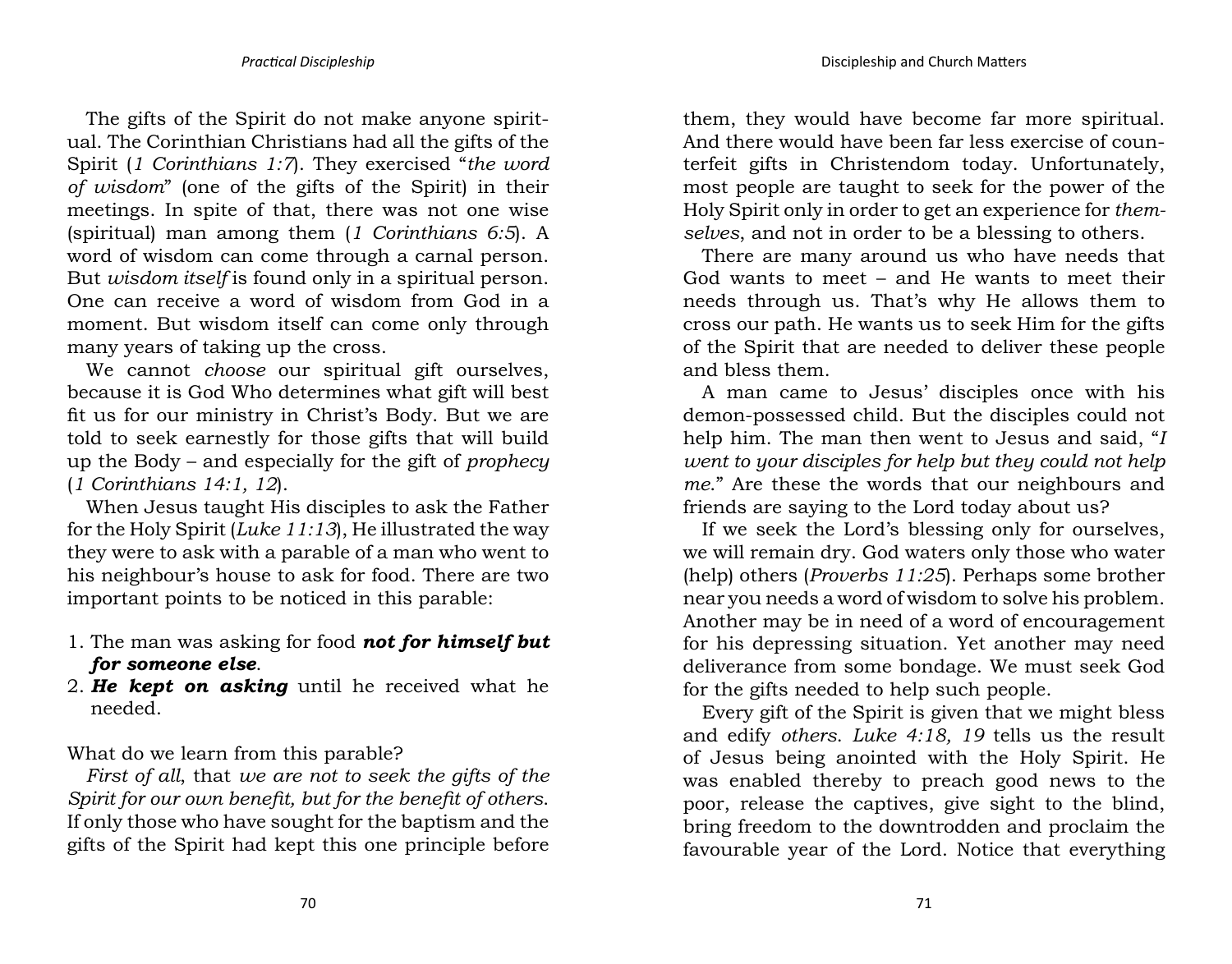The gifts of the Spirit do not make anyone spiritual. The Corinthian Christians had all the gifts of the Spirit (*1 Corinthians 1:7*). They exercised "*the word of wisdom*" (one of the gifts of the Spirit) in their meetings. In spite of that, there was not one wise (spiritual) man among them (*1 Corinthians 6:5*). A word of wisdom can come through a carnal person. But *wisdom itself* is found only in a spiritual person. One can receive a word of wisdom from God in a moment. But wisdom itself can come only through many years of taking up the cross.

We cannot *choose* our spiritual gift ourselves, because it is God Who determines what gift will best fit us for our ministry in Christ's Body. But we are told to seek earnestly for those gifts that will build up the Body – and especially for the gift of *prophecy* (*1 Corinthians 14:1, 12*).

When Jesus taught His disciples to ask the Father for the Holy Spirit (*Luke 11:13*), He illustrated the way they were to ask with a parable of a man who went to his neighbour's house to ask for food. There are two important points to be noticed in this parable:

1. The man was asking for food ***not for himself but for someone else***.
2. ***He kept on asking*** until he received what he needed.

What do we learn from this parable?

*First of all*, that *we are not to seek the gifts of the Spirit for our own benefit, but for the benefit of others*. If only those who have sought for the baptism and the gifts of the Spirit had kept this one principle before them, they would have become far more spiritual. And there would have been far less exercise of counterfeit gifts in Christendom today. Unfortunately, most people are taught to seek for the power of the Holy Spirit only in order to get an experience for *themselves*, and not in order to be a blessing to others.

There are many around us who have needs that God wants to meet – and He wants to meet their needs through us. That's why He allows them to cross our path. He wants us to seek Him for the gifts of the Spirit that are needed to deliver these people and bless them.

A man came to Jesus' disciples once with his demon-possessed child. But the disciples could not help him. The man then went to Jesus and said, "*I went to your disciples for help but they could not help me*." Are these the words that our neighbours and friends are saying to the Lord today about us?

If we seek the Lord's blessing only for ourselves, we will remain dry. God waters only those who water (help) others (*Proverbs 11:25*). Perhaps some brother near you needs a word of wisdom to solve his problem. Another may be in need of a word of encouragement for his depressing situation. Yet another may need deliverance from some bondage. We must seek God for the gifts needed to help such people.

Every gift of the Spirit is given that we might bless and edify *others*. *Luke 4:18, 19* tells us the result of Jesus being anointed with the Holy Spirit. He was enabled thereby to preach good news to the poor, release the captives, give sight to the blind, bring freedom to the downtrodden and proclaim the favourable year of the Lord. Notice that everything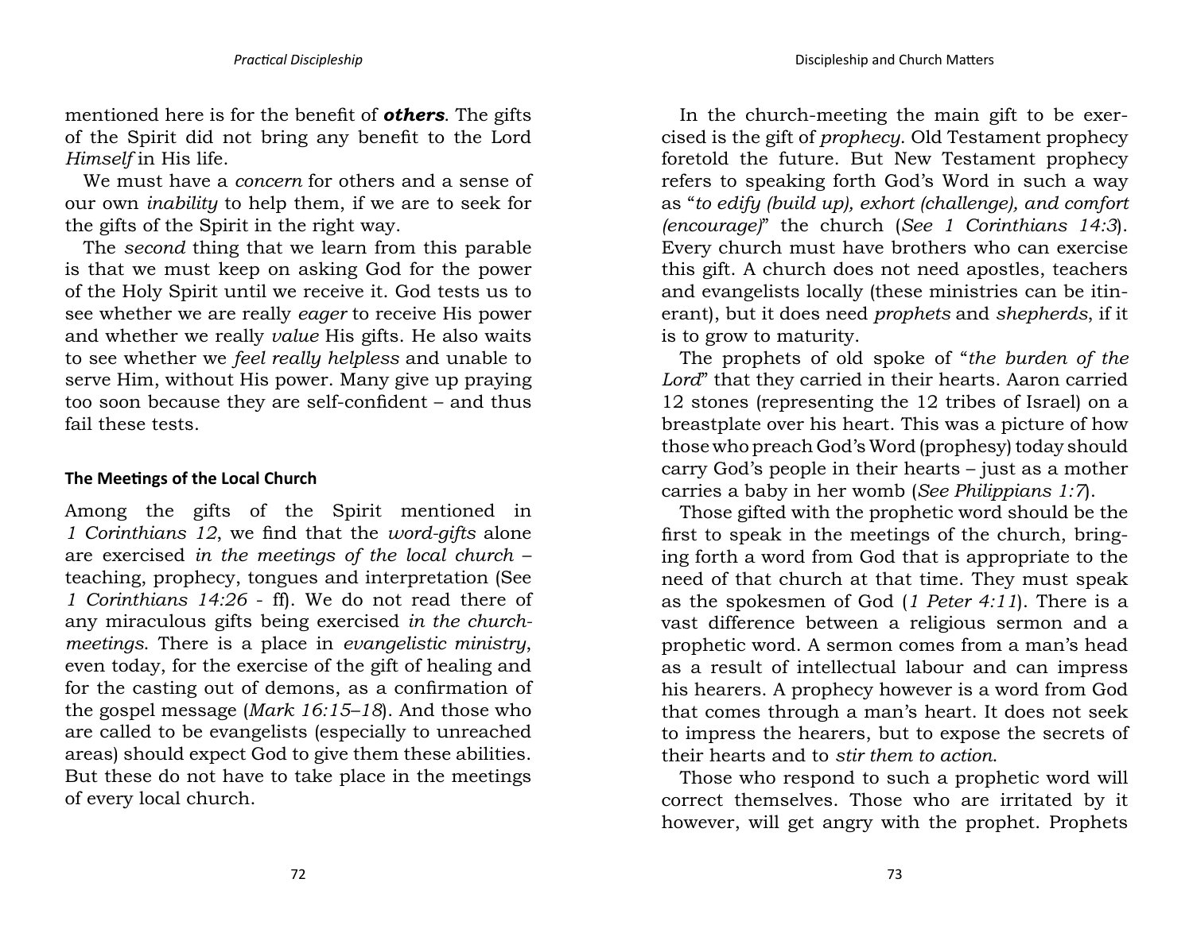mentioned here is for the benefit of ***others***. The gifts of the Spirit did not bring any benefit to the Lord *Himself* in His life.

We must have a *concern* for others and a sense of our own *inability* to help them, if we are to seek for the gifts of the Spirit in the right way.

The *second* thing that we learn from this parable is that we must keep on asking God for the power of the Holy Spirit until we receive it. God tests us to see whether we are really *eager* to receive His power and whether we really *value* His gifts. He also waits to see whether we *feel really helpless* and unable to serve Him, without His power. Many give up praying too soon because they are self-confident – and thus fail these tests.

### The Meetings of the Local Church

Among the gifts of the Spirit mentioned in *1 Corinthians 12*, we find that the *word-gifts* alone are exercised *in the meetings of the local church* – teaching, prophecy, tongues and interpretation (See *1 Corinthians 14:26* - ff). We do not read there of any miraculous gifts being exercised *in the church-meetings*. There is a place in *evangelistic ministry*, even today, for the exercise of the gift of healing and for the casting out of demons, as a confirmation of the gospel message (*Mark 16:15–18*). And those who are called to be evangelists (especially to unreached areas) should expect God to give them these abilities. But these do not have to take place in the meetings of every local church.

In the church-meeting the main gift to be exercised is the gift of *prophecy*. Old Testament prophecy foretold the future. But New Testament prophecy refers to speaking forth God's Word in such a way as "*to edify (build up), exhort (challenge), and comfort (encourage)*" the church (*See 1 Corinthians 14:3*). Every church must have brothers who can exercise this gift. A church does not need apostles, teachers and evangelists locally (these ministries can be itinerant), but it does need *prophets* and *shepherds*, if it is to grow to maturity.

The prophets of old spoke of "*the burden of the Lord*" that they carried in their hearts. Aaron carried 12 stones (representing the 12 tribes of Israel) on a breastplate over his heart. This was a picture of how those who preach God's Word (prophesy) today should carry God's people in their hearts – just as a mother carries a baby in her womb (*See Philippians 1:7*).

Those gifted with the prophetic word should be the first to speak in the meetings of the church, bringing forth a word from God that is appropriate to the need of that church at that time. They must speak as the spokesmen of God (*1 Peter 4:11*). There is a vast difference between a religious sermon and a prophetic word. A sermon comes from a man's head as a result of intellectual labour and can impress his hearers. A prophecy however is a word from God that comes through a man's heart. It does not seek to impress the hearers, but to expose the secrets of their hearts and to *stir them to action*.

Those who respond to such a prophetic word will correct themselves. Those who are irritated by it however, will get angry with the prophet. Prophets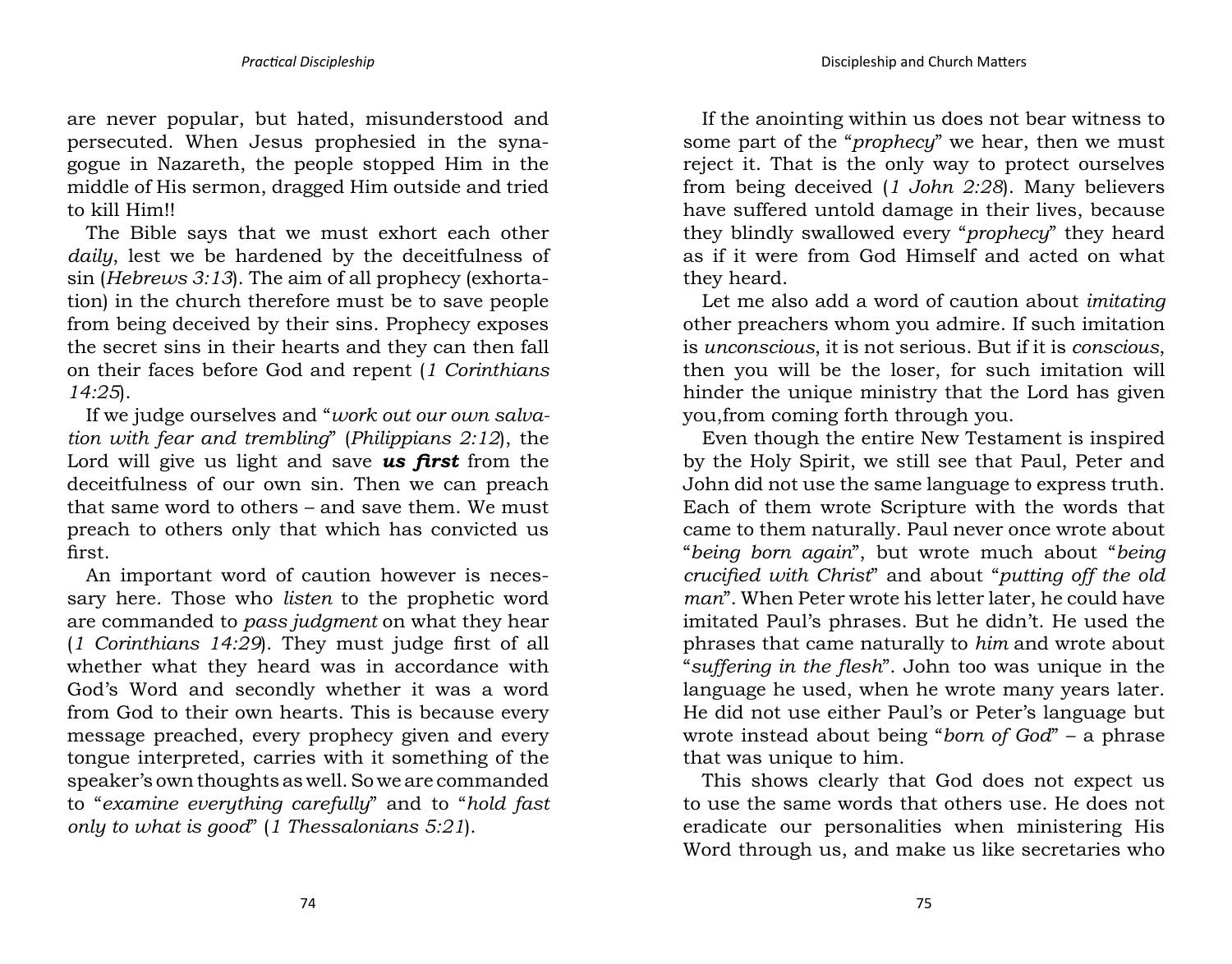are never popular, but hated, misunderstood and persecuted. When Jesus prophesied in the synagogue in Nazareth, the people stopped Him in the middle of His sermon, dragged Him outside and tried to kill Him!!

The Bible says that we must exhort each other *daily*, lest we be hardened by the deceitfulness of sin (*Hebrews 3:13*). The aim of all prophecy (exhortation) in the church therefore must be to save people from being deceived by their sins. Prophecy exposes the secret sins in their hearts and they can then fall on their faces before God and repent (*1 Corinthians 14:25*).

If we judge ourselves and "*work out our own salvation with fear and trembling*" (*Philippians 2:12*), the Lord will give us light and save ***us first*** from the deceitfulness of our own sin. Then we can preach that same word to others – and save them. We must preach to others only that which has convicted us first.

An important word of caution however is necessary here. Those who *listen* to the prophetic word are commanded to *pass judgment* on what they hear (*1 Corinthians 14:29*). They must judge first of all whether what they heard was in accordance with God's Word and secondly whether it was a word from God to their own hearts. This is because every message preached, every prophecy given and every tongue interpreted, carries with it something of the speaker's own thoughts as well. So we are commanded to "*examine everything carefully*" and to "*hold fast only to what is good*" (*1 Thessalonians 5:21*).

If the anointing within us does not bear witness to some part of the "*prophecy*" we hear, then we must reject it. That is the only way to protect ourselves from being deceived (*1 John 2:28*). Many believers have suffered untold damage in their lives, because they blindly swallowed every "*prophecy*" they heard as if it were from God Himself and acted on what they heard.

Let me also add a word of caution about *imitating* other preachers whom you admire. If such imitation is *unconscious*, it is not serious. But if it is *conscious*, then you will be the loser, for such imitation will hinder the unique ministry that the Lord has given you,from coming forth through you.

Even though the entire New Testament is inspired by the Holy Spirit, we still see that Paul, Peter and John did not use the same language to express truth. Each of them wrote Scripture with the words that came to them naturally. Paul never once wrote about "*being born again*", but wrote much about "*being crucified with Christ*" and about "*putting off the old man*". When Peter wrote his letter later, he could have imitated Paul's phrases. But he didn't. He used the phrases that came naturally to *him* and wrote about "*suffering in the flesh*". John too was unique in the language he used, when he wrote many years later. He did not use either Paul's or Peter's language but wrote instead about being "*born of God*" – a phrase that was unique to him.

This shows clearly that God does not expect us to use the same words that others use. He does not eradicate our personalities when ministering His Word through us, and make us like secretaries who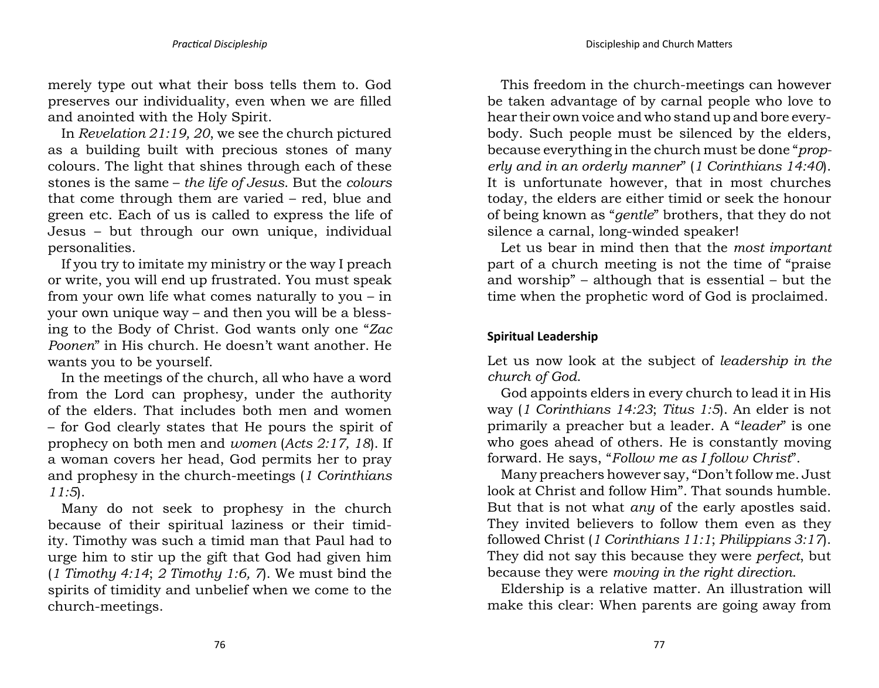merely type out what their boss tells them to. God preserves our individuality, even when we are filled and anointed with the Holy Spirit.

In *Revelation 21:19, 20*, we see the church pictured as a building built with precious stones of many colours. The light that shines through each of these stones is the same – *the life of Jesus*. But the *colours* that come through them are varied – red, blue and green etc. Each of us is called to express the life of Jesus – but through our own unique, individual personalities.

If you try to imitate my ministry or the way I preach or write, you will end up frustrated. You must speak from your own life what comes naturally to you – in your own unique way – and then you will be a blessing to the Body of Christ. God wants only one "*Zac Poonen*" in His church. He doesn't want another. He wants you to be yourself.

In the meetings of the church, all who have a word from the Lord can prophesy, under the authority of the elders. That includes both men and women – for God clearly states that He pours the spirit of prophecy on both men and *women* (*Acts 2:17, 18*). If a woman covers her head, God permits her to pray and prophesy in the church-meetings (*1 Corinthians 11:5*).

Many do not seek to prophesy in the church because of their spiritual laziness or their timidity. Timothy was such a timid man that Paul had to urge him to stir up the gift that God had given him (*1 Timothy 4:14*; *2 Timothy 1:6, 7*). We must bind the spirits of timidity and unbelief when we come to the church-meetings.

This freedom in the church-meetings can however be taken advantage of by carnal people who love to hear their own voice and who stand up and bore everybody. Such people must be silenced by the elders, because everything in the church must be done "*properly and in an orderly manner*" (*1 Corinthians 14:40*). It is unfortunate however, that in most churches today, the elders are either timid or seek the honour of being known as "*gentle*" brothers, that they do not silence a carnal, long-winded speaker!

Let us bear in mind then that the *most important* part of a church meeting is not the time of "praise and worship" – although that is essential – but the time when the prophetic word of God is proclaimed.

## Spiritual Leadership

Let us now look at the subject of *leadership in the church of God*.

God appoints elders in every church to lead it in His way (*1 Corinthians 14:23*; *Titus 1:5*). An elder is not primarily a preacher but a leader. A "*leader*" is one who goes ahead of others. He is constantly moving forward. He says, "*Follow me as I follow Christ*".

Many preachers however say, "Don't follow me. Just look at Christ and follow Him". That sounds humble. But that is not what *any* of the early apostles said. They invited believers to follow them even as they followed Christ (*1 Corinthians 11:1*; *Philippians 3:17*). They did not say this because they were *perfect*, but because they were *moving in the right direction*.

Eldership is a relative matter. An illustration will make this clear: When parents are going away from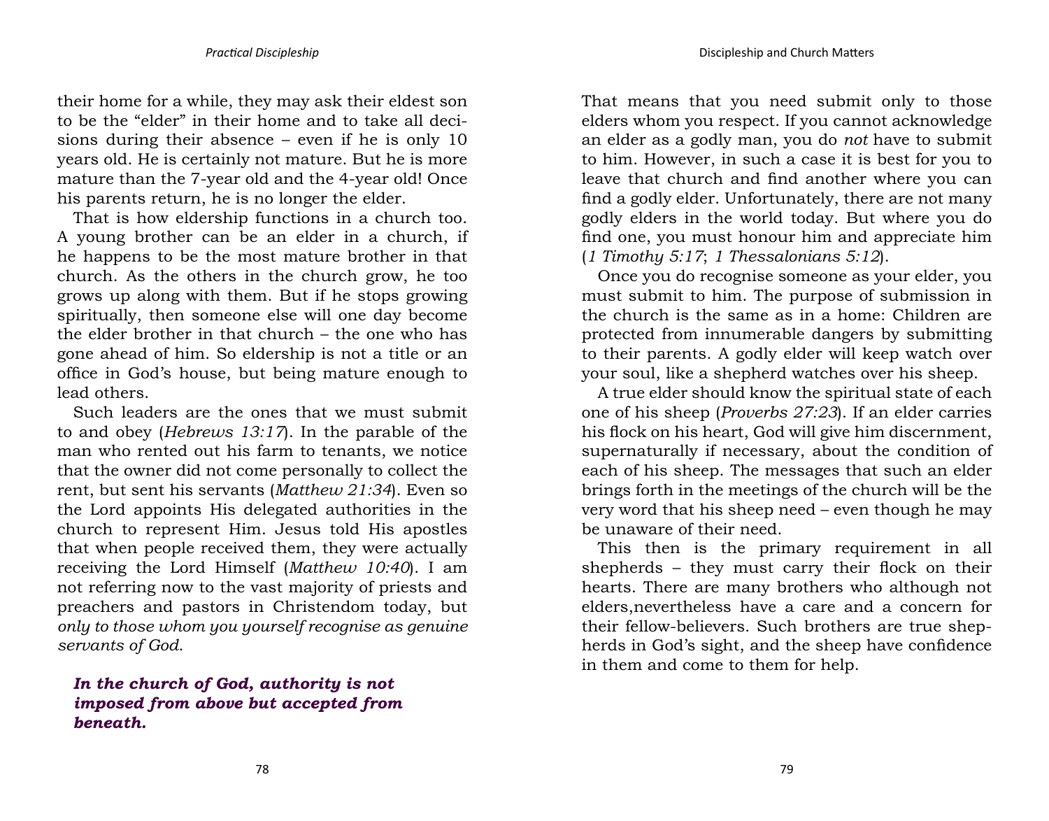their home for a while, they may ask their eldest son to be the "elder" in their home and to take all decisions during their absence – even if he is only 10 years old. He is certainly not mature. But he is more mature than the 7-year old and the 4-year old! Once his parents return, he is no longer the elder.

That is how eldership functions in a church too. A young brother can be an elder in a church, if he happens to be the most mature brother in that church. As the others in the church grow, he too grows up along with them. But if he stops growing spiritually, then someone else will one day become the elder brother in that church – the one who has gone ahead of him. So eldership is not a title or an office in God's house, but being mature enough to lead others.

Such leaders are the ones that we must submit to and obey (*Hebrews 13:17*). In the parable of the man who rented out his farm to tenants, we notice that the owner did not come personally to collect the rent, but sent his servants (*Matthew 21:34*). Even so the Lord appoints His delegated authorities in the church to represent Him. Jesus told His apostles that when people received them, they were actually receiving the Lord Himself (*Matthew 10:40*). I am not referring now to the vast majority of priests and preachers and pastors in Christendom today, but *only to those whom you yourself recognise as genuine servants of God*.

***In the church of God, authority is not imposed from above but accepted from beneath.***

That means that you need submit only to those elders whom you respect. If you cannot acknowledge an elder as a godly man, you do *not* have to submit to him. However, in such a case it is best for you to leave that church and find another where you can find a godly elder. Unfortunately, there are not many godly elders in the world today. But where you do find one, you must honour him and appreciate him (*1 Timothy 5:17*; *1 Thessalonians 5:12*).

Once you do recognise someone as your elder, you must submit to him. The purpose of submission in the church is the same as in a home: Children are protected from innumerable dangers by submitting to their parents. A godly elder will keep watch over your soul, like a shepherd watches over his sheep.

A true elder should know the spiritual state of each one of his sheep (*Proverbs 27:23*). If an elder carries his flock on his heart, God will give him discernment, supernaturally if necessary, about the condition of each of his sheep. The messages that such an elder brings forth in the meetings of the church will be the very word that his sheep need – even though he may be unaware of their need.

This then is the primary requirement in all shepherds – they must carry their flock on their hearts. There are many brothers who although not elders,nevertheless have a care and a concern for their fellow-believers. Such brothers are true shepherds in God's sight, and the sheep have confidence in them and come to them for help.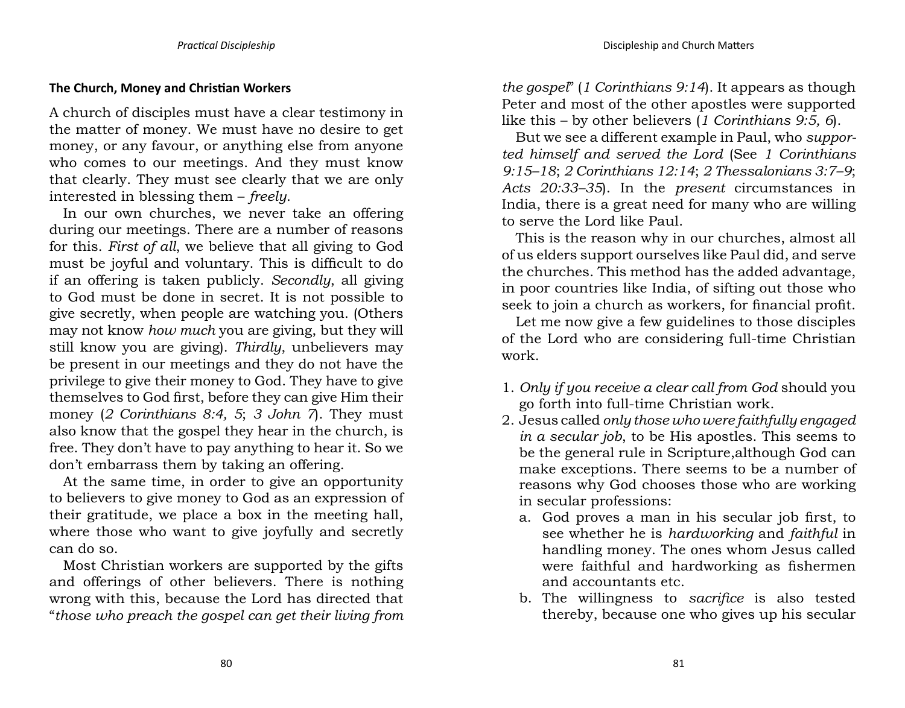### The Church, Money and Christian Workers

A church of disciples must have a clear testimony in the matter of money. We must have no desire to get money, or any favour, or anything else from anyone who comes to our meetings. And they must know that clearly. They must see clearly that we are only interested in blessing them – *freely*.

In our own churches, we never take an offering during our meetings. There are a number of reasons for this. *First of all*, we believe that all giving to God must be joyful and voluntary. This is difficult to do if an offering is taken publicly. *Secondly*, all giving to God must be done in secret. It is not possible to give secretly, when people are watching you. (Others may not know *how much* you are giving, but they will still know you are giving). *Thirdly*, unbelievers may be present in our meetings and they do not have the privilege to give their money to God. They have to give themselves to God first, before they can give Him their money (*2 Corinthians 8:4, 5*; *3 John 7*). They must also know that the gospel they hear in the church, is free. They don't have to pay anything to hear it. So we don't embarrass them by taking an offering.

At the same time, in order to give an opportunity to believers to give money to God as an expression of their gratitude, we place a box in the meeting hall, where those who want to give joyfully and secretly can do so.

Most Christian workers are supported by the gifts and offerings of other believers. There is nothing wrong with this, because the Lord has directed that "*those who preach the gospel can get their living from the gospel*" (*1 Corinthians 9:14*). It appears as though Peter and most of the other apostles were supported like this – by other believers (*1 Corinthians 9:5, 6*).

But we see a different example in Paul, who *supported himself and served the Lord* (See *1 Corinthians 9:15–18*; *2 Corinthians 12:14*; *2 Thessalonians 3:7–9*; *Acts 20:33–35*). In the *present* circumstances in India, there is a great need for many who are willing to serve the Lord like Paul.

This is the reason why in our churches, almost all of us elders support ourselves like Paul did, and serve the churches. This method has the added advantage, in poor countries like India, of sifting out those who seek to join a church as workers, for financial profit.

Let me now give a few guidelines to those disciples of the Lord who are considering full-time Christian work.

1. *Only if you receive a clear call from God* should you go forth into full-time Christian work.
2. Jesus called *only those who were faithfully engaged in a secular job*, to be His apostles. This seems to be the general rule in Scripture,although God can make exceptions. There seems to be a number of reasons why God chooses those who are working in secular professions:
   a. God proves a man in his secular job first, to see whether he is *hardworking* and *faithful* in handling money. The ones whom Jesus called were faithful and hardworking as fishermen and accountants etc.
   b. The willingness to *sacrifice* is also tested thereby, because one who gives up his secular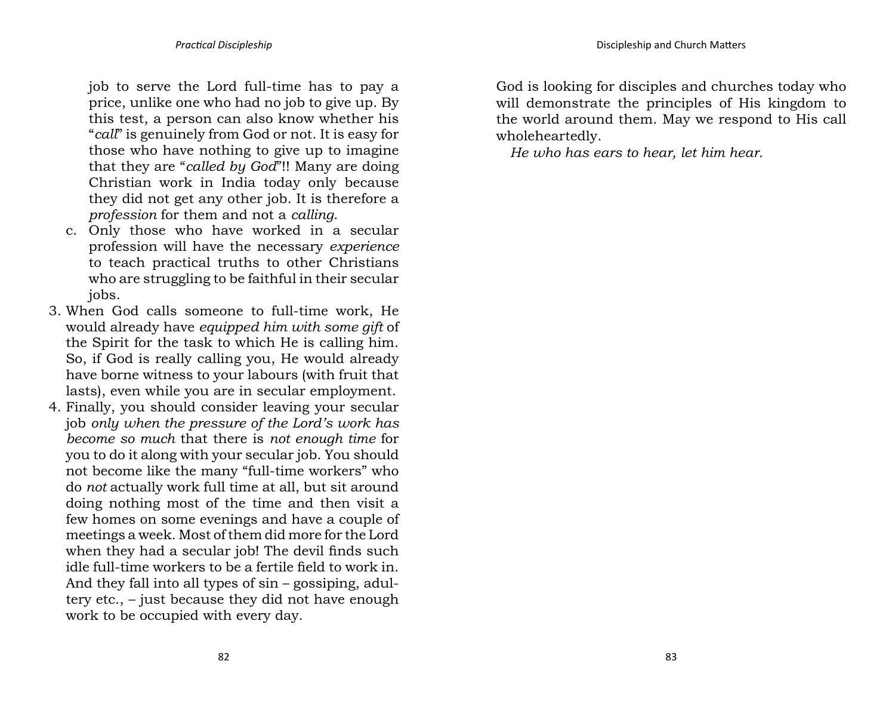job to serve the Lord full-time has to pay a price, unlike one who had no job to give up. By this test, a person can also know whether his "*call*" is genuinely from God or not. It is easy for those who have nothing to give up to imagine that they are "*called by God*"!! Many are doing Christian work in India today only because they did not get any other job. It is therefore a *profession* for them and not a *calling*.

   c. Only those who have worked in a secular profession will have the necessary *experience* to teach practical truths to other Christians who are struggling to be faithful in their secular jobs.

3. When God calls someone to full-time work, He would already have *equipped him with some gift* of the Spirit for the task to which He is calling him. So, if God is really calling you, He would already have borne witness to your labours (with fruit that lasts), even while you are in secular employment.
4. Finally, you should consider leaving your secular job *only when the pressure of the Lord's work has become so much* that there is *not enough time* for you to do it along with your secular job. You should not become like the many "full-time workers" who do *not* actually work full time at all, but sit around doing nothing most of the time and then visit a few homes on some evenings and have a couple of meetings a week. Most of them did more for the Lord when they had a secular job! The devil finds such idle full-time workers to be a fertile field to work in. And they fall into all types of sin – gossiping, adultery etc., – just because they did not have enough work to be occupied with every day.

God is looking for disciples and churches today who will demonstrate the principles of His kingdom to the world around them. May we respond to His call wholeheartedly.

*He who has ears to hear, let him hear.*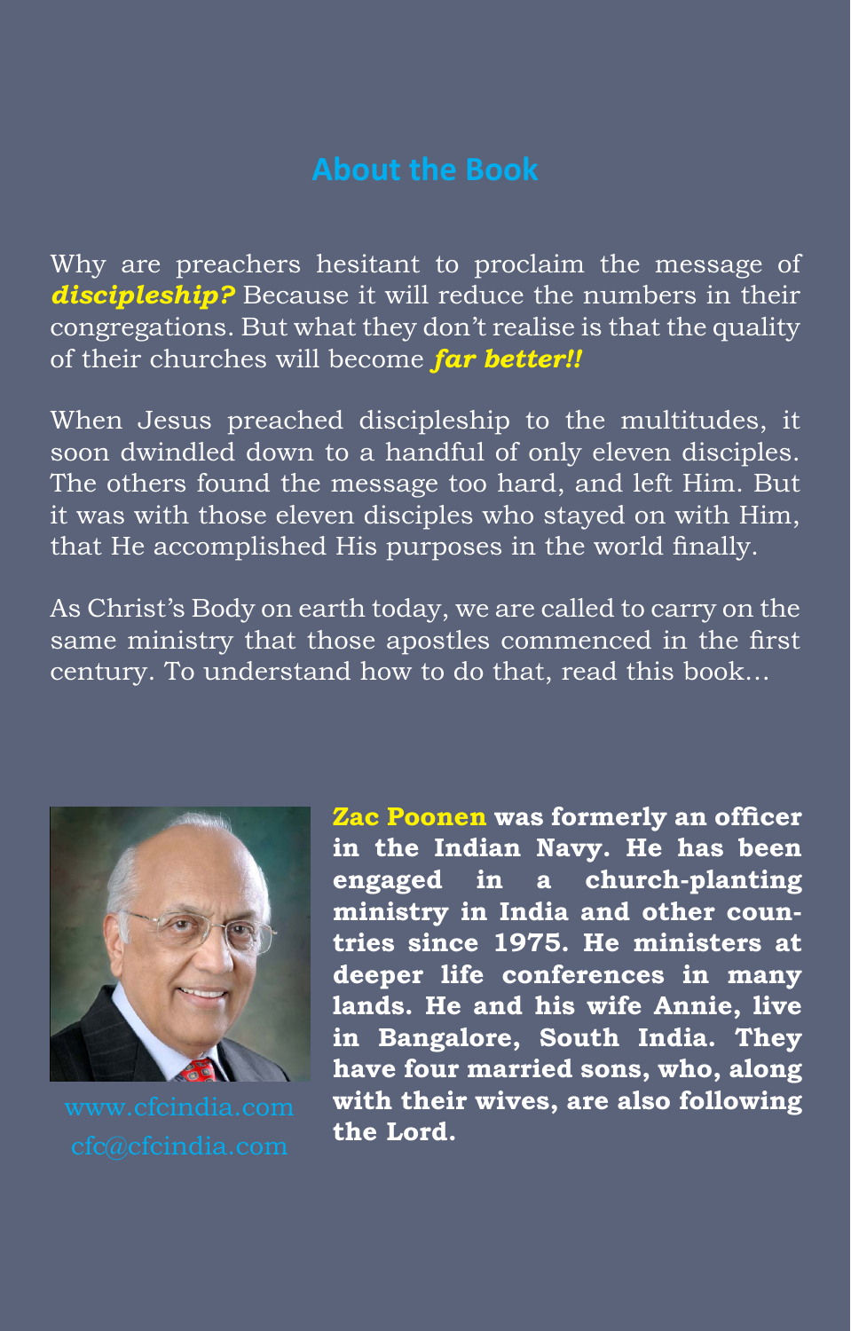## About the Book

Why are preachers hesitant to proclaim the message of ***discipleship?*** Because it will reduce the numbers in their congregations. But what they don't realise is that the quality of their churches will become ***far better!!***

When Jesus preached discipleship to the multitudes, it soon dwindled down to a handful of only eleven disciples. The others found the message too hard, and left Him. But it was with those eleven disciples who stayed on with Him, that He accomplished His purposes in the world finally.

As Christ's Body on earth today, we are called to carry on the same ministry that those apostles commenced in the first century. To understand how to do that, read this book...

**Zac Poonen was formerly an officer in the Indian Navy. He has been engaged in a church-planting ministry in India and other countries since 1975. He ministers at deeper life conferences in many lands. He and his wife Annie, live in Bangalore, South India. They have four married sons, who, along with their wives, are also following the Lord.**

www.cfcindia.com
cfc@cfcindia.com